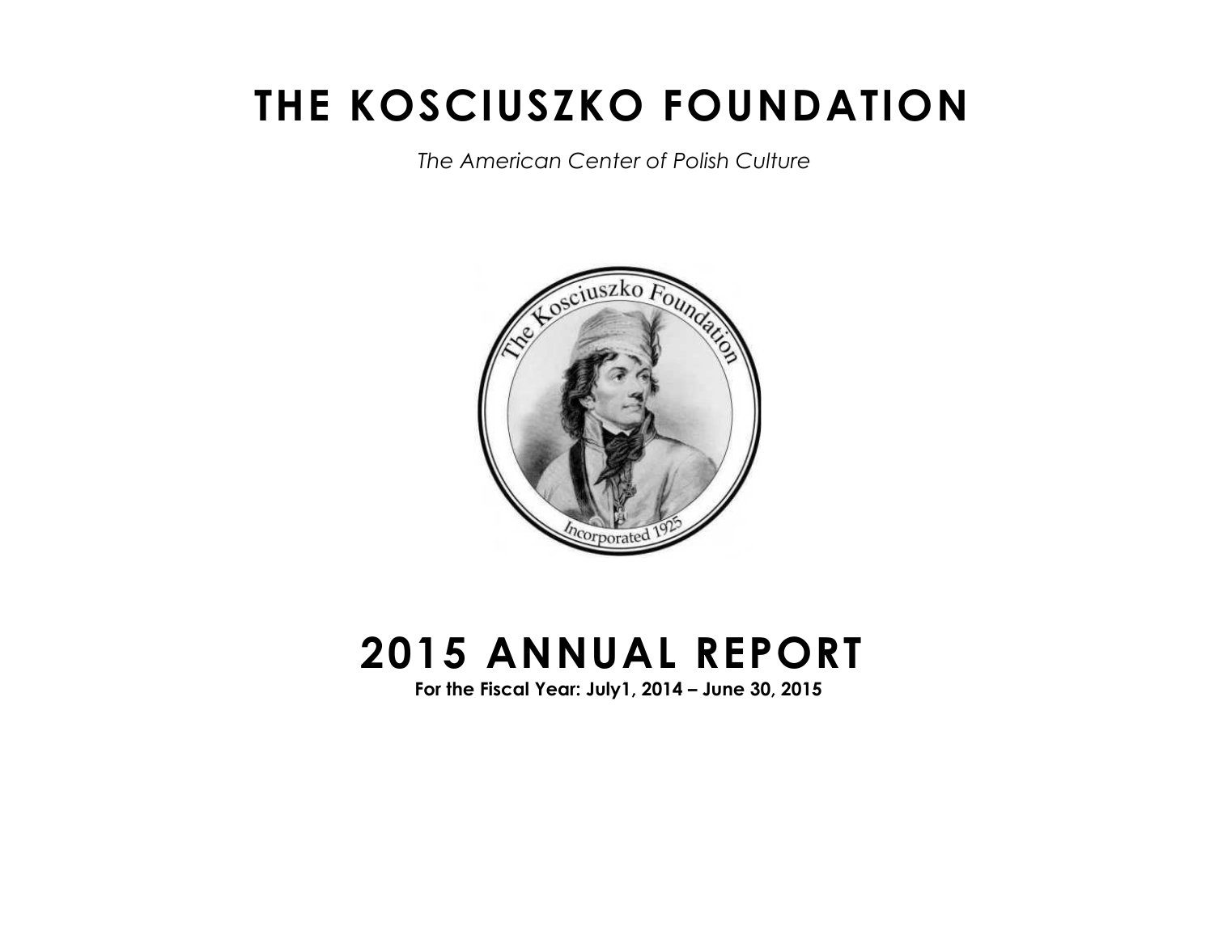# THE KOSCIUSZKO FOUNDATION

*The American Center of Polish Culture*

# 2015 ANNUAL REPORT

**For the Fiscal Year: July1, 2014 – June 30, 2015**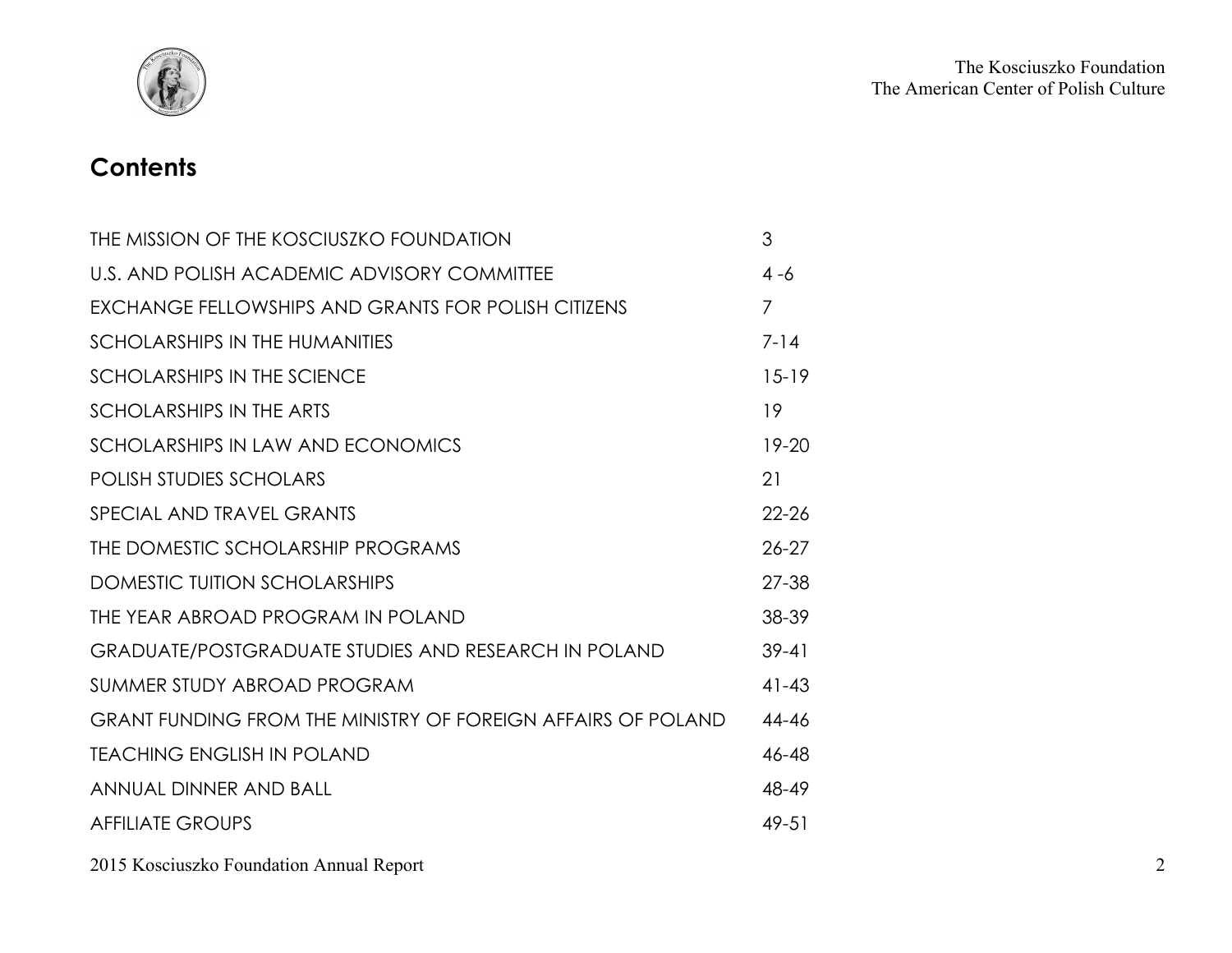## Contents

| | |
|---|---|
| THE MISSION OF THE KOSCIUSZKO FOUNDATION | 3 |
| U.S. AND POLISH ACADEMIC ADVISORY COMMITTEE | 4 -6 |
| EXCHANGE FELLOWSHIPS AND GRANTS FOR POLISH CITIZENS | 7 |
| SCHOLARSHIPS IN THE HUMANITIES | 7-14 |
| SCHOLARSHIPS IN THE SCIENCE | 15-19 |
| SCHOLARSHIPS IN THE ARTS | 19 |
| SCHOLARSHIPS IN LAW AND ECONOMICS | 19-20 |
| POLISH STUDIES SCHOLARS | 21 |
| SPECIAL AND TRAVEL GRANTS | 22-26 |
| THE DOMESTIC SCHOLARSHIP PROGRAMS | 26-27 |
| DOMESTIC TUITION SCHOLARSHIPS | 27-38 |
| THE YEAR ABROAD PROGRAM IN POLAND | 38-39 |
| GRADUATE/POSTGRADUATE STUDIES AND RESEARCH IN POLAND | 39-41 |
| SUMMER STUDY ABROAD PROGRAM | 41-43 |
| GRANT FUNDING FROM THE MINISTRY OF FOREIGN AFFAIRS OF POLAND | 44-46 |
| TEACHING ENGLISH IN POLAND | 46-48 |
| ANNUAL DINNER AND BALL | 48-49 |
| AFFILIATE GROUPS | 49-51 |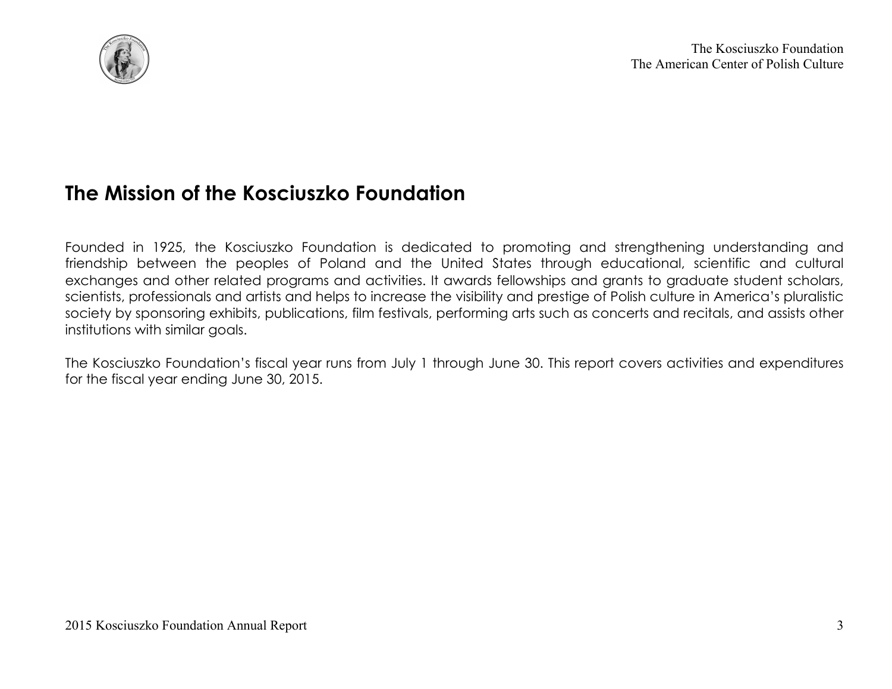# The Mission of the Kosciuszko Foundation

Founded in 1925, the Kosciuszko Foundation is dedicated to promoting and strengthening understanding and friendship between the peoples of Poland and the United States through educational, scientific and cultural exchanges and other related programs and activities. It awards fellowships and grants to graduate student scholars, scientists, professionals and artists and helps to increase the visibility and prestige of Polish culture in America's pluralistic society by sponsoring exhibits, publications, film festivals, performing arts such as concerts and recitals, and assists other institutions with similar goals.

The Kosciuszko Foundation's fiscal year runs from July 1 through June 30. This report covers activities and expenditures for the fiscal year ending June 30, 2015.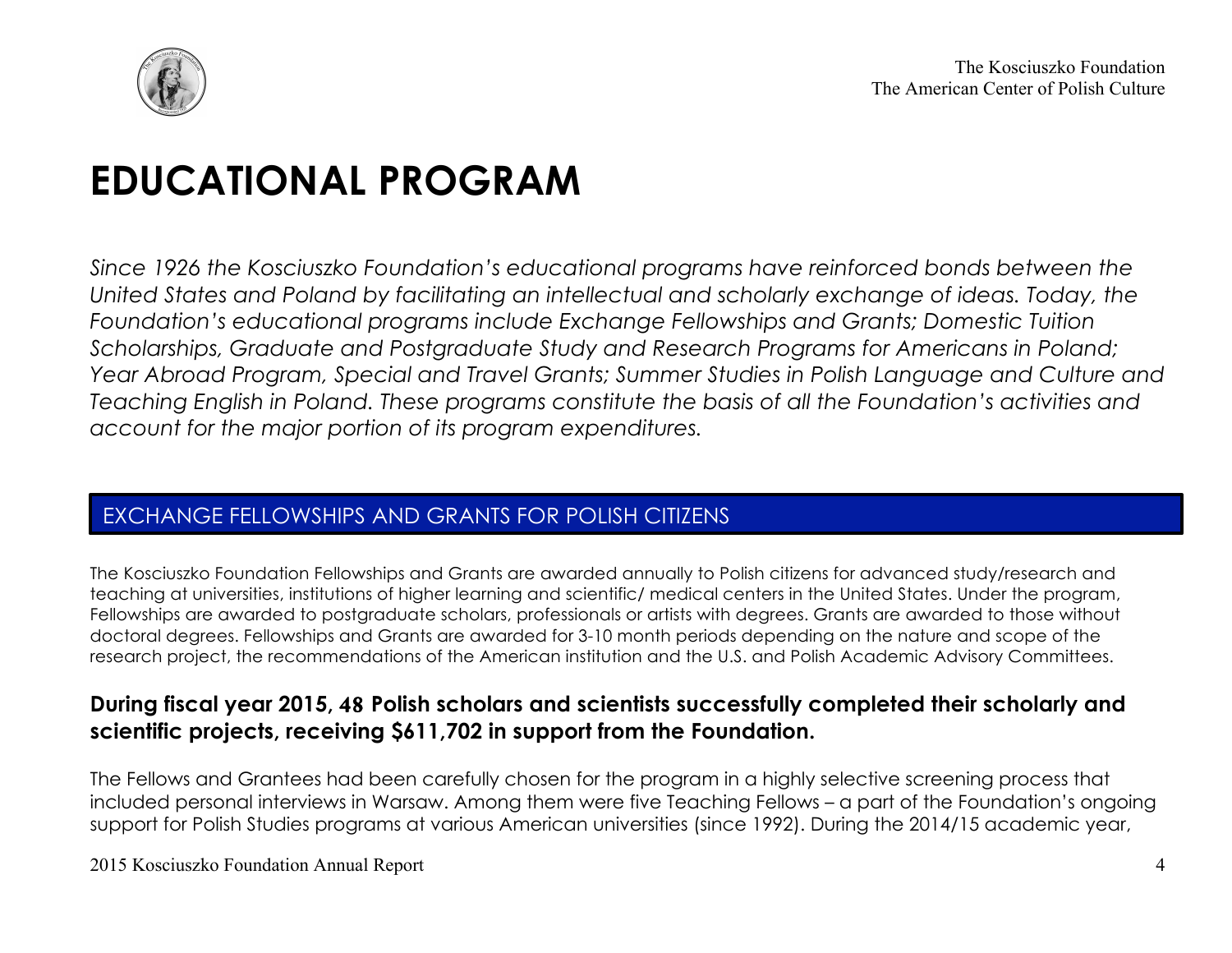# EDUCATIONAL PROGRAM

*Since 1926 the Kosciuszko Foundation's educational programs have reinforced bonds between the United States and Poland by facilitating an intellectual and scholarly exchange of ideas. Today, the Foundation's educational programs include Exchange Fellowships and Grants; Domestic Tuition Scholarships, Graduate and Postgraduate Study and Research Programs for Americans in Poland; Year Abroad Program, Special and Travel Grants; Summer Studies in Polish Language and Culture and Teaching English in Poland. These programs constitute the basis of all the Foundation's activities and account for the major portion of its program expenditures.*

## EXCHANGE FELLOWSHIPS AND GRANTS FOR POLISH CITIZENS

The Kosciuszko Foundation Fellowships and Grants are awarded annually to Polish citizens for advanced study/research and teaching at universities, institutions of higher learning and scientific/ medical centers in the United States. Under the program, Fellowships are awarded to postgraduate scholars, professionals or artists with degrees. Grants are awarded to those without doctoral degrees. Fellowships and Grants are awarded for 3-10 month periods depending on the nature and scope of the research project, the recommendations of the American institution and the U.S. and Polish Academic Advisory Committees.

**During fiscal year 2015, 48 Polish scholars and scientists successfully completed their scholarly and scientific projects, receiving $611,702 in support from the Foundation.**

The Fellows and Grantees had been carefully chosen for the program in a highly selective screening process that included personal interviews in Warsaw. Among them were five Teaching Fellows – a part of the Foundation's ongoing support for Polish Studies programs at various American universities (since 1992). During the 2014/15 academic year,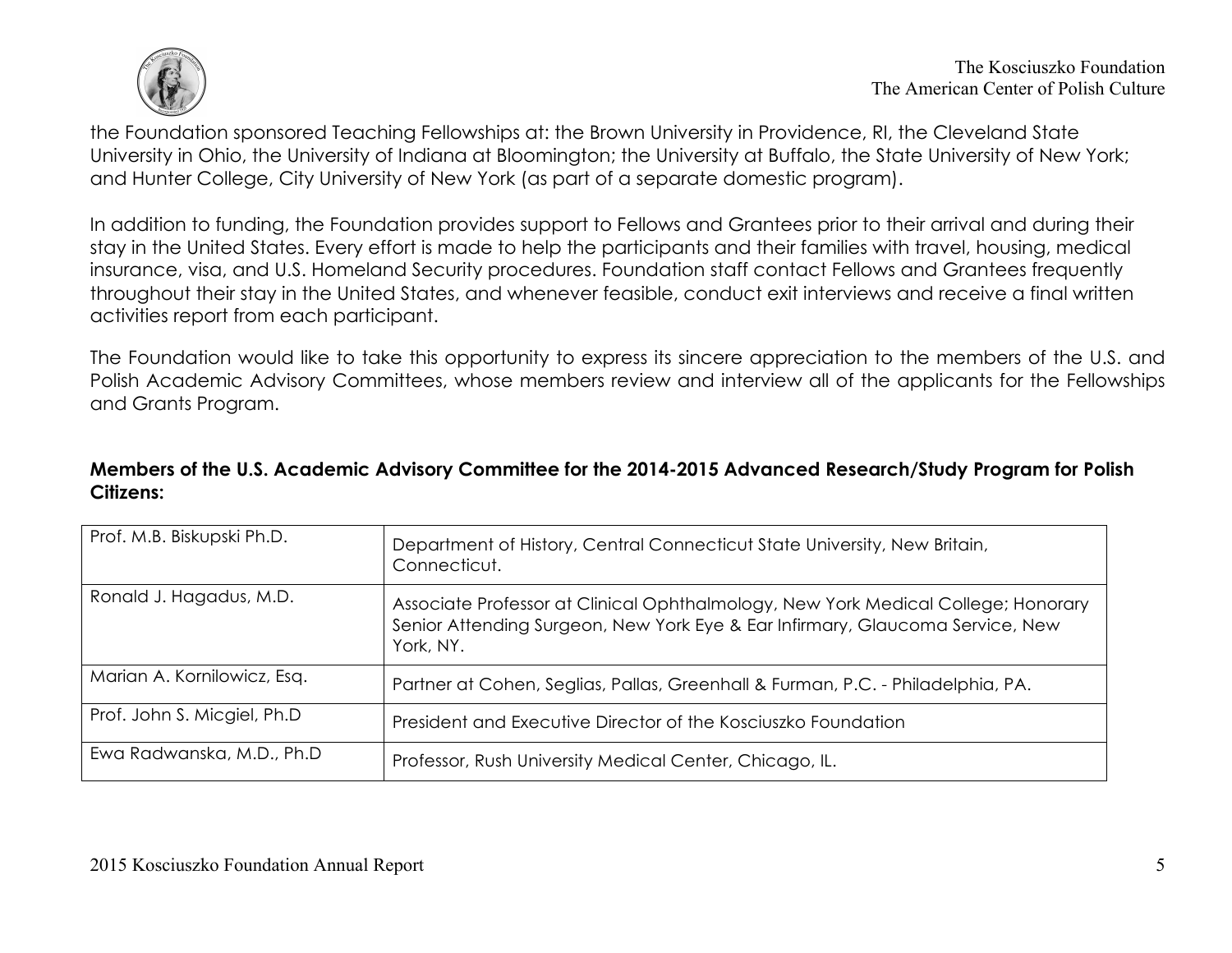the Foundation sponsored Teaching Fellowships at: the Brown University in Providence, RI, the Cleveland State University in Ohio, the University of Indiana at Bloomington; the University at Buffalo, the State University of New York; and Hunter College, City University of New York (as part of a separate domestic program).

In addition to funding, the Foundation provides support to Fellows and Grantees prior to their arrival and during their stay in the United States. Every effort is made to help the participants and their families with travel, housing, medical insurance, visa, and U.S. Homeland Security procedures. Foundation staff contact Fellows and Grantees frequently throughout their stay in the United States, and whenever feasible, conduct exit interviews and receive a final written activities report from each participant.

The Foundation would like to take this opportunity to express its sincere appreciation to the members of the U.S. and Polish Academic Advisory Committees, whose members review and interview all of the applicants for the Fellowships and Grants Program.

**Members of the U.S. Academic Advisory Committee for the 2014-2015 Advanced Research/Study Program for Polish Citizens:**

| | |
|---|---|
| Prof. M.B. Biskupski Ph.D. | Department of History, Central Connecticut State University, New Britain, Connecticut. |
| Ronald J. Hagadus, M.D. | Associate Professor at Clinical Ophthalmology, New York Medical College; Honorary Senior Attending Surgeon, New York Eye & Ear Infirmary, Glaucoma Service, New York, NY. |
| Marian A. Kornilowicz, Esq. | Partner at Cohen, Seglias, Pallas, Greenhall & Furman, P.C. - Philadelphia, PA. |
| Prof. John S. Micgiel, Ph.D | President and Executive Director of the Kosciuszko Foundation |
| Ewa Radwanska, M.D., Ph.D | Professor, Rush University Medical Center, Chicago, IL. |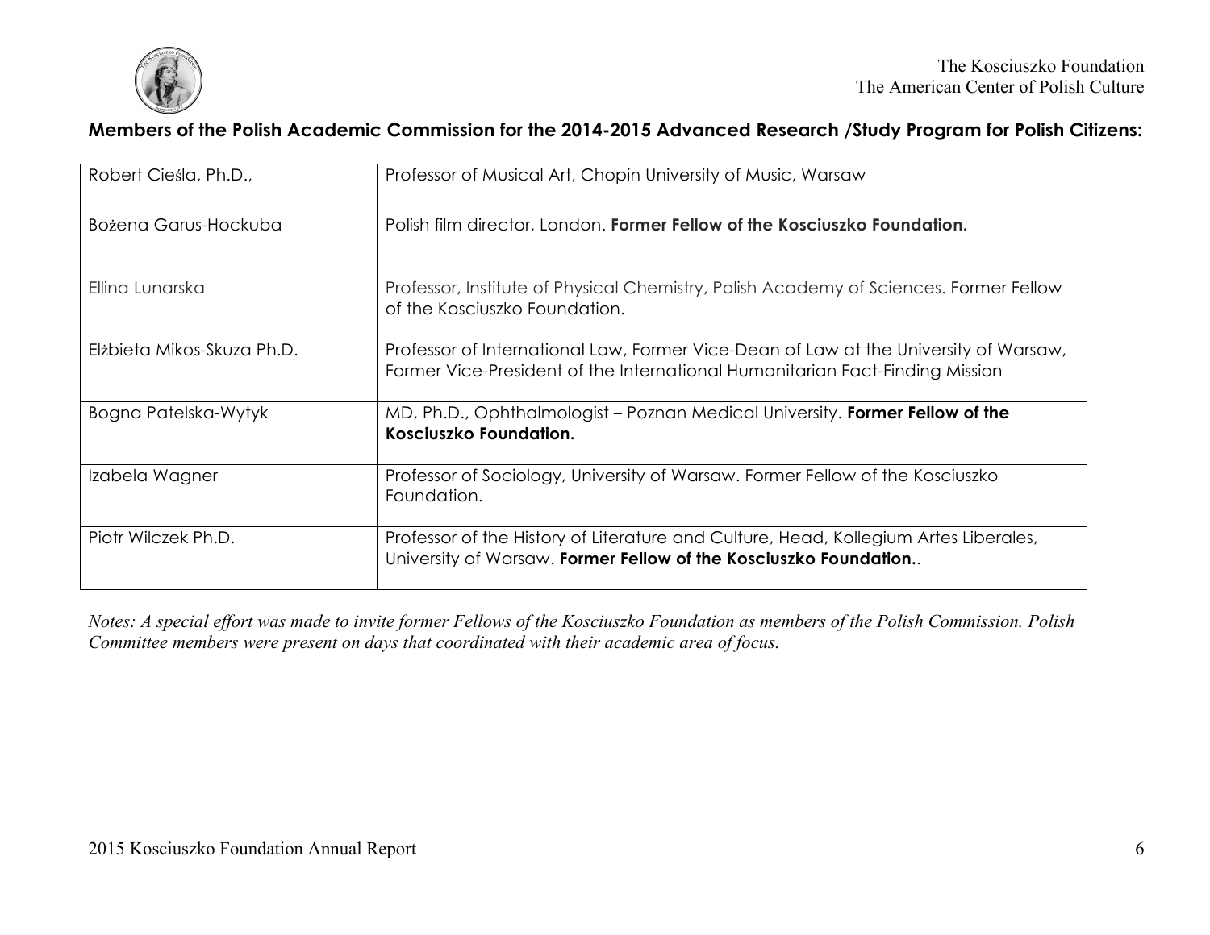**Members of the Polish Academic Commission for the 2014-2015 Advanced Research /Study Program for Polish Citizens:**

| | |
|---|---|
| Robert Cieśla, Ph.D., | Professor of Musical Art, Chopin University of Music, Warsaw |
| Bożena Garus-Hockuba | Polish film director, London. **Former Fellow of the Kosciuszko Foundation.** |
| Ellina Lunarska | Professor, Institute of Physical Chemistry, Polish Academy of Sciences. Former Fellow of the Kosciuszko Foundation. |
| Elżbieta Mikos-Skuza Ph.D. | Professor of International Law, Former Vice-Dean of Law at the University of Warsaw, Former Vice-President of the International Humanitarian Fact-Finding Mission |
| Bogna Patelska-Wytyk | MD, Ph.D., Ophthalmologist – Poznan Medical University. **Former Fellow of the Kosciuszko Foundation.** |
| Izabela Wagner | Professor of Sociology, University of Warsaw. Former Fellow of the Kosciuszko Foundation. |
| Piotr Wilczek Ph.D. | Professor of the History of Literature and Culture, Head, Kollegium Artes Liberales, University of Warsaw. **Former Fellow of the Kosciuszko Foundation.**. |

*Notes: A special effort was made to invite former Fellows of the Kosciuszko Foundation as members of the Polish Commission. Polish Committee members were present on days that coordinated with their academic area of focus.*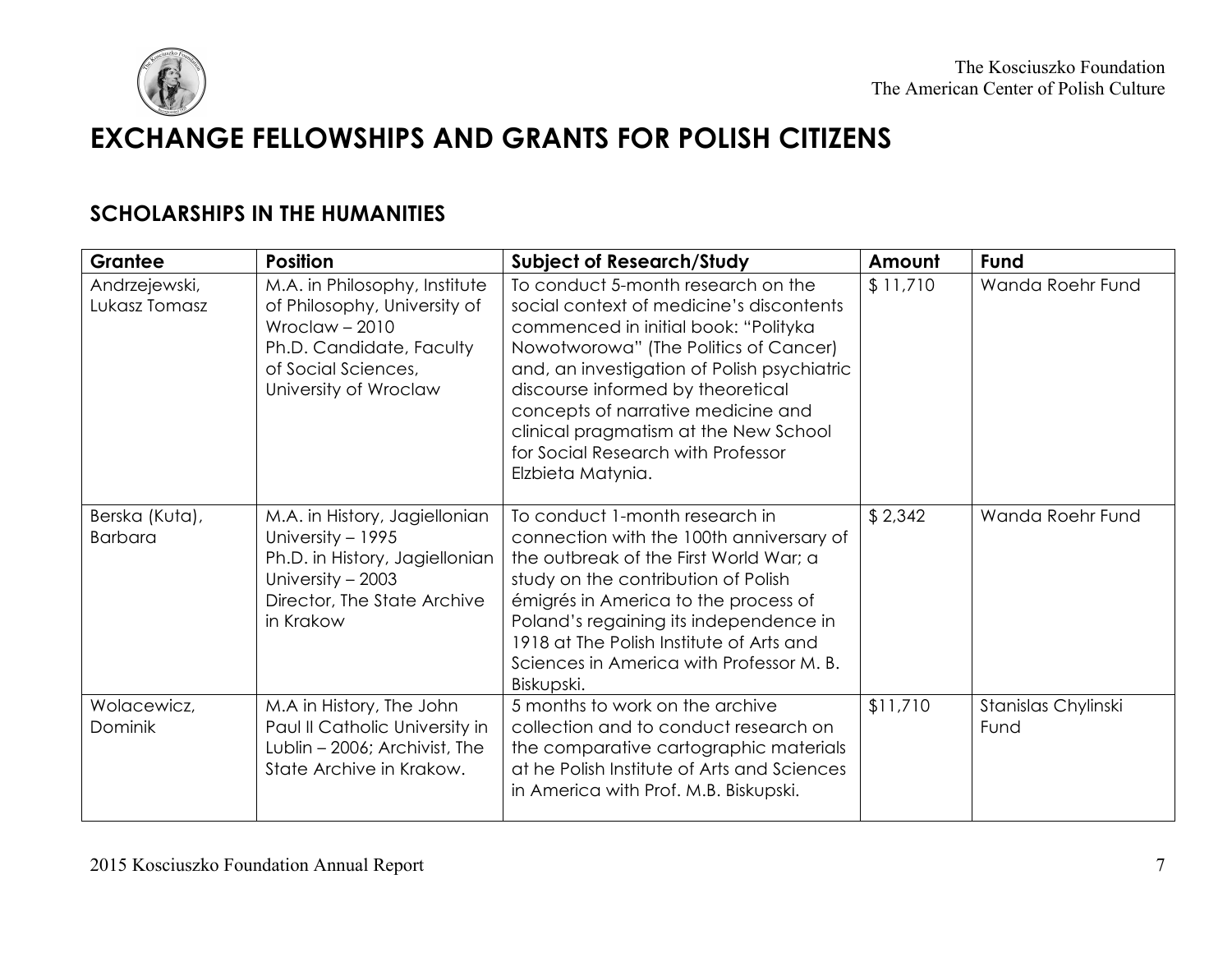# EXCHANGE FELLOWSHIPS AND GRANTS FOR POLISH CITIZENS

## SCHOLARSHIPS IN THE HUMANITIES

| Grantee | Position | Subject of Research/Study | Amount | Fund |
|---|---|---|---|---|
| Andrzejewski, Lukasz Tomasz | M.A. in Philosophy, Institute of Philosophy, University of Wroclaw – 2010<br>Ph.D. Candidate, Faculty of Social Sciences, University of Wroclaw | To conduct 5-month research on the social context of medicine's discontents commenced in initial book: "Polityka Nowotworowa" (The Politics of Cancer) and, an investigation of Polish psychiatric discourse informed by theoretical concepts of narrative medicine and clinical pragmatism at the New School for Social Research with Professor Elzbieta Matynia. | $ 11,710 | Wanda Roehr Fund |
| Berska (Kuta), Barbara | M.A. in History, Jagiellonian University – 1995<br>Ph.D. in History, Jagiellonian University – 2003<br>Director, The State Archive in Krakow | To conduct 1-month research in connection with the 100th anniversary of the outbreak of the First World War; a study on the contribution of Polish émigrés in America to the process of Poland's regaining its independence in 1918 at The Polish Institute of Arts and Sciences in America with Professor M. B. Biskupski. | $ 2,342 | Wanda Roehr Fund |
| Wolacewicz, Dominik | M.A in History, The John Paul II Catholic University in Lublin – 2006; Archivist, The State Archive in Krakow. | 5 months to work on the archive collection and to conduct research on the comparative cartographic materials at he Polish Institute of Arts and Sciences in America with Prof. M.B. Biskupski. | $11,710 | Stanislas Chylinski Fund |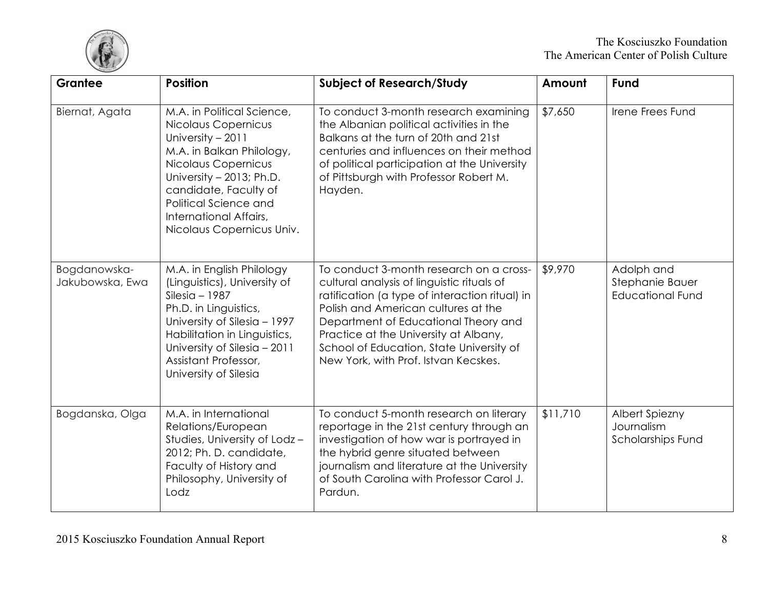| Grantee | Position | Subject of Research/Study | Amount | Fund |
| --- | --- | --- | --- | --- |
| Biernat, Agata | M.A. in Political Science, Nicolaus Copernicus University – 2011 M.A. in Balkan Philology, Nicolaus Copernicus University – 2013; Ph.D. candidate, Faculty of Political Science and International Affairs, Nicolaus Copernicus Univ. | To conduct 3-month research examining the Albanian political activities in the Balkans at the turn of 20th and 21st centuries and influences on their method of political participation at the University of Pittsburgh with Professor Robert M. Hayden. | $7,650 | Irene Frees Fund |
| Bogdanowska-Jakubowska, Ewa | M.A. in English Philology (Linguistics), University of Silesia – 1987 Ph.D. in Linguistics, University of Silesia – 1997 Habilitation in Linguistics, University of Silesia – 2011 Assistant Professor, University of Silesia | To conduct 3-month research on a cross-cultural analysis of linguistic rituals of ratification (a type of interaction ritual) in Polish and American cultures at the Department of Educational Theory and Practice at the University at Albany, School of Education, State University of New York, with Prof. Istvan Kecskes. | $9,970 | Adolph and Stephanie Bauer Educational Fund |
| Bogdanska, Olga | M.A. in International Relations/European Studies, University of Lodz – 2012; Ph. D. candidate, Faculty of History and Philosophy, University of Lodz | To conduct 5-month research on literary reportage in the 21st century through an investigation of how war is portrayed in the hybrid genre situated between journalism and literature at the University of South Carolina with Professor Carol J. Pardun. | $11,710 | Albert Spiezny Journalism Scholarships Fund |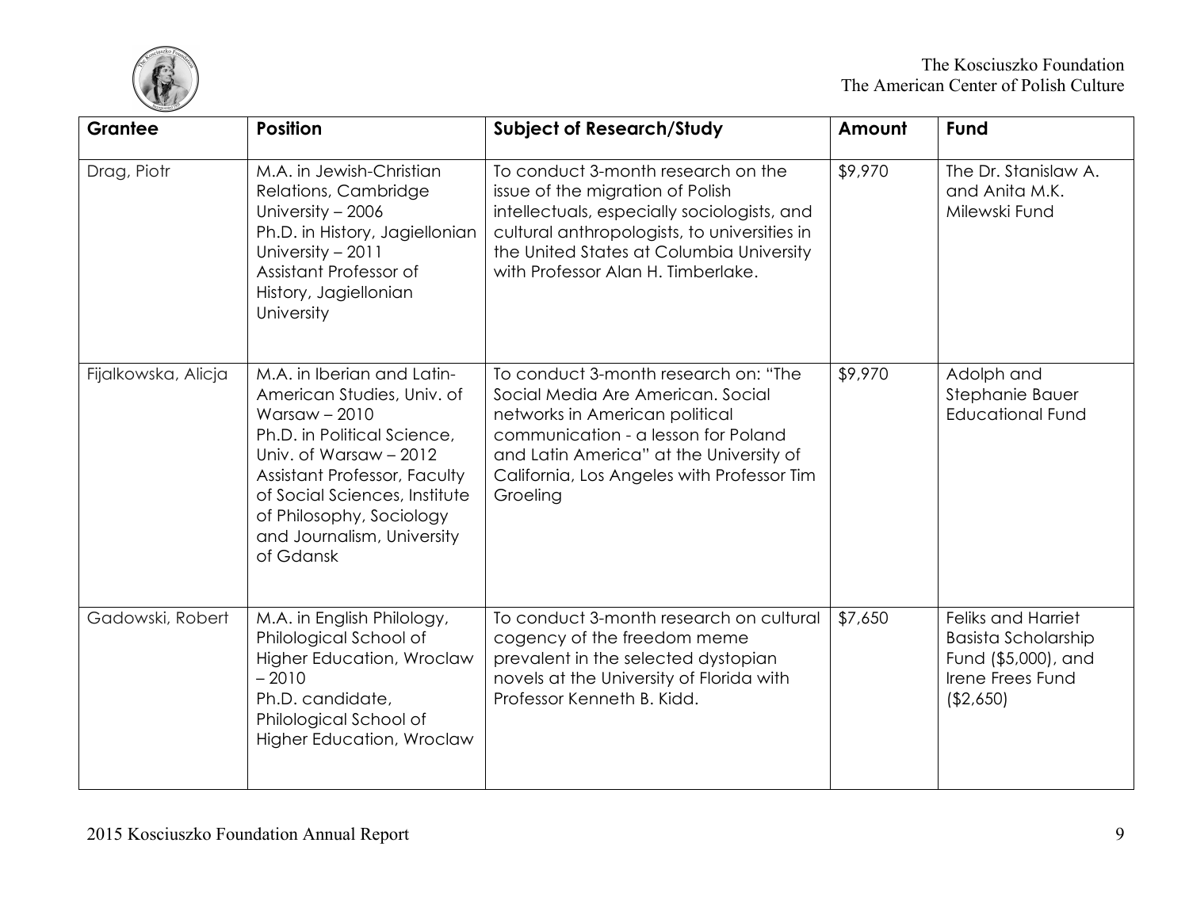| Grantee | Position | Subject of Research/Study | Amount | Fund |
|---|---|---|---|---|
| Drag, Piotr | M.A. in Jewish-Christian Relations, Cambridge University – 2006<br>Ph.D. in History, Jagiellonian University – 2011<br>Assistant Professor of History, Jagiellonian University | To conduct 3-month research on the issue of the migration of Polish intellectuals, especially sociologists, and cultural anthropologists, to universities in the United States at Columbia University with Professor Alan H. Timberlake. | $9,970 | The Dr. Stanislaw A. and Anita M.K. Milewski Fund |
| Fijalkowska, Alicja | M.A. in Iberian and Latin-American Studies, Univ. of Warsaw – 2010<br>Ph.D. in Political Science, Univ. of Warsaw – 2012<br>Assistant Professor, Faculty of Social Sciences, Institute of Philosophy, Sociology and Journalism, University of Gdansk | To conduct 3-month research on: "The Social Media Are American. Social networks in American political communication - a lesson for Poland and Latin America" at the University of California, Los Angeles with Professor Tim Groeling | $9,970 | Adolph and Stephanie Bauer Educational Fund |
| Gadowski, Robert | M.A. in English Philology, Philological School of Higher Education, Wroclaw – 2010<br>Ph.D. candidate, Philological School of Higher Education, Wroclaw | To conduct 3-month research on cultural cogency of the freedom meme prevalent in the selected dystopian novels at the University of Florida with Professor Kenneth B. Kidd. | $7,650 | Feliks and Harriet Basista Scholarship Fund ($5,000), and Irene Frees Fund ($2,650) |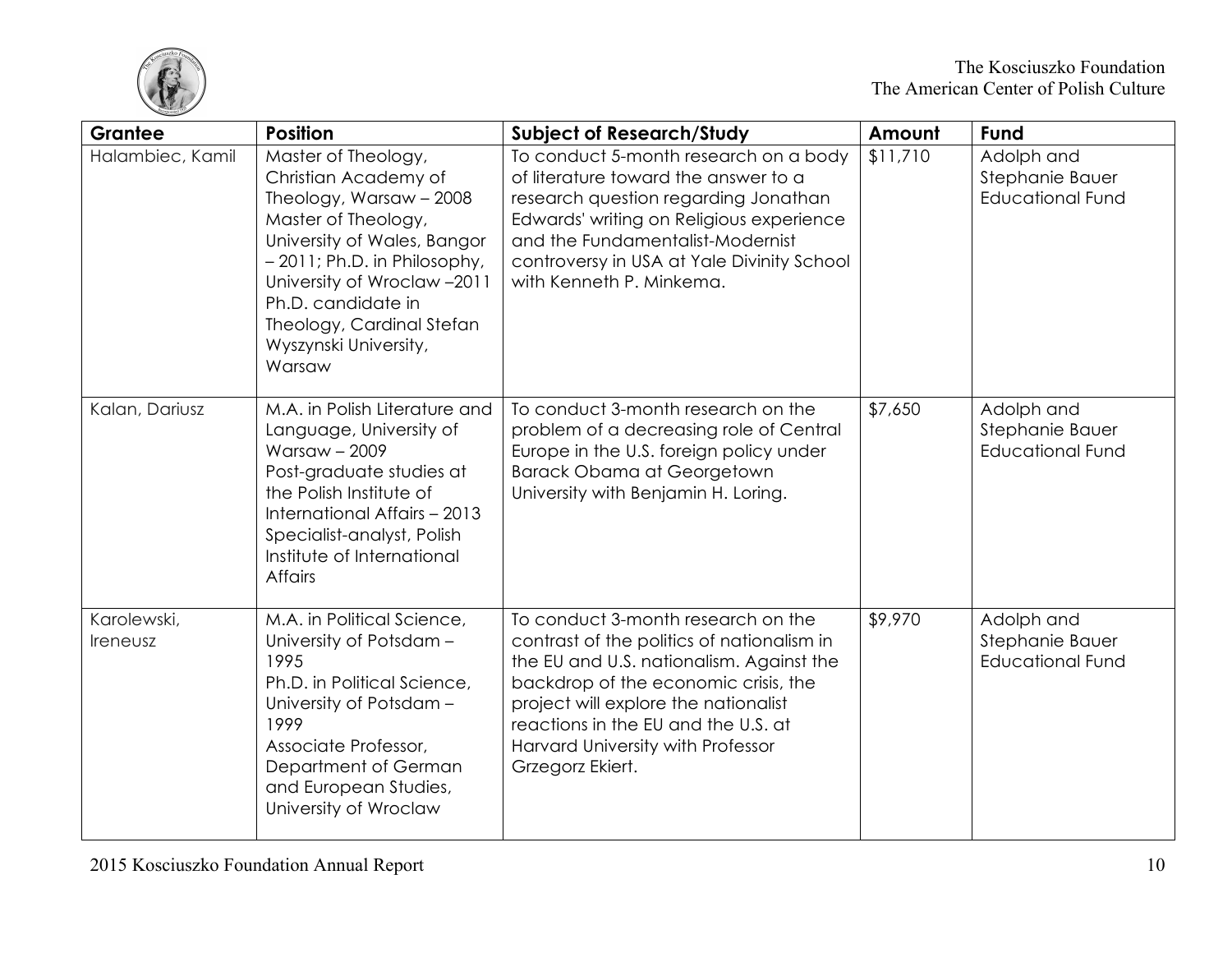| Grantee | Position | Subject of Research/Study | Amount | Fund |
|---|---|---|---|---|
| Halambiec, Kamil | Master of Theology, Christian Academy of Theology, Warsaw – 2008 Master of Theology, University of Wales, Bangor – 2011; Ph.D. in Philosophy, University of Wroclaw –2011 Ph.D. candidate in Theology, Cardinal Stefan Wyszynski University, Warsaw | To conduct 5-month research on a body of literature toward the answer to a research question regarding Jonathan Edwards' writing on Religious experience and the Fundamentalist-Modernist controversy in USA at Yale Divinity School with Kenneth P. Minkema. | $11,710 | Adolph and Stephanie Bauer Educational Fund |
| Kalan, Dariusz | M.A. in Polish Literature and Language, University of Warsaw – 2009 Post-graduate studies at the Polish Institute of International Affairs – 2013 Specialist-analyst, Polish Institute of International Affairs | To conduct 3-month research on the problem of a decreasing role of Central Europe in the U.S. foreign policy under Barack Obama at Georgetown University with Benjamin H. Loring. | $7,650 | Adolph and Stephanie Bauer Educational Fund |
| Karolewski, Ireneusz | M.A. in Political Science, University of Potsdam – 1995 Ph.D. in Political Science, University of Potsdam – 1999 Associate Professor, Department of German and European Studies, University of Wroclaw | To conduct 3-month research on the contrast of the politics of nationalism in the EU and U.S. nationalism. Against the backdrop of the economic crisis, the project will explore the nationalist reactions in the EU and the U.S. at Harvard University with Professor Grzegorz Ekiert. | $9,970 | Adolph and Stephanie Bauer Educational Fund |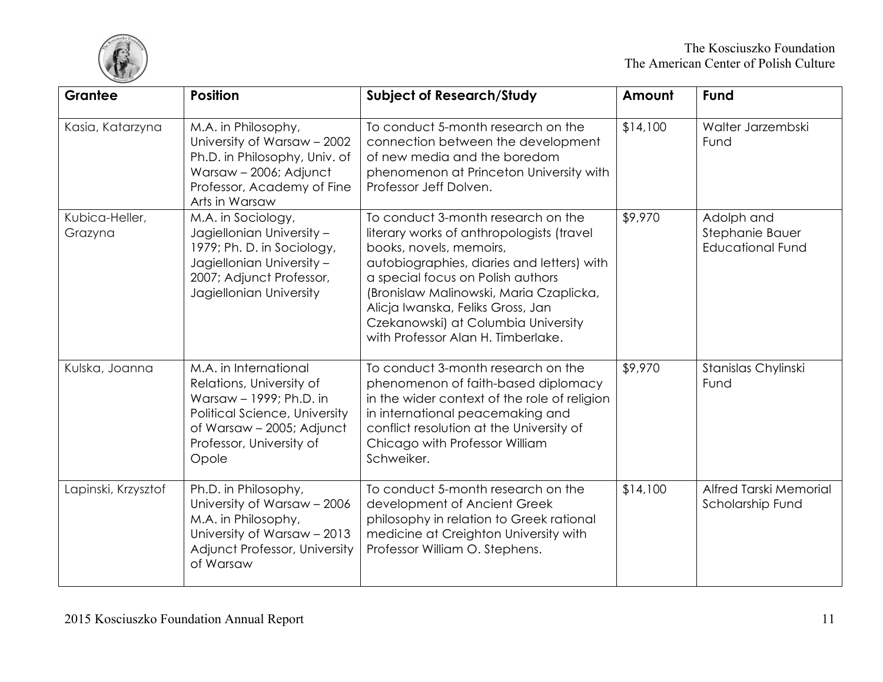| Grantee | Position | Subject of Research/Study | Amount | Fund |
|---|---|---|---|---|
| Kasia, Katarzyna | M.A. in Philosophy, University of Warsaw – 2002 Ph.D. in Philosophy, Univ. of Warsaw – 2006; Adjunct Professor, Academy of Fine Arts in Warsaw | To conduct 5-month research on the connection between the development of new media and the boredom phenomenon at Princeton University with Professor Jeff Dolven. | $14,100 | Walter Jarzembski Fund |
| Kubica-Heller, Grazyna | M.A. in Sociology, Jagiellonian University – 1979; Ph. D. in Sociology, Jagiellonian University – 2007; Adjunct Professor, Jagiellonian University | To conduct 3-month research on the literary works of anthropologists (travel books, novels, memoirs, autobiographies, diaries and letters) with a special focus on Polish authors (Bronislaw Malinowski, Maria Czaplicka, Alicja Iwanska, Feliks Gross, Jan Czekanowski) at Columbia University with Professor Alan H. Timberlake. | $9,970 | Adolph and Stephanie Bauer Educational Fund |
| Kulska, Joanna | M.A. in International Relations, University of Warsaw – 1999; Ph.D. in Political Science, University of Warsaw – 2005; Adjunct Professor, University of Opole | To conduct 3-month research on the phenomenon of faith-based diplomacy in the wider context of the role of religion in international peacemaking and conflict resolution at the University of Chicago with Professor William Schweiker. | $9,970 | Stanislas Chylinski Fund |
| Lapinski, Krzysztof | Ph.D. in Philosophy, University of Warsaw – 2006 M.A. in Philosophy, University of Warsaw – 2013 Adjunct Professor, University of Warsaw | To conduct 5-month research on the development of Ancient Greek philosophy in relation to Greek rational medicine at Creighton University with Professor William O. Stephens. | $14,100 | Alfred Tarski Memorial Scholarship Fund |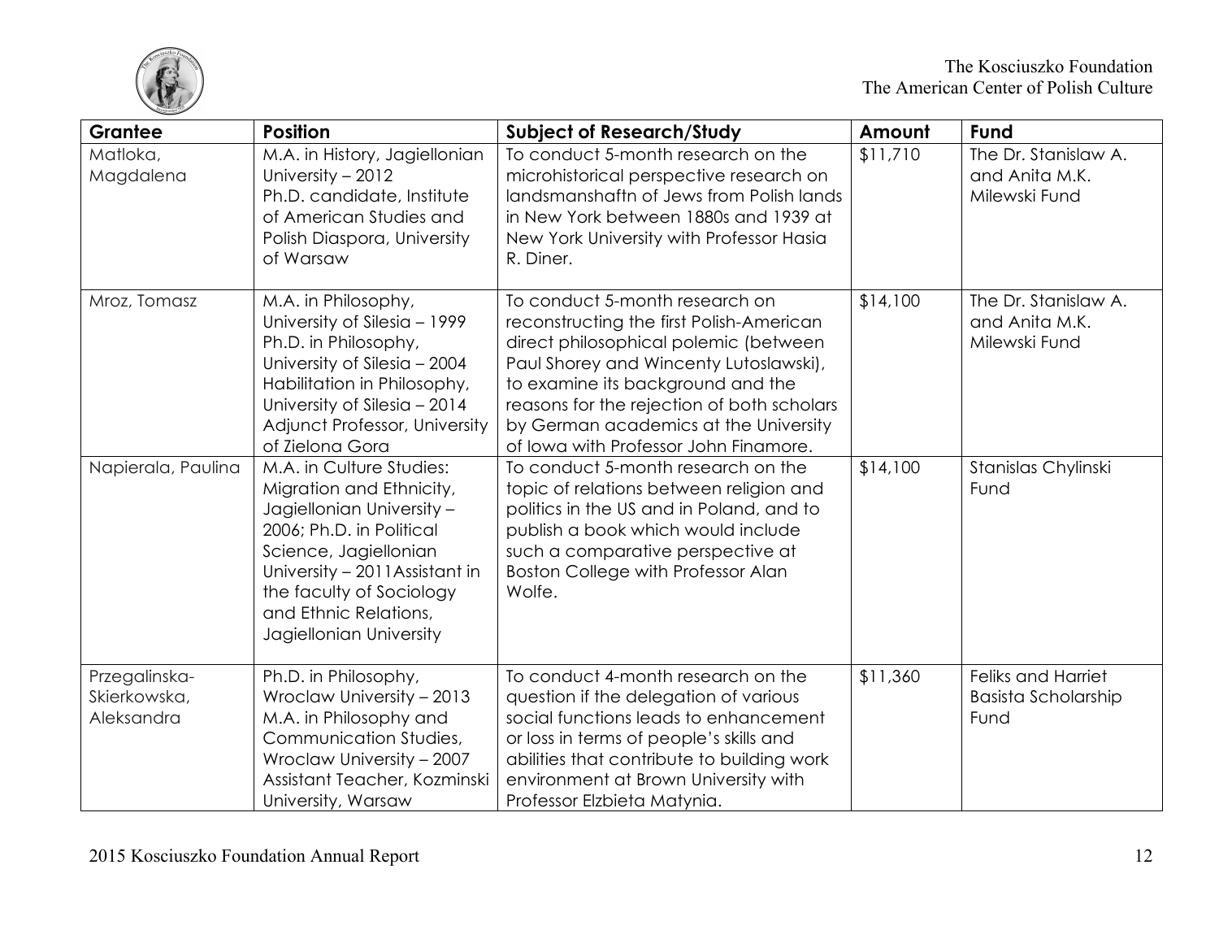| Grantee | Position | Subject of Research/Study | Amount | Fund |
|---|---|---|---|---|
| Matloka, Magdalena | M.A. in History, Jagiellonian University – 2012 Ph.D. candidate, Institute of American Studies and Polish Diaspora, University of Warsaw | To conduct 5-month research on the microhistorical perspective research on landsmanshaftn of Jews from Polish lands in New York between 1880s and 1939 at New York University with Professor Hasia R. Diner. | $11,710 | The Dr. Stanislaw A. and Anita M.K. Milewski Fund |
| Mroz, Tomasz | M.A. in Philosophy, University of Silesia – 1999 Ph.D. in Philosophy, University of Silesia – 2004 Habilitation in Philosophy, University of Silesia – 2014 Adjunct Professor, University of Zielona Gora | To conduct 5-month research on reconstructing the first Polish-American direct philosophical polemic (between Paul Shorey and Wincenty Lutoslawski), to examine its background and the reasons for the rejection of both scholars by German academics at the University of Iowa with Professor John Finamore. | $14,100 | The Dr. Stanislaw A. and Anita M.K. Milewski Fund |
| Napierala, Paulina | M.A. in Culture Studies: Migration and Ethnicity, Jagiellonian University – 2006; Ph.D. in Political Science, Jagiellonian University – 2011Assistant in the faculty of Sociology and Ethnic Relations, Jagiellonian University | To conduct 5-month research on the topic of relations between religion and politics in the US and in Poland, and to publish a book which would include such a comparative perspective at Boston College with Professor Alan Wolfe. | $14,100 | Stanislas Chylinski Fund |
| Przegalinska-Skierkowska, Aleksandra | Ph.D. in Philosophy, Wroclaw University – 2013 M.A. in Philosophy and Communication Studies, Wroclaw University – 2007 Assistant Teacher, Kozminski University, Warsaw | To conduct 4-month research on the question if the delegation of various social functions leads to enhancement or loss in terms of people's skills and abilities that contribute to building work environment at Brown University with Professor Elzbieta Matynia. | $11,360 | Feliks and Harriet Basista Scholarship Fund |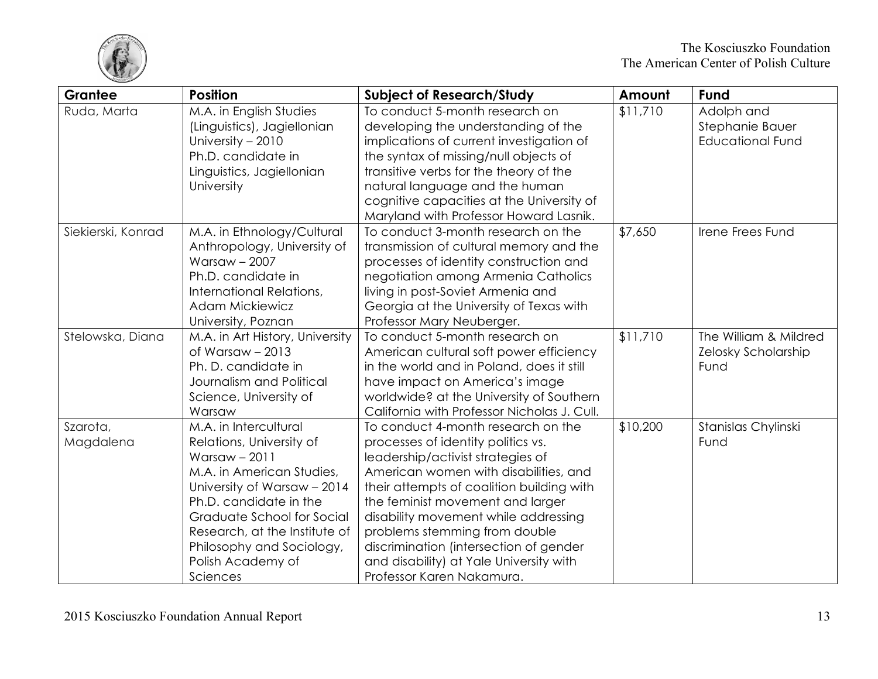| Grantee | Position | Subject of Research/Study | Amount | Fund |
|---|---|---|---|---|
| Ruda, Marta | M.A. in English Studies (Linguistics), Jagiellonian University – 2010<br>Ph.D. candidate in Linguistics, Jagiellonian University | To conduct 5-month research on developing the understanding of the implications of current investigation of the syntax of missing/null objects of transitive verbs for the theory of the natural language and the human cognitive capacities at the University of Maryland with Professor Howard Lasnik. | $11,710 | Adolph and Stephanie Bauer Educational Fund |
| Siekierski, Konrad | M.A. in Ethnology/Cultural Anthropology, University of Warsaw – 2007<br>Ph.D. candidate in International Relations, Adam Mickiewicz University, Poznan | To conduct 3-month research on the transmission of cultural memory and the processes of identity construction and negotiation among Armenia Catholics living in post-Soviet Armenia and Georgia at the University of Texas with Professor Mary Neuberger. | $7,650 | Irene Frees Fund |
| Stelowska, Diana | M.A. in Art History, University of Warsaw – 2013<br>Ph. D. candidate in Journalism and Political Science, University of Warsaw | To conduct 5-month research on American cultural soft power efficiency in the world and in Poland, does it still have impact on America's image worldwide? at the University of Southern California with Professor Nicholas J. Cull. | $11,710 | The William & Mildred Zelosky Scholarship Fund |
| Szarota, Magdalena | M.A. in Intercultural Relations, University of Warsaw – 2011<br>M.A. in American Studies, University of Warsaw – 2014<br>Ph.D. candidate in the Graduate School for Social Research, at the Institute of Philosophy and Sociology, Polish Academy of Sciences | To conduct 4-month research on the processes of identity politics vs. leadership/activist strategies of American women with disabilities, and their attempts of coalition building with the feminist movement and larger disability movement while addressing problems stemming from double discrimination (intersection of gender and disability) at Yale University with Professor Karen Nakamura. | $10,200 | Stanislas Chylinski Fund |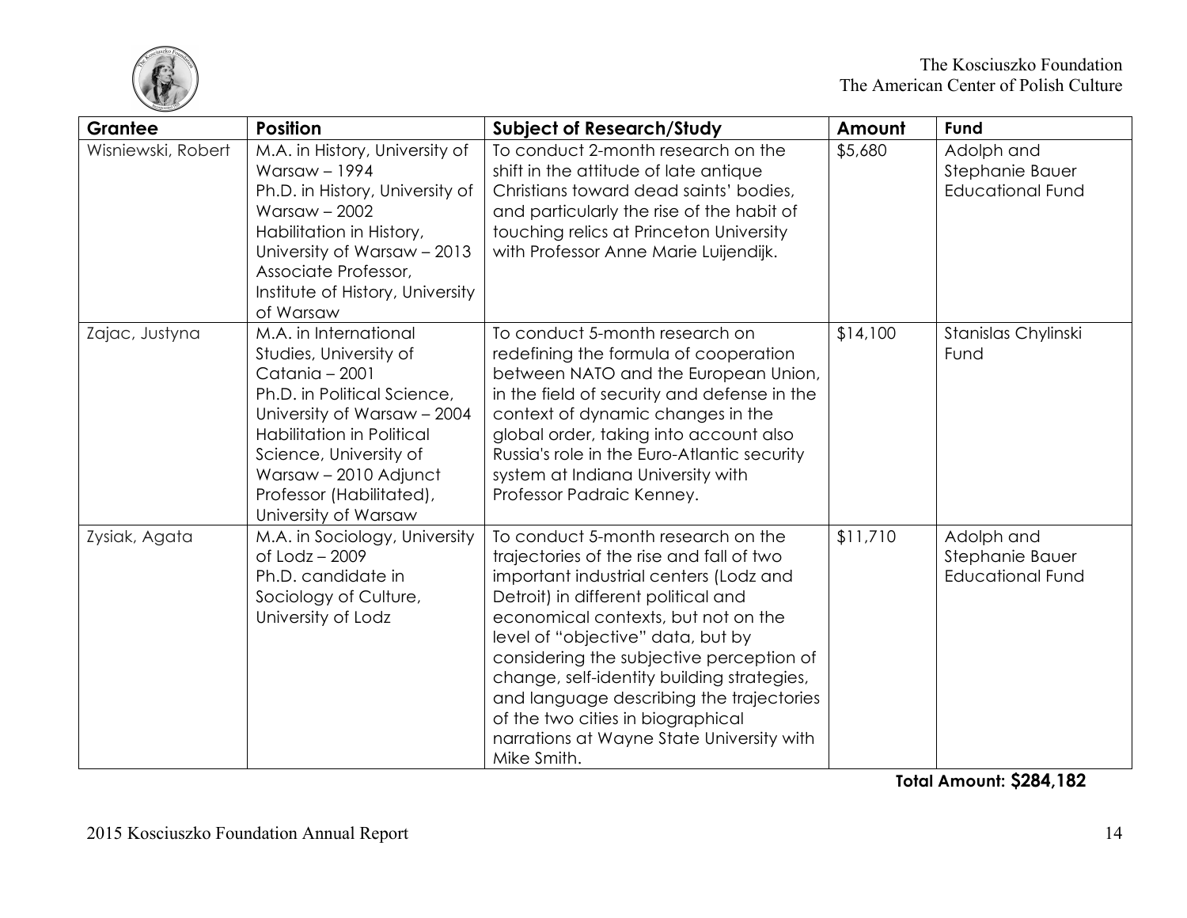| Grantee | Position | Subject of Research/Study | Amount | Fund |
|---|---|---|---|---|
| Wisniewski, Robert | M.A. in History, University of Warsaw – 1994<br>Ph.D. in History, University of Warsaw – 2002<br>Habilitation in History, University of Warsaw – 2013<br>Associate Professor, Institute of History, University of Warsaw | To conduct 2-month research on the shift in the attitude of late antique Christians toward dead saints' bodies, and particularly the rise of the habit of touching relics at Princeton University with Professor Anne Marie Luijendijk. | $5,680 | Adolph and Stephanie Bauer Educational Fund |
| Zajac, Justyna | M.A. in International Studies, University of Catania – 2001<br>Ph.D. in Political Science, University of Warsaw – 2004<br>Habilitation in Political Science, University of Warsaw – 2010 Adjunct Professor (Habilitated), University of Warsaw | To conduct 5-month research on redefining the formula of cooperation between NATO and the European Union, in the field of security and defense in the context of dynamic changes in the global order, taking into account also Russia's role in the Euro-Atlantic security system at Indiana University with Professor Padraic Kenney. | $14,100 | Stanislas Chylinski Fund |
| Zysiak, Agata | M.A. in Sociology, University of Lodz – 2009<br>Ph.D. candidate in Sociology of Culture, University of Lodz | To conduct 5-month research on the trajectories of the rise and fall of two important industrial centers (Lodz and Detroit) in different political and economical contexts, but not on the level of "objective" data, but by considering the subjective perception of change, self-identity building strategies, and language describing the trajectories of the two cities in biographical narrations at Wayne State University with Mike Smith. | $11,710 | Adolph and Stephanie Bauer Educational Fund |

**Total Amount: $284,182**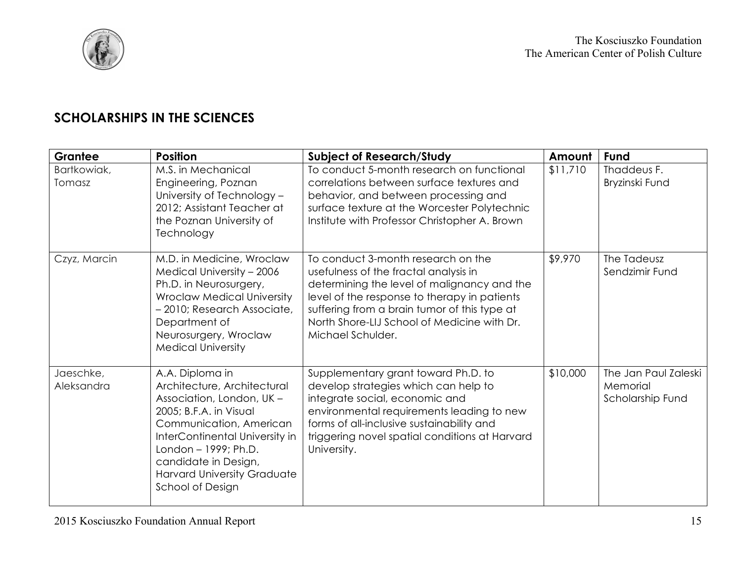## SCHOLARSHIPS IN THE SCIENCES

| Grantee | Position | Subject of Research/Study | Amount | Fund |
|---|---|---|---|---|
| Bartkowiak, Tomasz | M.S. in Mechanical Engineering, Poznan University of Technology – 2012; Assistant Teacher at the Poznan University of Technology | To conduct 5-month research on functional correlations between surface textures and behavior, and between processing and surface texture at the Worcester Polytechnic Institute with Professor Christopher A. Brown | $11,710 | Thaddeus F. Bryzinski Fund |
| Czyz, Marcin | M.D. in Medicine, Wroclaw Medical University – 2006 Ph.D. in Neurosurgery, Wroclaw Medical University – 2010; Research Associate, Department of Neurosurgery, Wroclaw Medical University | To conduct 3-month research on the usefulness of the fractal analysis in determining the level of malignancy and the level of the response to therapy in patients suffering from a brain tumor of this type at North Shore-LIJ School of Medicine with Dr. Michael Schulder. | $9,970 | The Tadeusz Sendzimir Fund |
| Jaeschke, Aleksandra | A.A. Diploma in Architecture, Architectural Association, London, UK – 2005; B.F.A. in Visual Communication, American InterContinental University in London – 1999; Ph.D. candidate in Design, Harvard University Graduate School of Design | Supplementary grant toward Ph.D. to develop strategies which can help to integrate social, economic and environmental requirements leading to new forms of all-inclusive sustainability and triggering novel spatial conditions at Harvard University. | $10,000 | The Jan Paul Zaleski Memorial Scholarship Fund |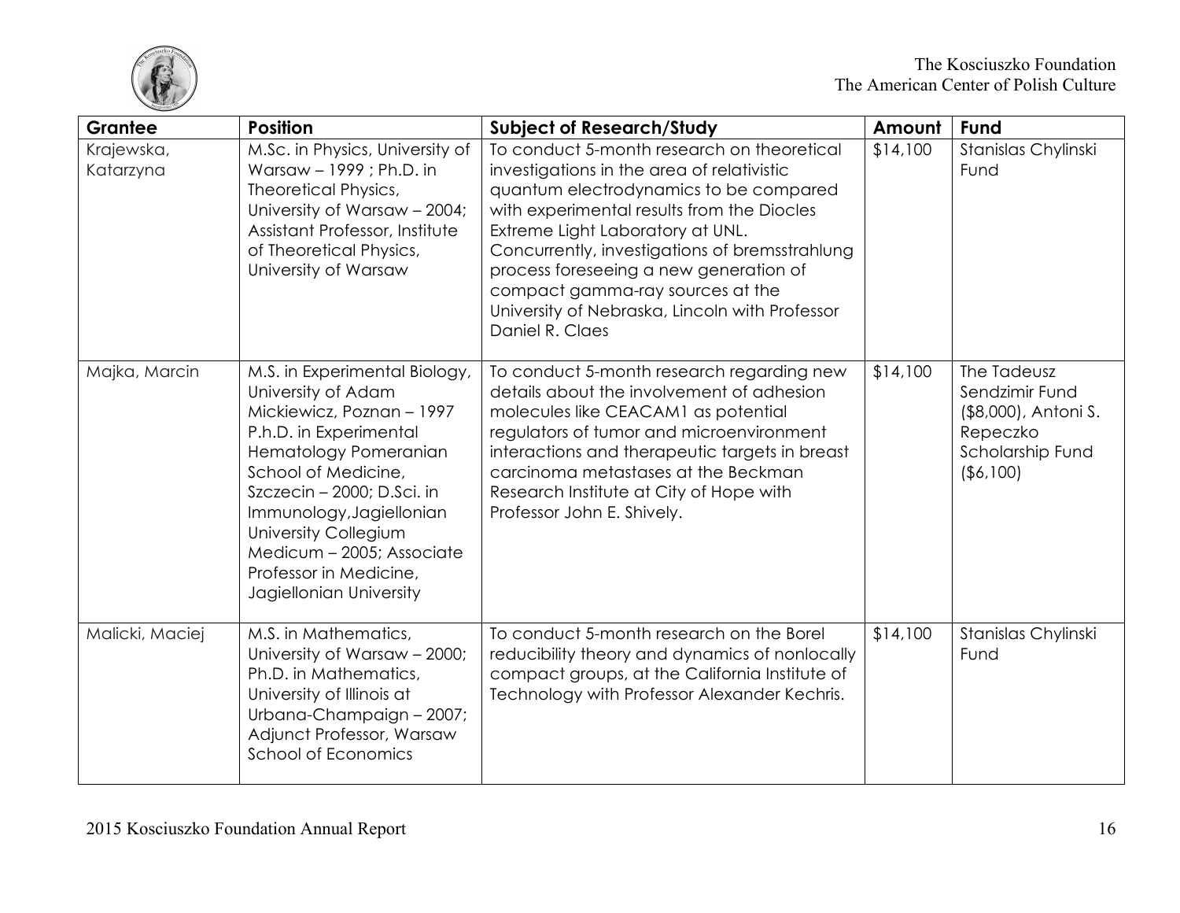| Grantee | Position | Subject of Research/Study | Amount | Fund |
|---|---|---|---|---|
| Krajewska, Katarzyna | M.Sc. in Physics, University of Warsaw – 1999 ; Ph.D. in Theoretical Physics, University of Warsaw – 2004; Assistant Professor, Institute of Theoretical Physics, University of Warsaw | To conduct 5-month research on theoretical investigations in the area of relativistic quantum electrodynamics to be compared with experimental results from the Diocles Extreme Light Laboratory at UNL. Concurrently, investigations of bremsstrahlung process foreseeing a new generation of compact gamma-ray sources at the University of Nebraska, Lincoln with Professor Daniel R. Claes | $14,100 | Stanislas Chylinski Fund |
| Majka, Marcin | M.S. in Experimental Biology, University of Adam Mickiewicz, Poznan – 1997 P.h.D. in Experimental Hematology Pomeranian School of Medicine, Szczecin – 2000; D.Sci. in Immunology,Jagiellonian University Collegium Medicum – 2005; Associate Professor in Medicine, Jagiellonian University | To conduct 5-month research regarding new details about the involvement of adhesion molecules like CEACAM1 as potential regulators of tumor and microenvironment interactions and therapeutic targets in breast carcinoma metastases at the Beckman Research Institute at City of Hope with Professor John E. Shively. | $14,100 | The Tadeusz Sendzimir Fund ($8,000), Antoni S. Repeczko Scholarship Fund ($6,100) |
| Malicki, Maciej | M.S. in Mathematics, University of Warsaw – 2000; Ph.D. in Mathematics, University of Illinois at Urbana-Champaign – 2007; Adjunct Professor, Warsaw School of Economics | To conduct 5-month research on the Borel reducibility theory and dynamics of nonlocally compact groups, at the California Institute of Technology with Professor Alexander Kechris. | $14,100 | Stanislas Chylinski Fund |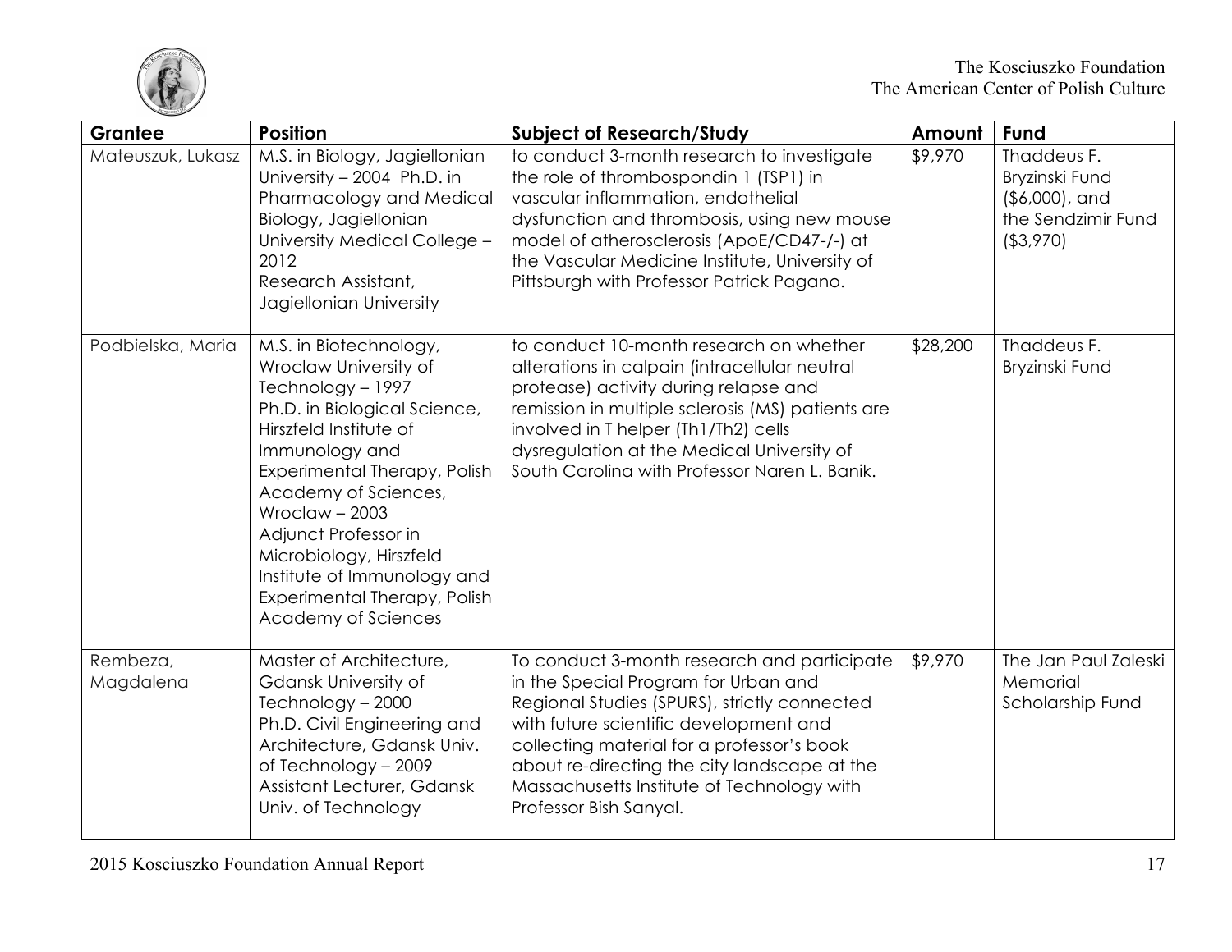| Grantee | Position | Subject of Research/Study | Amount | Fund |
|---|---|---|---|---|
| Mateuszuk, Lukasz | M.S. in Biology, Jagiellonian University – 2004 Ph.D. in Pharmacology and Medical Biology, Jagiellonian University Medical College – 2012 Research Assistant, Jagiellonian University | to conduct 3-month research to investigate the role of thrombospondin 1 (TSP1) in vascular inflammation, endothelial dysfunction and thrombosis, using new mouse model of atherosclerosis (ApoE/CD47-/-) at the Vascular Medicine Institute, University of Pittsburgh with Professor Patrick Pagano. | $9,970 | Thaddeus F. Bryzinski Fund ($6,000), and the Sendzimir Fund ($3,970) |
| Podbielska, Maria | M.S. in Biotechnology, Wroclaw University of Technology – 1997 Ph.D. in Biological Science, Hirszfeld Institute of Immunology and Experimental Therapy, Polish Academy of Sciences, Wroclaw – 2003 Adjunct Professor in Microbiology, Hirszfeld Institute of Immunology and Experimental Therapy, Polish Academy of Sciences | to conduct 10-month research on whether alterations in calpain (intracellular neutral protease) activity during relapse and remission in multiple sclerosis (MS) patients are involved in T helper (Th1/Th2) cells dysregulation at the Medical University of South Carolina with Professor Naren L. Banik. | $28,200 | Thaddeus F. Bryzinski Fund |
| Rembeza, Magdalena | Master of Architecture, Gdansk University of Technology – 2000 Ph.D. Civil Engineering and Architecture, Gdansk Univ. of Technology – 2009 Assistant Lecturer, Gdansk Univ. of Technology | To conduct 3-month research and participate in the Special Program for Urban and Regional Studies (SPURS), strictly connected with future scientific development and collecting material for a professor's book about re-directing the city landscape at the Massachusetts Institute of Technology with Professor Bish Sanyal. | $9,970 | The Jan Paul Zaleski Memorial Scholarship Fund |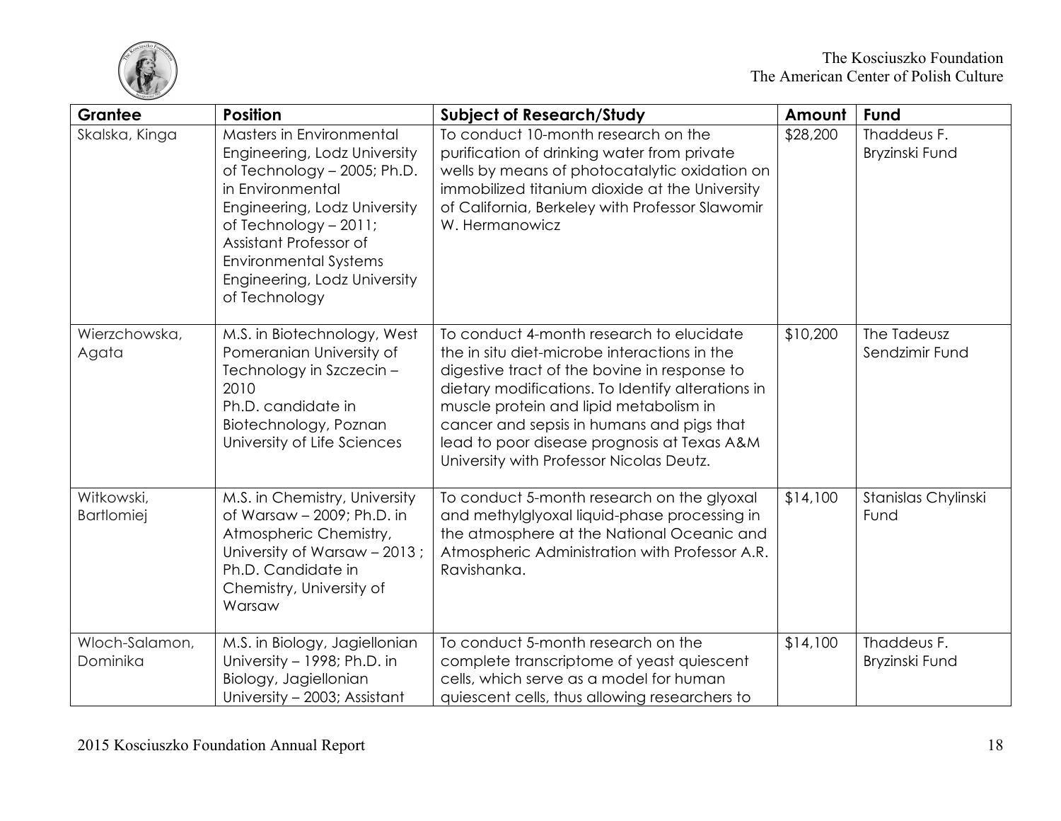| Grantee | Position | Subject of Research/Study | Amount | Fund |
|---|---|---|---|---|
| Skalska, Kinga | Masters in Environmental Engineering, Lodz University of Technology – 2005; Ph.D. in Environmental Engineering, Lodz University of Technology – 2011; Assistant Professor of Environmental Systems Engineering, Lodz University of Technology | To conduct 10-month research on the purification of drinking water from private wells by means of photocatalytic oxidation on immobilized titanium dioxide at the University of California, Berkeley with Professor Slawomir W. Hermanowicz | $28,200 | Thaddeus F. Bryzinski Fund |
| Wierzchowska, Agata | M.S. in Biotechnology, West Pomeranian University of Technology in Szczecin – 2010 Ph.D. candidate in Biotechnology, Poznan University of Life Sciences | To conduct 4-month research to elucidate the in situ diet-microbe interactions in the digestive tract of the bovine in response to dietary modifications. To Identify alterations in muscle protein and lipid metabolism in cancer and sepsis in humans and pigs that lead to poor disease prognosis at Texas A&M University with Professor Nicolas Deutz. | $10,200 | The Tadeusz Sendzimir Fund |
| Witkowski, Bartlomiej | M.S. in Chemistry, University of Warsaw – 2009; Ph.D. in Atmospheric Chemistry, University of Warsaw – 2013 ; Ph.D. Candidate in Chemistry, University of Warsaw | To conduct 5-month research on the glyoxal and methylglyoxal liquid-phase processing in the atmosphere at the National Oceanic and Atmospheric Administration with Professor A.R. Ravishanka. | $14,100 | Stanislas Chylinski Fund |
| Wloch-Salamon, Dominika | M.S. in Biology, Jagiellonian University – 1998; Ph.D. in Biology, Jagiellonian University – 2003; Assistant | To conduct 5-month research on the complete transcriptome of yeast quiescent cells, which serve as a model for human quiescent cells, thus allowing researchers to | $14,100 | Thaddeus F. Bryzinski Fund |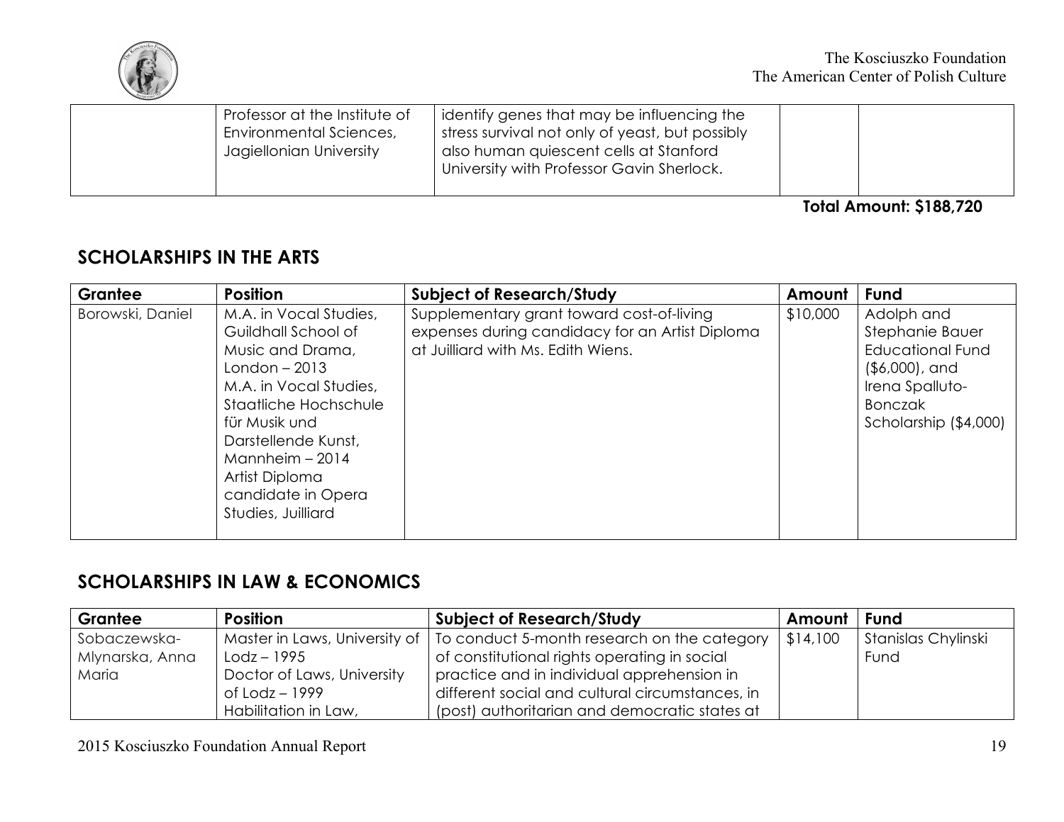| | | | | |
|---|---|---|---|---|
| | Professor at the Institute of Environmental Sciences, Jagiellonian University | identify genes that may be influencing the stress survival not only of yeast, but possibly also human quiescent cells at Stanford University with Professor Gavin Sherlock. | | |

**Total Amount: $188,720**

## SCHOLARSHIPS IN THE ARTS

| Grantee | Position | Subject of Research/Study | Amount | Fund |
|---|---|---|---|---|
| Borowski, Daniel | M.A. in Vocal Studies, Guildhall School of Music and Drama, London – 2013<br>M.A. in Vocal Studies, Staatliche Hochschule für Musik und Darstellende Kunst, Mannheim – 2014<br>Artist Diploma candidate in Opera Studies, Juilliard | Supplementary grant toward cost-of-living expenses during candidacy for an Artist Diploma at Juilliard with Ms. Edith Wiens. | $10,000 | Adolph and Stephanie Bauer Educational Fund ($6,000), and Irena Spalluto-Bonczak Scholarship ($4,000) |

## SCHOLARSHIPS IN LAW & ECONOMICS

| Grantee | Position | Subject of Research/Study | Amount | Fund |
|---|---|---|---|---|
| Sobaczewska-Mlynarska, Anna Maria | Master in Laws, University of Lodz – 1995<br>Doctor of Laws, University of Lodz – 1999<br>Habilitation in Law, | To conduct 5-month research on the category of constitutional rights operating in social practice and in individual apprehension in different social and cultural circumstances, in (post) authoritarian and democratic states at | $14,100 | Stanislas Chylinski Fund |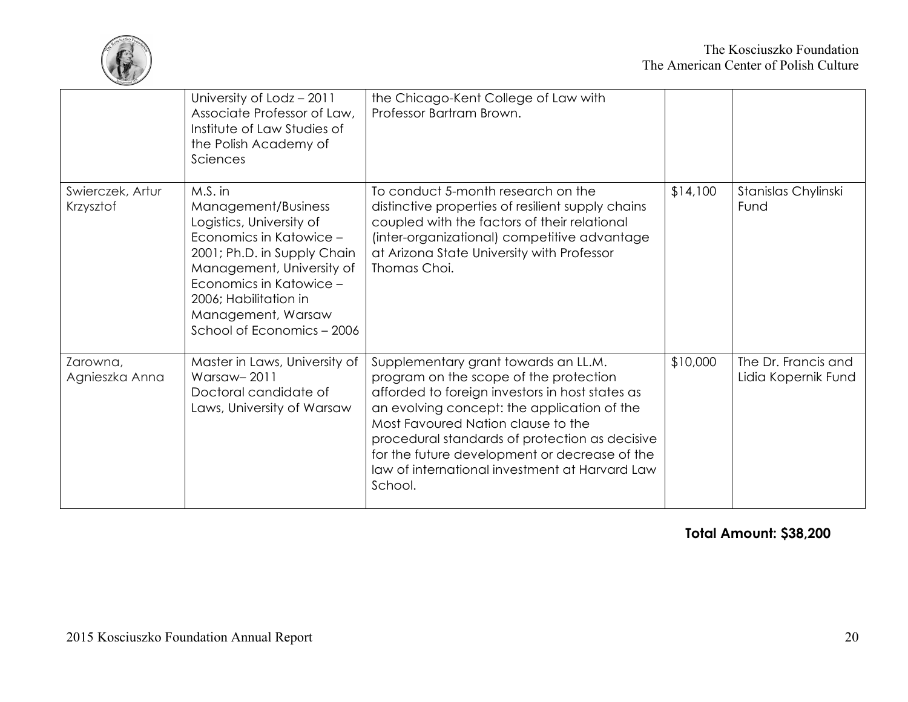| | | | | |
|---|---|---|---|---|
| | University of Lodz – 2011 Associate Professor of Law, Institute of Law Studies of the Polish Academy of Sciences | the Chicago-Kent College of Law with Professor Bartram Brown. | | |
| Swierczek, Artur Krzysztof | M.S. in Management/Business Logistics, University of Economics in Katowice – 2001; Ph.D. in Supply Chain Management, University of Economics in Katowice – 2006; Habilitation in Management, Warsaw School of Economics – 2006 | To conduct 5-month research on the distinctive properties of resilient supply chains coupled with the factors of their relational (inter-organizational) competitive advantage at Arizona State University with Professor Thomas Choi. | $14,100 | Stanislas Chylinski Fund |
| Zarowna, Agnieszka Anna | Master in Laws, University of Warsaw– 2011 Doctoral candidate of Laws, University of Warsaw | Supplementary grant towards an LL.M. program on the scope of the protection afforded to foreign investors in host states as an evolving concept: the application of the Most Favoured Nation clause to the procedural standards of protection as decisive for the future development or decrease of the law of international investment at Harvard Law School. | $10,000 | The Dr. Francis and Lidia Kopernik Fund |

**Total Amount: $38,200**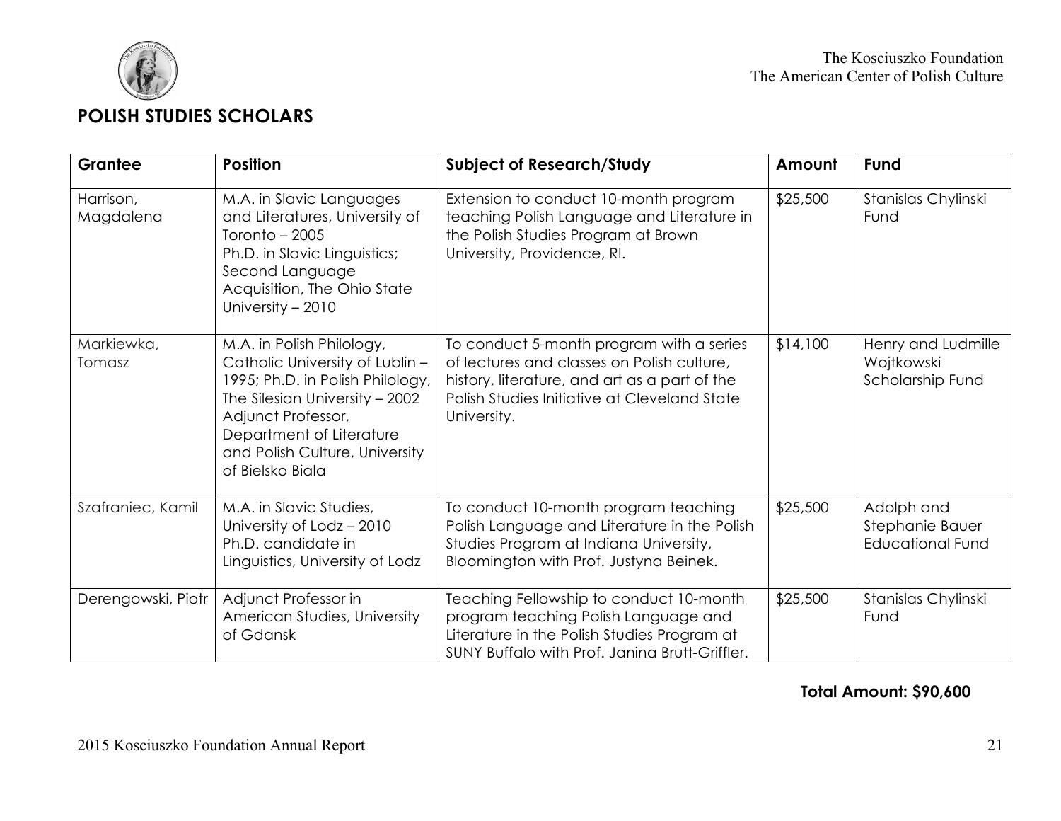## POLISH STUDIES SCHOLARS

| Grantee | Position | Subject of Research/Study | Amount | Fund |
|---|---|---|---|---|
| Harrison, Magdalena | M.A. in Slavic Languages and Literatures, University of Toronto – 2005<br>Ph.D. in Slavic Linguistics; Second Language Acquisition, The Ohio State University – 2010 | Extension to conduct 10-month program teaching Polish Language and Literature in the Polish Studies Program at Brown University, Providence, RI. | $25,500 | Stanislas Chylinski Fund |
| Markiewka, Tomasz | M.A. in Polish Philology, Catholic University of Lublin – 1995; Ph.D. in Polish Philology, The Silesian University – 2002<br>Adjunct Professor, Department of Literature and Polish Culture, University of Bielsko Biala | To conduct 5-month program with a series of lectures and classes on Polish culture, history, literature, and art as a part of the Polish Studies Initiative at Cleveland State University. | $14,100 | Henry and Ludmille Wojtkowski Scholarship Fund |
| Szafraniec, Kamil | M.A. in Slavic Studies, University of Lodz – 2010<br>Ph.D. candidate in Linguistics, University of Lodz | To conduct 10-month program teaching Polish Language and Literature in the Polish Studies Program at Indiana University, Bloomington with Prof. Justyna Beinek. | $25,500 | Adolph and Stephanie Bauer Educational Fund |
| Derengowski, Piotr | Adjunct Professor in American Studies, University of Gdansk | Teaching Fellowship to conduct 10-month program teaching Polish Language and Literature in the Polish Studies Program at SUNY Buffalo with Prof. Janina Brutt-Griffler. | $25,500 | Stanislas Chylinski Fund |

**Total Amount: $90,600**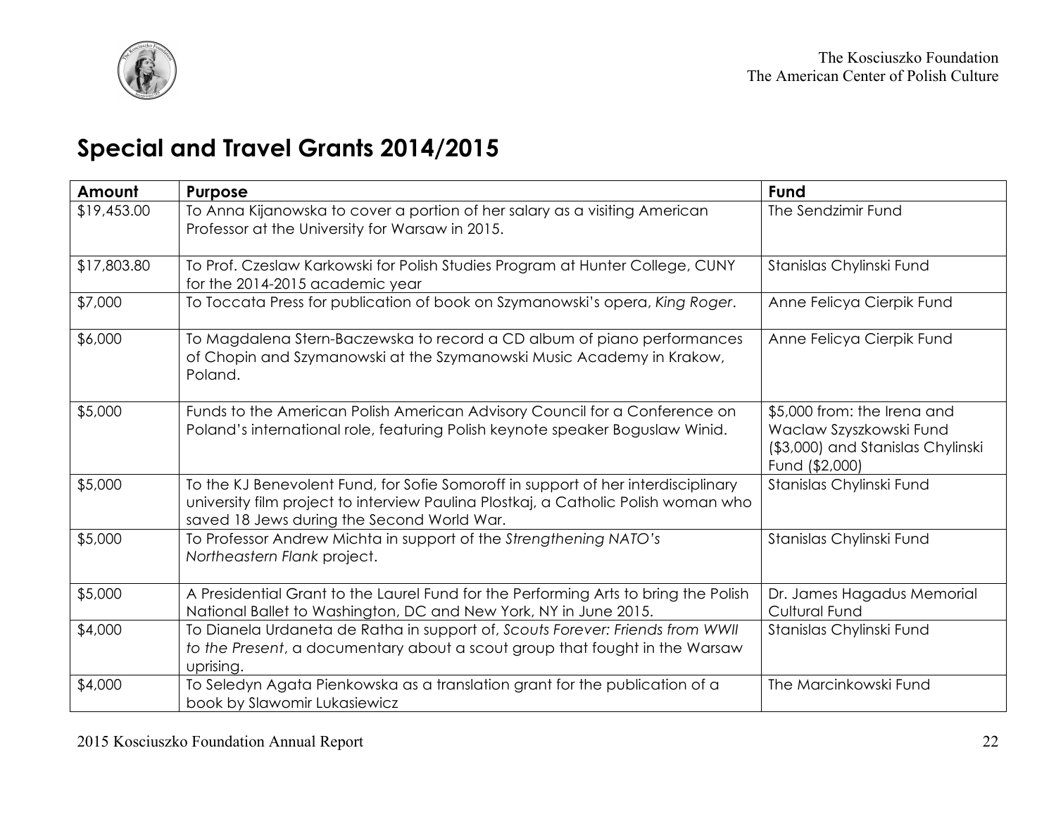## Special and Travel Grants 2014/2015

| Amount | Purpose | Fund |
|---|---|---|
| $19,453.00 | To Anna Kijanowska to cover a portion of her salary as a visiting American Professor at the University for Warsaw in 2015. | The Sendzimir Fund |
| $17,803.80 | To Prof. Czeslaw Karkowski for Polish Studies Program at Hunter College, CUNY for the 2014-2015 academic year | Stanislas Chylinski Fund |
| $7,000 | To Toccata Press for publication of book on Szymanowski's opera, *King Roger*. | Anne Felicya Cierpik Fund |
| $6,000 | To Magdalena Stern-Baczewska to record a CD album of piano performances of Chopin and Szymanowski at the Szymanowski Music Academy in Krakow, Poland. | Anne Felicya Cierpik Fund |
| $5,000 | Funds to the American Polish American Advisory Council for a Conference on Poland's international role, featuring Polish keynote speaker Boguslaw Winid. | $5,000 from: the Irena and Waclaw Szyszkowski Fund ($3,000) and Stanislas Chylinski Fund ($2,000) |
| $5,000 | To the KJ Benevolent Fund, for Sofie Somoroff in support of her interdisciplinary university film project to interview Paulina Plostkaj, a Catholic Polish woman who saved 18 Jews during the Second World War. | Stanislas Chylinski Fund |
| $5,000 | To Professor Andrew Michta in support of the *Strengthening NATO's Northeastern Flank* project. | Stanislas Chylinski Fund |
| $5,000 | A Presidential Grant to the Laurel Fund for the Performing Arts to bring the Polish National Ballet to Washington, DC and New York, NY in June 2015. | Dr. James Hagadus Memorial Cultural Fund |
| $4,000 | To Dianela Urdaneta de Ratha in support of, *Scouts Forever: Friends from WWII to the Present*, a documentary about a scout group that fought in the Warsaw uprising. | Stanislas Chylinski Fund |
| $4,000 | To Seledyn Agata Pienkowska as a translation grant for the publication of a book by Slawomir Lukasiewicz | The Marcinkowski Fund |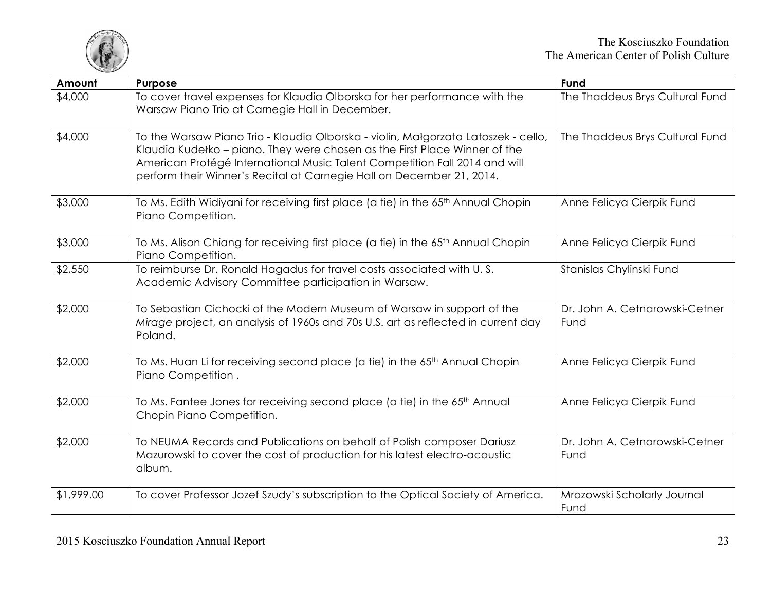| Amount | Purpose | Fund |
|---|---|---|
| $4,000 | To cover travel expenses for Klaudia Olborska for her performance with the Warsaw Piano Trio at Carnegie Hall in December. | The Thaddeus Brys Cultural Fund |
| $4,000 | To the Warsaw Piano Trio - Klaudia Olborska - violin, Małgorzata Latoszek - cello, Klaudia Kudełko – piano. They were chosen as the First Place Winner of the American Protégé International Music Talent Competition Fall 2014 and will perform their Winner's Recital at Carnegie Hall on December 21, 2014. | The Thaddeus Brys Cultural Fund |
| $3,000 | To Ms. Edith Widiyani for receiving first place (a tie) in the 65th Annual Chopin Piano Competition. | Anne Felicya Cierpik Fund |
| $3,000 | To Ms. Alison Chiang for receiving first place (a tie) in the 65th Annual Chopin Piano Competition. | Anne Felicya Cierpik Fund |
| $2,550 | To reimburse Dr. Ronald Hagadus for travel costs associated with U. S. Academic Advisory Committee participation in Warsaw. | Stanislas Chylinski Fund |
| $2,000 | To Sebastian Cichocki of the Modern Museum of Warsaw in support of the *Mirage* project, an analysis of 1960s and 70s U.S. art as reflected in current day Poland. | Dr. John A. Cetnarowski-Cetner Fund |
| $2,000 | To Ms. Huan Li for receiving second place (a tie) in the 65th Annual Chopin Piano Competition . | Anne Felicya Cierpik Fund |
| $2,000 | To Ms. Fantee Jones for receiving second place (a tie) in the 65th Annual Chopin Piano Competition. | Anne Felicya Cierpik Fund |
| $2,000 | To NEUMA Records and Publications on behalf of Polish composer Dariusz Mazurowski to cover the cost of production for his latest electro-acoustic album. | Dr. John A. Cetnarowski-Cetner Fund |
| $1,999.00 | To cover Professor Jozef Szudy's subscription to the Optical Society of America. | Mrozowski Scholarly Journal Fund |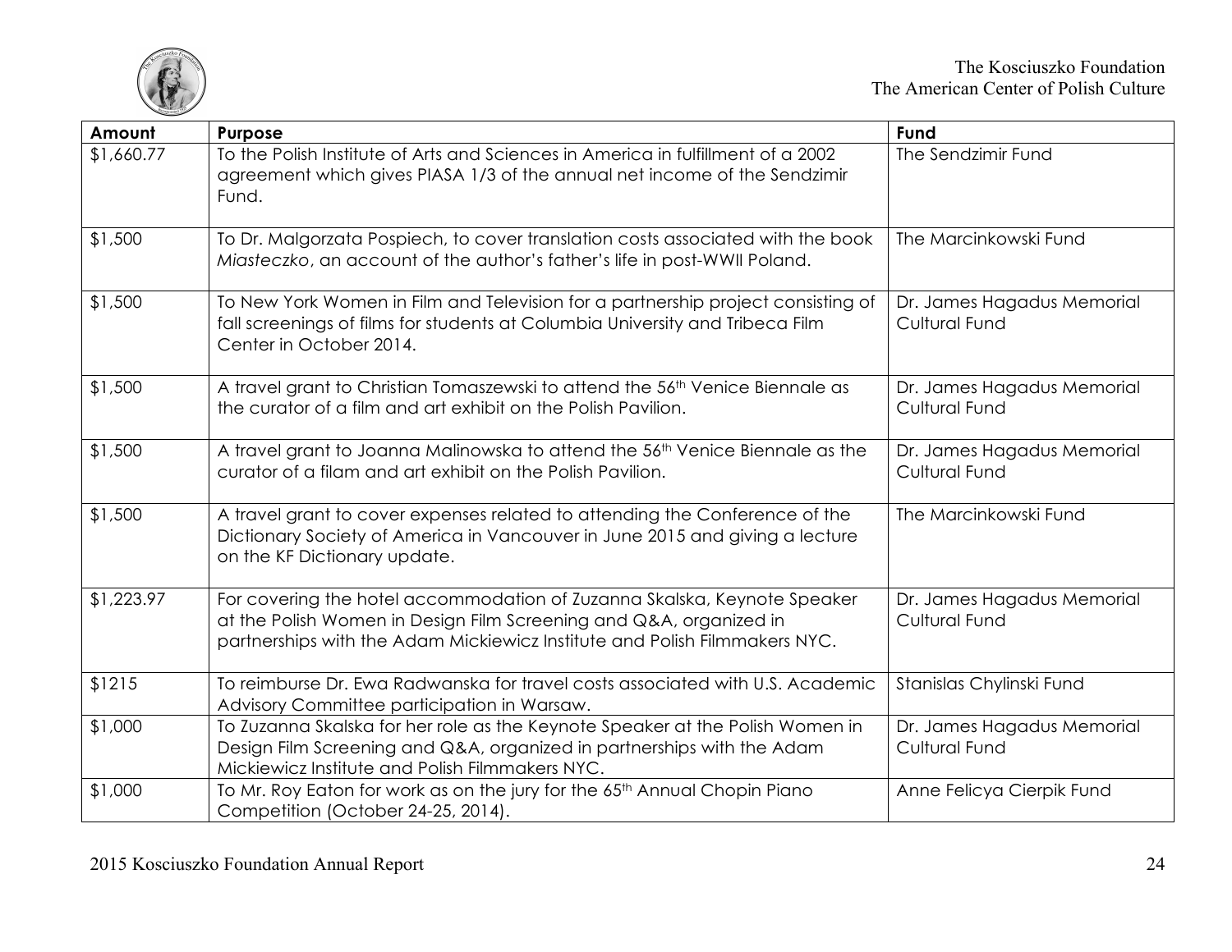| Amount | Purpose | Fund |
|---|---|---|
| $1,660.77 | To the Polish Institute of Arts and Sciences in America in fulfillment of a 2002 agreement which gives PIASA 1/3 of the annual net income of the Sendzimir Fund. | The Sendzimir Fund |
| $1,500 | To Dr. Malgorzata Pospiech, to cover translation costs associated with the book *Miasteczko*, an account of the author's father's life in post-WWII Poland. | The Marcinkowski Fund |
| $1,500 | To New York Women in Film and Television for a partnership project consisting of fall screenings of films for students at Columbia University and Tribeca Film Center in October 2014. | Dr. James Hagadus Memorial Cultural Fund |
| $1,500 | A travel grant to Christian Tomaszewski to attend the 56th Venice Biennale as the curator of a film and art exhibit on the Polish Pavilion. | Dr. James Hagadus Memorial Cultural Fund |
| $1,500 | A travel grant to Joanna Malinowska to attend the 56th Venice Biennale as the curator of a filam and art exhibit on the Polish Pavilion. | Dr. James Hagadus Memorial Cultural Fund |
| $1,500 | A travel grant to cover expenses related to attending the Conference of the Dictionary Society of America in Vancouver in June 2015 and giving a lecture on the KF Dictionary update. | The Marcinkowski Fund |
| $1,223.97 | For covering the hotel accommodation of Zuzanna Skalska, Keynote Speaker at the Polish Women in Design Film Screening and Q&A, organized in partnerships with the Adam Mickiewicz Institute and Polish Filmmakers NYC. | Dr. James Hagadus Memorial Cultural Fund |
| $1215 | To reimburse Dr. Ewa Radwanska for travel costs associated with U.S. Academic Advisory Committee participation in Warsaw. | Stanislas Chylinski Fund |
| $1,000 | To Zuzanna Skalska for her role as the Keynote Speaker at the Polish Women in Design Film Screening and Q&A, organized in partnerships with the Adam Mickiewicz Institute and Polish Filmmakers NYC. | Dr. James Hagadus Memorial Cultural Fund |
| $1,000 | To Mr. Roy Eaton for work as on the jury for the 65th Annual Chopin Piano Competition (October 24-25, 2014). | Anne Felicya Cierpik Fund |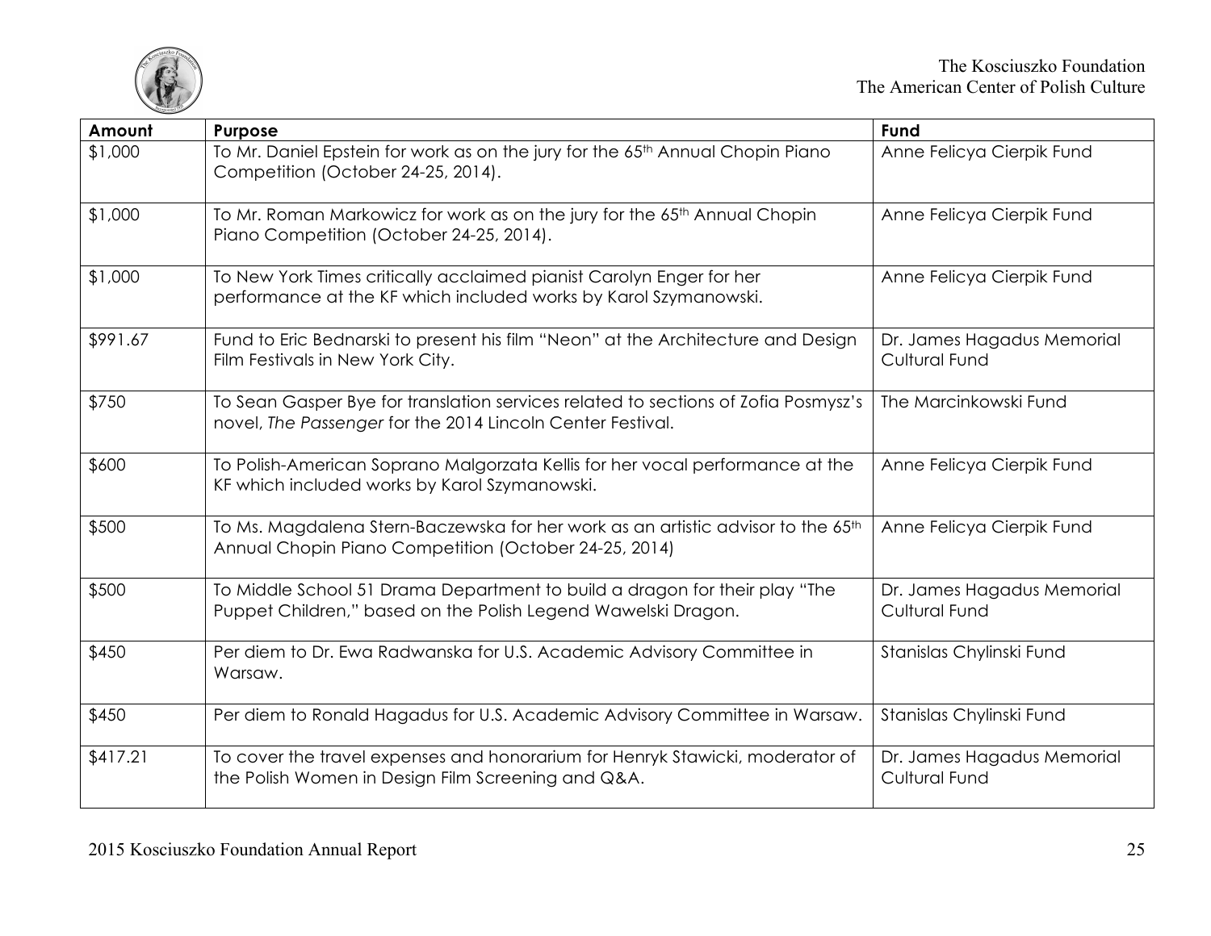| Amount | Purpose | Fund |
|---|---|---|
| $1,000 | To Mr. Daniel Epstein for work as on the jury for the 65th Annual Chopin Piano Competition (October 24-25, 2014). | Anne Felicya Cierpik Fund |
| $1,000 | To Mr. Roman Markowicz for work as on the jury for the 65th Annual Chopin Piano Competition (October 24-25, 2014). | Anne Felicya Cierpik Fund |
| $1,000 | To New York Times critically acclaimed pianist Carolyn Enger for her performance at the KF which included works by Karol Szymanowski. | Anne Felicya Cierpik Fund |
| $991.67 | Fund to Eric Bednarski to present his film "Neon" at the Architecture and Design Film Festivals in New York City. | Dr. James Hagadus Memorial Cultural Fund |
| $750 | To Sean Gasper Bye for translation services related to sections of Zofia Posmysz's novel, *The Passenger* for the 2014 Lincoln Center Festival. | The Marcinkowski Fund |
| $600 | To Polish-American Soprano Malgorzata Kellis for her vocal performance at the KF which included works by Karol Szymanowski. | Anne Felicya Cierpik Fund |
| $500 | To Ms. Magdalena Stern-Baczewska for her work as an artistic advisor to the 65th Annual Chopin Piano Competition (October 24-25, 2014) | Anne Felicya Cierpik Fund |
| $500 | To Middle School 51 Drama Department to build a dragon for their play "The Puppet Children," based on the Polish Legend Wawelski Dragon. | Dr. James Hagadus Memorial Cultural Fund |
| $450 | Per diem to Dr. Ewa Radwanska for U.S. Academic Advisory Committee in Warsaw. | Stanislas Chylinski Fund |
| $450 | Per diem to Ronald Hagadus for U.S. Academic Advisory Committee in Warsaw. | Stanislas Chylinski Fund |
| $417.21 | To cover the travel expenses and honorarium for Henryk Stawicki, moderator of the Polish Women in Design Film Screening and Q&A. | Dr. James Hagadus Memorial Cultural Fund |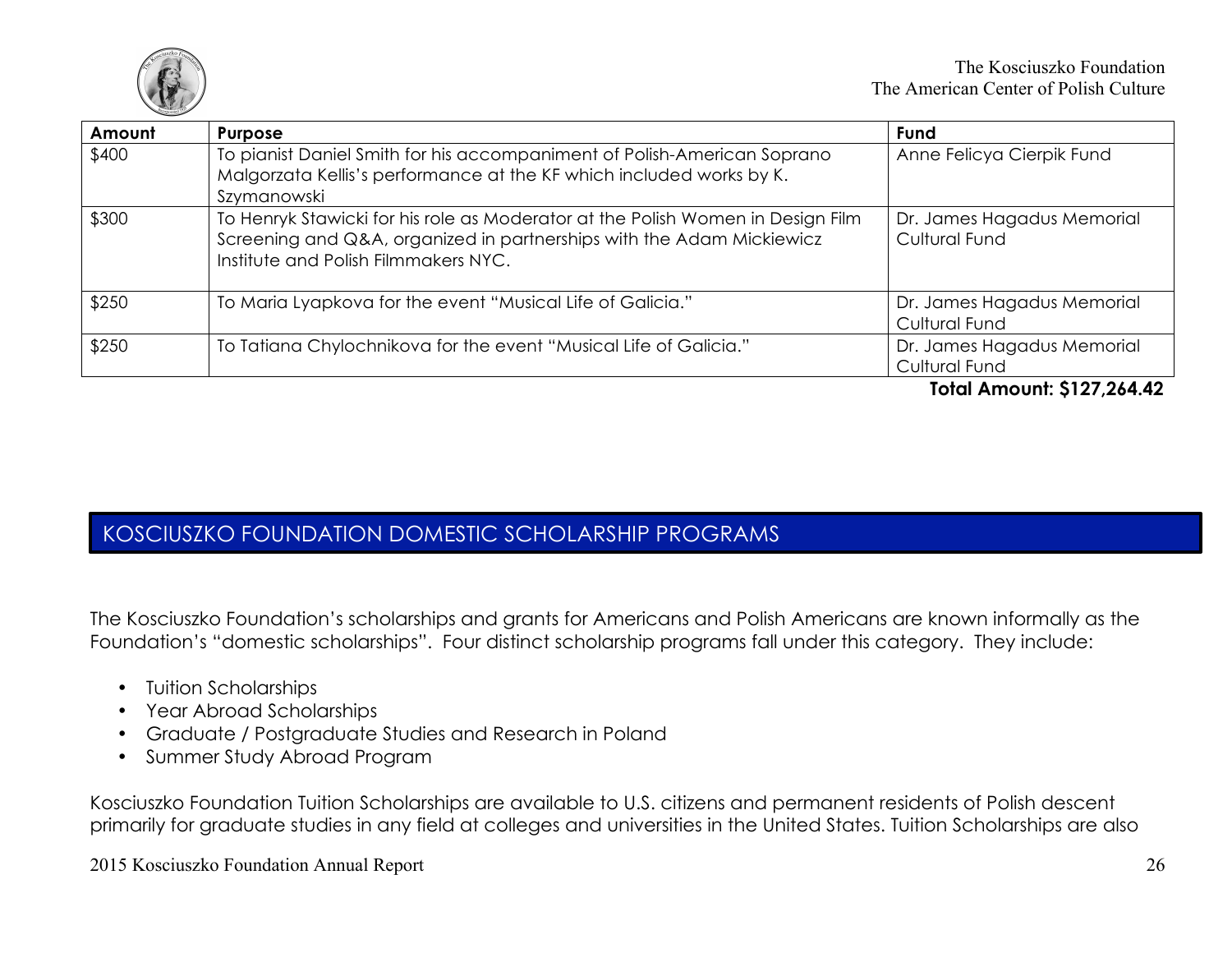| Amount | Purpose | Fund |
|---|---|---|
| $400 | To pianist Daniel Smith for his accompaniment of Polish-American Soprano Malgorzata Kellis's performance at the KF which included works by K. Szymanowski | Anne Felicya Cierpik Fund |
| $300 | To Henryk Stawicki for his role as Moderator at the Polish Women in Design Film Screening and Q&A, organized in partnerships with the Adam Mickiewicz Institute and Polish Filmmakers NYC. | Dr. James Hagadus Memorial Cultural Fund |
| $250 | To Maria Lyapkova for the event "Musical Life of Galicia." | Dr. James Hagadus Memorial Cultural Fund |
| $250 | To Tatiana Chylochnikova for the event "Musical Life of Galicia." | Dr. James Hagadus Memorial Cultural Fund |

**Total Amount: $127,264.42**

## KOSCIUSZKO FOUNDATION DOMESTIC SCHOLARSHIP PROGRAMS

The Kosciuszko Foundation's scholarships and grants for Americans and Polish Americans are known informally as the Foundation's "domestic scholarships". Four distinct scholarship programs fall under this category. They include:

- Tuition Scholarships
- Year Abroad Scholarships
- Graduate / Postgraduate Studies and Research in Poland
- Summer Study Abroad Program

Kosciuszko Foundation Tuition Scholarships are available to U.S. citizens and permanent residents of Polish descent primarily for graduate studies in any field at colleges and universities in the United States. Tuition Scholarships are also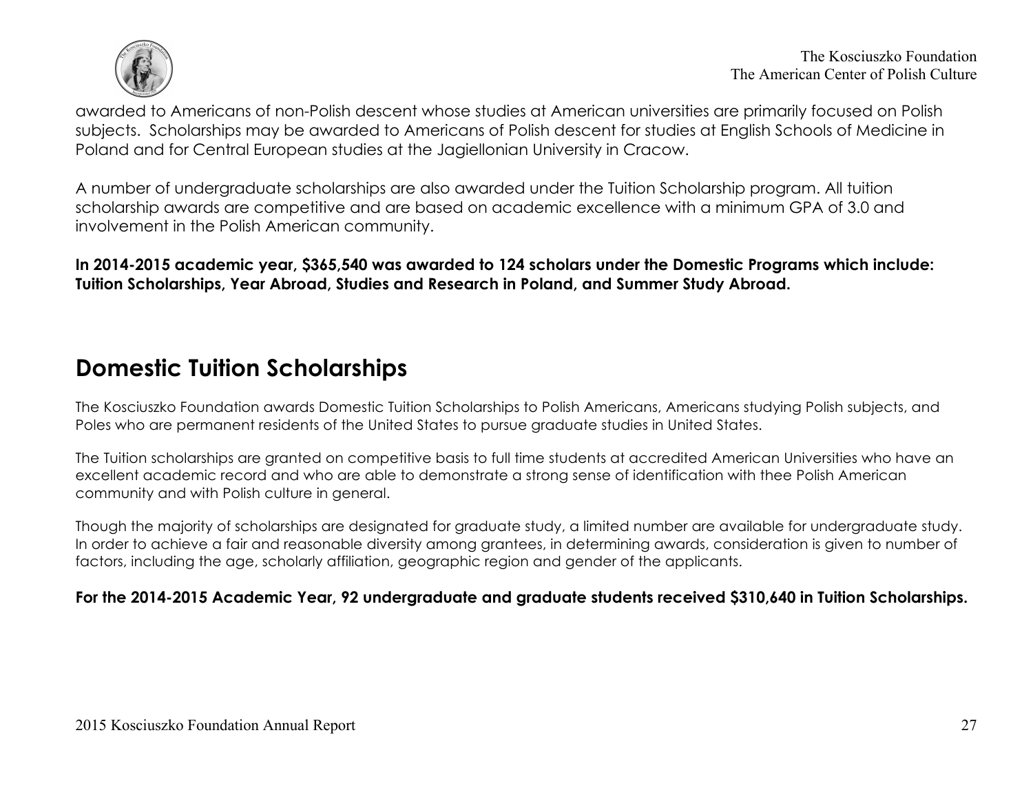awarded to Americans of non-Polish descent whose studies at American universities are primarily focused on Polish subjects. Scholarships may be awarded to Americans of Polish descent for studies at English Schools of Medicine in Poland and for Central European studies at the Jagiellonian University in Cracow.

A number of undergraduate scholarships are also awarded under the Tuition Scholarship program. All tuition scholarship awards are competitive and are based on academic excellence with a minimum GPA of 3.0 and involvement in the Polish American community.

**In 2014-2015 academic year, $365,540 was awarded to 124 scholars under the Domestic Programs which include: Tuition Scholarships, Year Abroad, Studies and Research in Poland, and Summer Study Abroad.**

## Domestic Tuition Scholarships

The Kosciuszko Foundation awards Domestic Tuition Scholarships to Polish Americans, Americans studying Polish subjects, and Poles who are permanent residents of the United States to pursue graduate studies in United States.

The Tuition scholarships are granted on competitive basis to full time students at accredited American Universities who have an excellent academic record and who are able to demonstrate a strong sense of identification with thee Polish American community and with Polish culture in general.

Though the majority of scholarships are designated for graduate study, a limited number are available for undergraduate study. In order to achieve a fair and reasonable diversity among grantees, in determining awards, consideration is given to number of factors, including the age, scholarly affiliation, geographic region and gender of the applicants.

**For the 2014-2015 Academic Year, 92 undergraduate and graduate students received $310,640 in Tuition Scholarships.**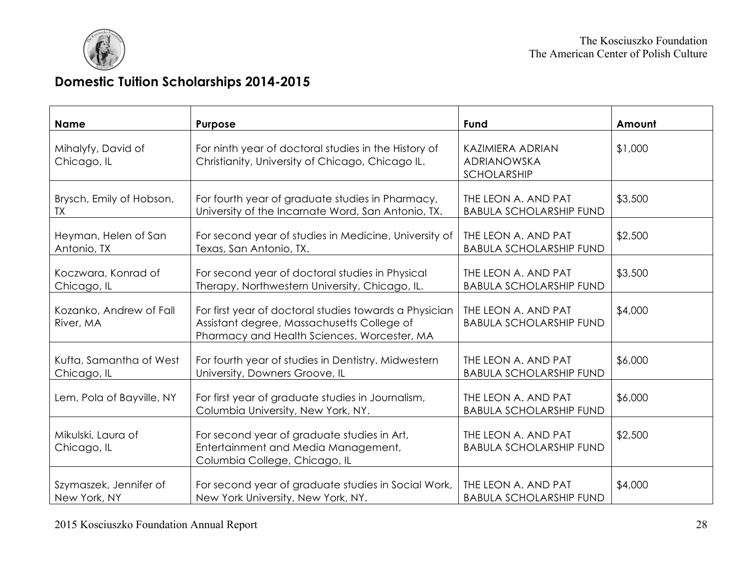## Domestic Tuition Scholarships 2014-2015

| Name | Purpose | Fund | Amount |
|---|---|---|---|
| Mihalyfy, David of Chicago, IL | For ninth year of doctoral studies in the History of Christianity, University of Chicago, Chicago IL. | KAZIMIERA ADRIAN ADRIANOWSKA SCHOLARSHIP | $1,000 |
| Brysch, Emily of Hobson, TX | For fourth year of graduate studies in Pharmacy, University of the Incarnate Word, San Antonio, TX. | THE LEON A. AND PAT BABULA SCHOLARSHIP FUND | $3,500 |
| Heyman, Helen of San Antonio, TX | For second year of studies in Medicine, University of Texas, San Antonio, TX. | THE LEON A. AND PAT BABULA SCHOLARSHIP FUND | $2,500 |
| Koczwara, Konrad of Chicago, IL | For second year of doctoral studies in Physical Therapy, Northwestern University, Chicago, IL. | THE LEON A. AND PAT BABULA SCHOLARSHIP FUND | $3,500 |
| Kozanko, Andrew of Fall River, MA | For first year of doctoral studies towards a Physician Assistant degree, Massachusetts College of Pharmacy and Health Sciences, Worcester, MA | THE LEON A. AND PAT BABULA SCHOLARSHIP FUND | $4,000 |
| Kufta, Samantha of West Chicago, IL | For fourth year of studies in Dentistry. Midwestern University, Downers Groove, IL | THE LEON A. AND PAT BABULA SCHOLARSHIP FUND | $6,000 |
| Lem, Pola of Bayville, NY | For first year of graduate studies in Journalism, Columbia University, New York, NY. | THE LEON A. AND PAT BABULA SCHOLARSHIP FUND | $6,000 |
| Mikulski, Laura of Chicago, IL | For second year of graduate studies in Art, Entertainment and Media Management, Columbia College, Chicago, IL | THE LEON A. AND PAT BABULA SCHOLARSHIP FUND | $2,500 |
| Szymaszek, Jennifer of New York, NY | For second year of graduate studies in Social Work, New York University, New York, NY. | THE LEON A. AND PAT BABULA SCHOLARSHIP FUND | $4,000 |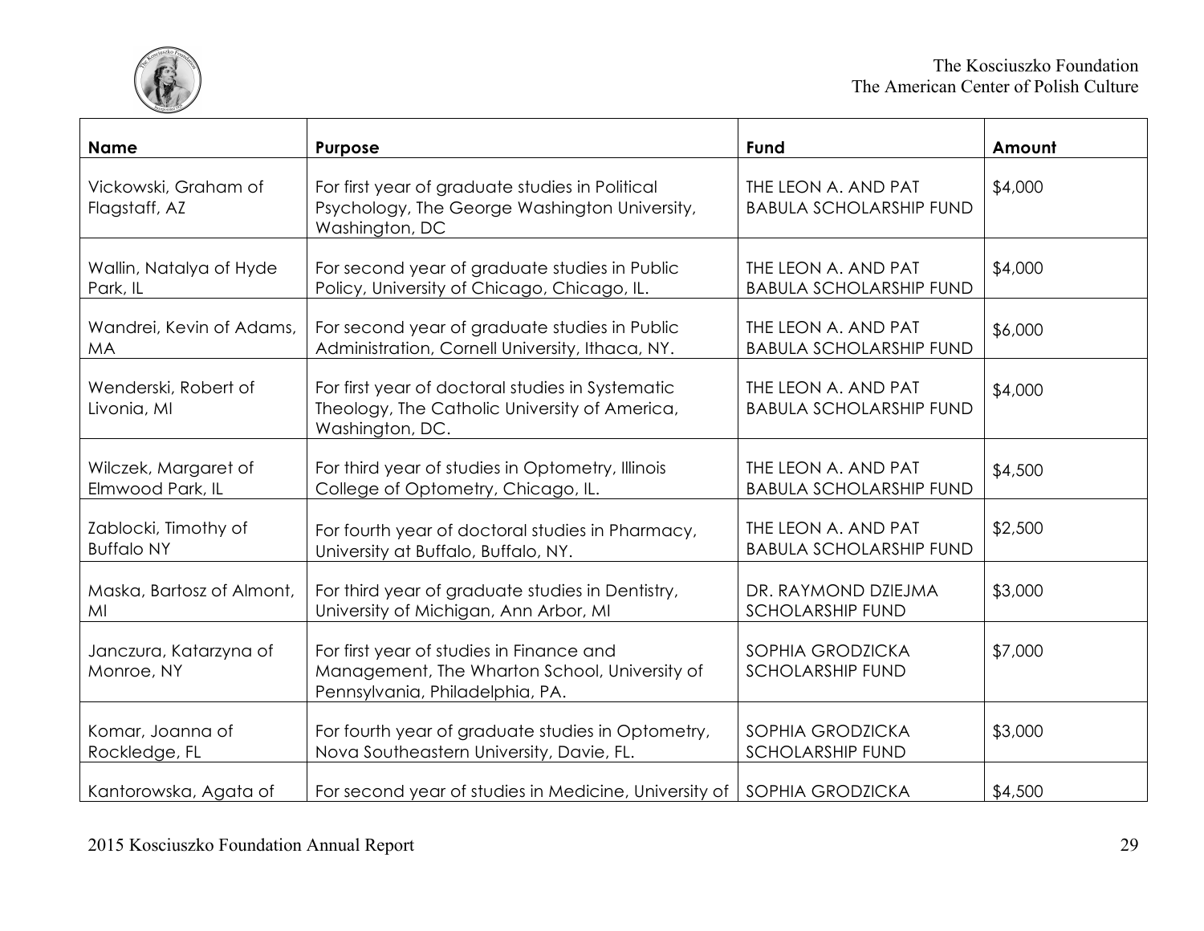| Name | Purpose | Fund | Amount |
|---|---|---|---|
| Vickowski, Graham of Flagstaff, AZ | For first year of graduate studies in Political Psychology, The George Washington University, Washington, DC | THE LEON A. AND PAT BABULA SCHOLARSHIP FUND | $4,000 |
| Wallin, Natalya of Hyde Park, IL | For second year of graduate studies in Public Policy, University of Chicago, Chicago, IL. | THE LEON A. AND PAT BABULA SCHOLARSHIP FUND | $4,000 |
| Wandrei, Kevin of Adams, MA | For second year of graduate studies in Public Administration, Cornell University, Ithaca, NY. | THE LEON A. AND PAT BABULA SCHOLARSHIP FUND | $6,000 |
| Wenderski, Robert of Livonia, MI | For first year of doctoral studies in Systematic Theology, The Catholic University of America, Washington, DC. | THE LEON A. AND PAT BABULA SCHOLARSHIP FUND | $4,000 |
| Wilczek, Margaret of Elmwood Park, IL | For third year of studies in Optometry, Illinois College of Optometry, Chicago, IL. | THE LEON A. AND PAT BABULA SCHOLARSHIP FUND | $4,500 |
| Zablocki, Timothy of Buffalo NY | For fourth year of doctoral studies in Pharmacy, University at Buffalo, Buffalo, NY. | THE LEON A. AND PAT BABULA SCHOLARSHIP FUND | $2,500 |
| Maska, Bartosz of Almont, MI | For third year of graduate studies in Dentistry, University of Michigan, Ann Arbor, MI | DR. RAYMOND DZIEJMA SCHOLARSHIP FUND | $3,000 |
| Janczura, Katarzyna of Monroe, NY | For first year of studies in Finance and Management, The Wharton School, University of Pennsylvania, Philadelphia, PA. | SOPHIA GRODZICKA SCHOLARSHIP FUND | $7,000 |
| Komar, Joanna of Rockledge, FL | For fourth year of graduate studies in Optometry, Nova Southeastern University, Davie, FL. | SOPHIA GRODZICKA SCHOLARSHIP FUND | $3,000 |
| Kantorowska, Agata of | For second year of studies in Medicine, University of | SOPHIA GRODZICKA | $4,500 |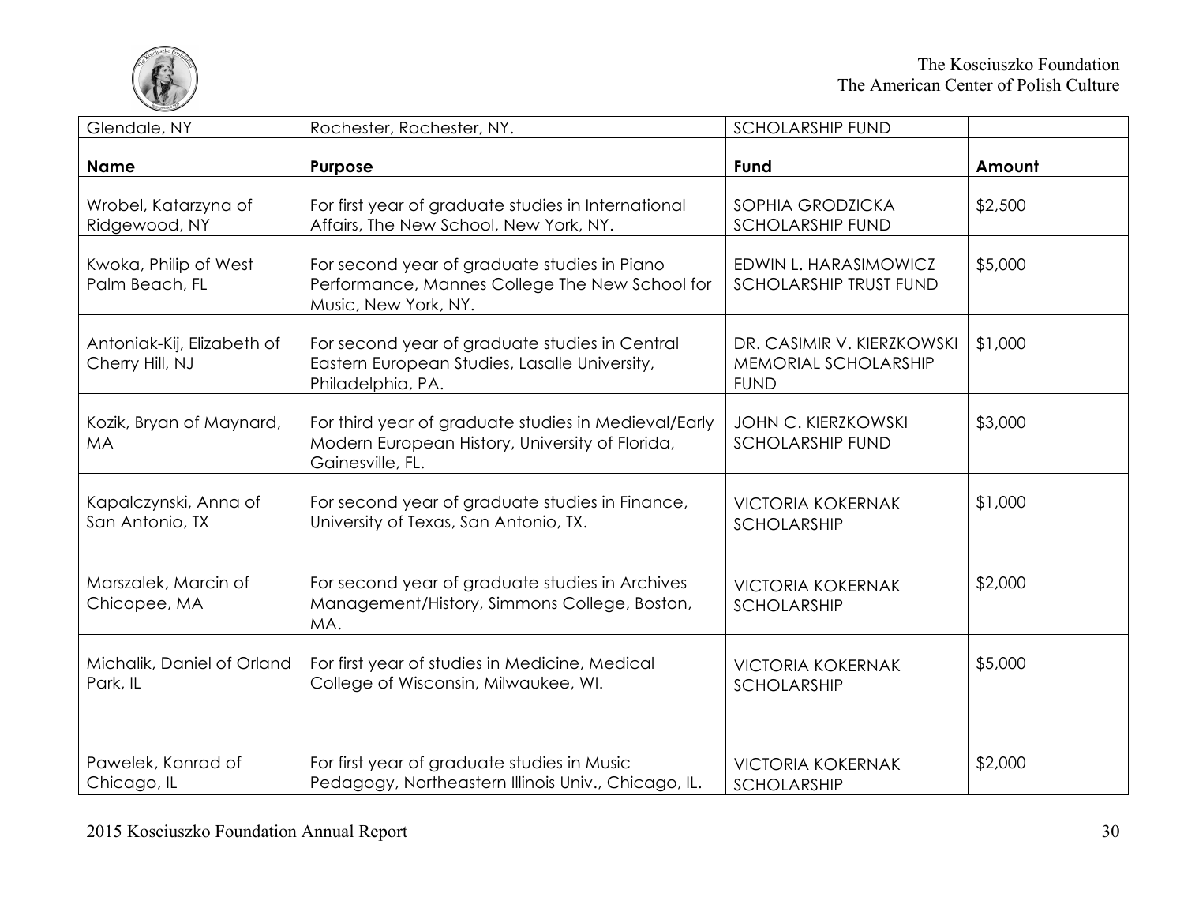| | | | |
|---|---|---|---|
| Glendale, NY | Rochester, Rochester, NY. | SCHOLARSHIP FUND | |
| **Name** | **Purpose** | **Fund** | **Amount** |
| Wrobel, Katarzyna of Ridgewood, NY | For first year of graduate studies in International Affairs, The New School, New York, NY. | SOPHIA GRODZICKA SCHOLARSHIP FUND | $2,500 |
| Kwoka, Philip of West Palm Beach, FL | For second year of graduate studies in Piano Performance, Mannes College The New School for Music, New York, NY. | EDWIN L. HARASIMOWICZ SCHOLARSHIP TRUST FUND | $5,000 |
| Antoniak-Kij, Elizabeth of Cherry Hill, NJ | For second year of graduate studies in Central Eastern European Studies, Lasalle University, Philadelphia, PA. | DR. CASIMIR V. KIERZKOWSKI MEMORIAL SCHOLARSHIP FUND | $1,000 |
| Kozik, Bryan of Maynard, MA | For third year of graduate studies in Medieval/Early Modern European History, University of Florida, Gainesville, FL. | JOHN C. KIERZKOWSKI SCHOLARSHIP FUND | $3,000 |
| Kapalczynski, Anna of San Antonio, TX | For second year of graduate studies in Finance, University of Texas, San Antonio, TX. | VICTORIA KOKERNAK SCHOLARSHIP | $1,000 |
| Marszalek, Marcin of Chicopee, MA | For second year of graduate studies in Archives Management/History, Simmons College, Boston, MA. | VICTORIA KOKERNAK SCHOLARSHIP | $2,000 |
| Michalik, Daniel of Orland Park, IL | For first year of studies in Medicine, Medical College of Wisconsin, Milwaukee, WI. | VICTORIA KOKERNAK SCHOLARSHIP | $5,000 |
| Pawelek, Konrad of Chicago, IL | For first year of graduate studies in Music Pedagogy, Northeastern Illinois Univ., Chicago, IL. | VICTORIA KOKERNAK SCHOLARSHIP | $2,000 |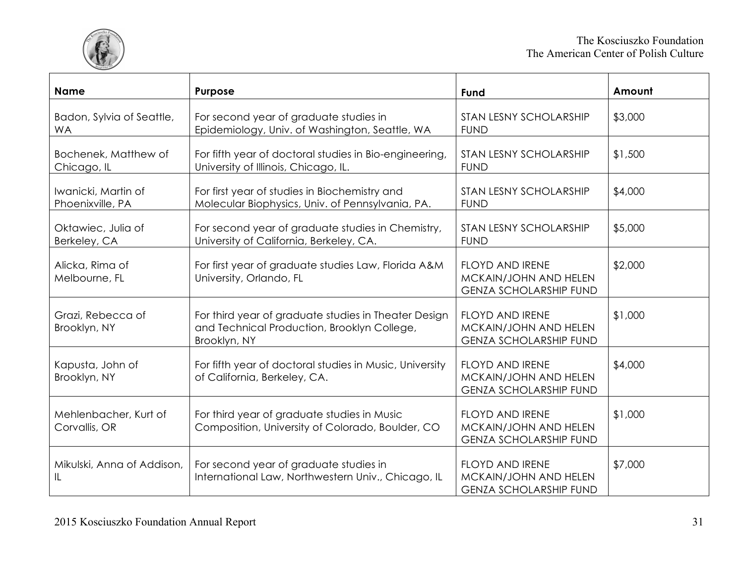| Name | Purpose | Fund | Amount |
| --- | --- | --- | --- |
| Badon, Sylvia of Seattle, WA | For second year of graduate studies in Epidemiology, Univ. of Washington, Seattle, WA | STAN LESNY SCHOLARSHIP FUND | $3,000 |
| Bochenek, Matthew of Chicago, IL | For fifth year of doctoral studies in Bio-engineering, University of Illinois, Chicago, IL. | STAN LESNY SCHOLARSHIP FUND | $1,500 |
| Iwanicki, Martin of Phoenixville, PA | For first year of studies in Biochemistry and Molecular Biophysics, Univ. of Pennsylvania, PA. | STAN LESNY SCHOLARSHIP FUND | $4,000 |
| Oktawiec, Julia of Berkeley, CA | For second year of graduate studies in Chemistry, University of California, Berkeley, CA. | STAN LESNY SCHOLARSHIP FUND | $5,000 |
| Alicka, Rima of Melbourne, FL | For first year of graduate studies Law, Florida A&M University, Orlando, FL | FLOYD AND IRENE MCKAIN/JOHN AND HELEN GENZA SCHOLARSHIP FUND | $2,000 |
| Grazi, Rebecca of Brooklyn, NY | For third year of graduate studies in Theater Design and Technical Production, Brooklyn College, Brooklyn, NY | FLOYD AND IRENE MCKAIN/JOHN AND HELEN GENZA SCHOLARSHIP FUND | $1,000 |
| Kapusta, John of Brooklyn, NY | For fifth year of doctoral studies in Music, University of California, Berkeley, CA. | FLOYD AND IRENE MCKAIN/JOHN AND HELEN GENZA SCHOLARSHIP FUND | $4,000 |
| Mehlenbacher, Kurt of Corvallis, OR | For third year of graduate studies in Music Composition, University of Colorado, Boulder, CO | FLOYD AND IRENE MCKAIN/JOHN AND HELEN GENZA SCHOLARSHIP FUND | $1,000 |
| Mikulski, Anna of Addison, IL | For second year of graduate studies in International Law, Northwestern Univ., Chicago, IL | FLOYD AND IRENE MCKAIN/JOHN AND HELEN GENZA SCHOLARSHIP FUND | $7,000 |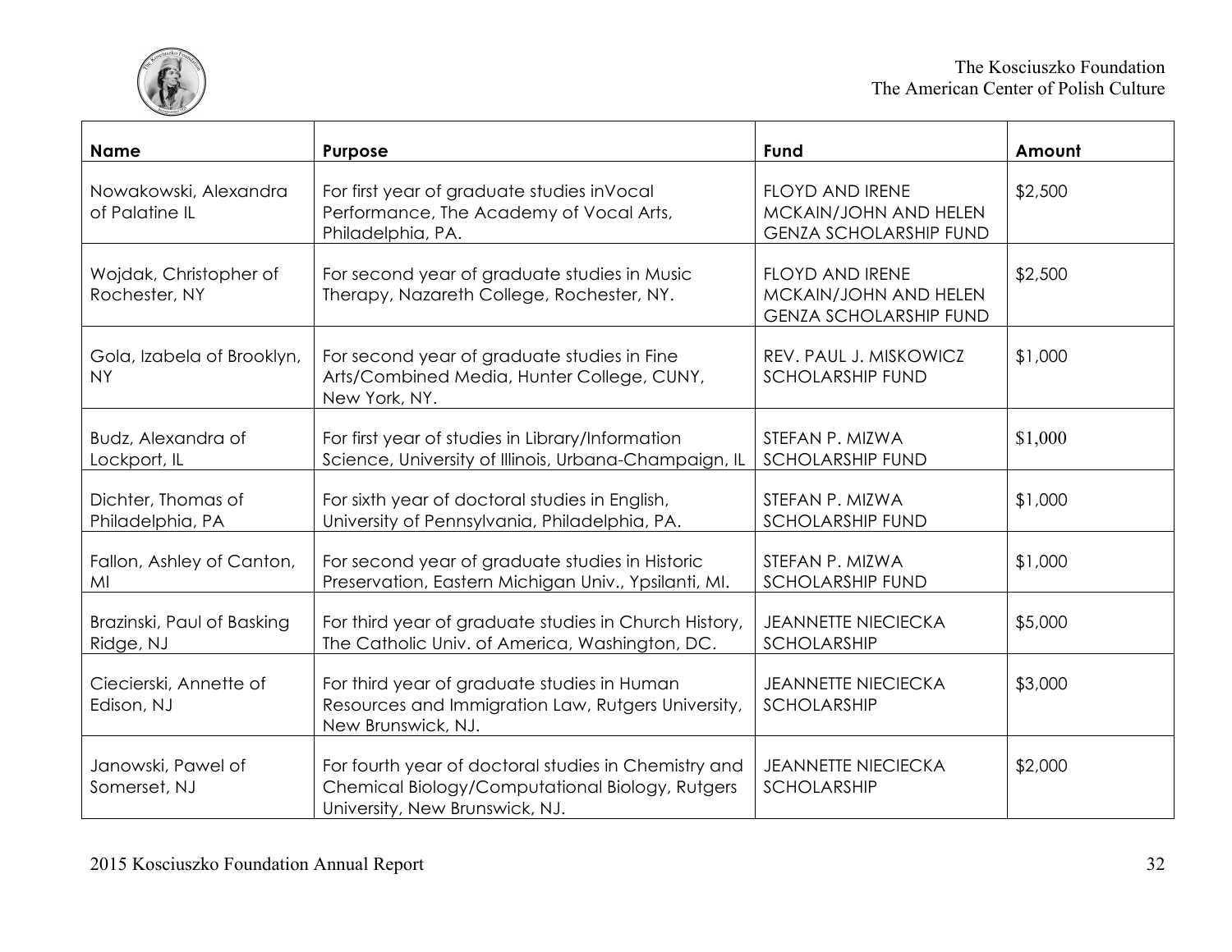| Name | Purpose | Fund | Amount |
|---|---|---|---|
| Nowakowski, Alexandra of Palatine IL | For first year of graduate studies inVocal Performance, The Academy of Vocal Arts, Philadelphia, PA. | FLOYD AND IRENE MCKAIN/JOHN AND HELEN GENZA SCHOLARSHIP FUND | $2,500 |
| Wojdak, Christopher of Rochester, NY | For second year of graduate studies in Music Therapy, Nazareth College, Rochester, NY. | FLOYD AND IRENE MCKAIN/JOHN AND HELEN GENZA SCHOLARSHIP FUND | $2,500 |
| Gola, Izabela of Brooklyn, NY | For second year of graduate studies in Fine Arts/Combined Media, Hunter College, CUNY, New York, NY. | REV. PAUL J. MISKOWICZ SCHOLARSHIP FUND | $1,000 |
| Budz, Alexandra of Lockport, IL | For first year of studies in Library/Information Science, University of Illinois, Urbana-Champaign, IL | STEFAN P. MIZWA SCHOLARSHIP FUND | $1,000 |
| Dichter, Thomas of Philadelphia, PA | For sixth year of doctoral studies in English, University of Pennsylvania, Philadelphia, PA. | STEFAN P. MIZWA SCHOLARSHIP FUND | $1,000 |
| Fallon, Ashley of Canton, MI | For second year of graduate studies in Historic Preservation, Eastern Michigan Univ., Ypsilanti, MI. | STEFAN P. MIZWA SCHOLARSHIP FUND | $1,000 |
| Brazinski, Paul of Basking Ridge, NJ | For third year of graduate studies in Church History, The Catholic Univ. of America, Washington, DC. | JEANNETTE NIECIECKA SCHOLARSHIP | $5,000 |
| Ciecierski, Annette of Edison, NJ | For third year of graduate studies in Human Resources and Immigration Law, Rutgers University, New Brunswick, NJ. | JEANNETTE NIECIECKA SCHOLARSHIP | $3,000 |
| Janowski, Pawel of Somerset, NJ | For fourth year of doctoral studies in Chemistry and Chemical Biology/Computational Biology, Rutgers University, New Brunswick, NJ. | JEANNETTE NIECIECKA SCHOLARSHIP | $2,000 |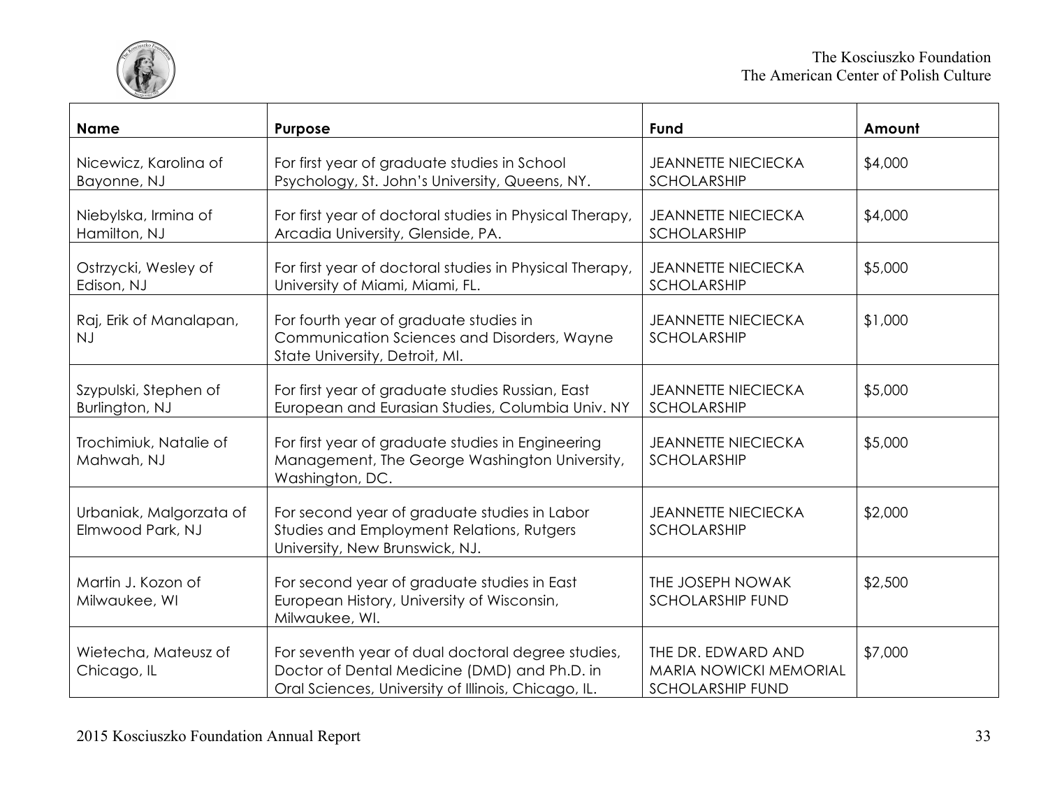| Name | Purpose | Fund | Amount |
|---|---|---|---|
| Nicewicz, Karolina of Bayonne, NJ | For first year of graduate studies in School Psychology, St. John's University, Queens, NY. | JEANNETTE NIECIECKA SCHOLARSHIP | $4,000 |
| Niebylska, Irmina of Hamilton, NJ | For first year of doctoral studies in Physical Therapy, Arcadia University, Glenside, PA. | JEANNETTE NIECIECKA SCHOLARSHIP | $4,000 |
| Ostrzycki, Wesley of Edison, NJ | For first year of doctoral studies in Physical Therapy, University of Miami, Miami, FL. | JEANNETTE NIECIECKA SCHOLARSHIP | $5,000 |
| Raj, Erik of Manalapan, NJ | For fourth year of graduate studies in Communication Sciences and Disorders, Wayne State University, Detroit, MI. | JEANNETTE NIECIECKA SCHOLARSHIP | $1,000 |
| Szypulski, Stephen of Burlington, NJ | For first year of graduate studies Russian, East European and Eurasian Studies, Columbia Univ. NY | JEANNETTE NIECIECKA SCHOLARSHIP | $5,000 |
| Trochimiuk, Natalie of Mahwah, NJ | For first year of graduate studies in Engineering Management, The George Washington University, Washington, DC. | JEANNETTE NIECIECKA SCHOLARSHIP | $5,000 |
| Urbaniak, Malgorzata of Elmwood Park, NJ | For second year of graduate studies in Labor Studies and Employment Relations, Rutgers University, New Brunswick, NJ. | JEANNETTE NIECIECKA SCHOLARSHIP | $2,000 |
| Martin J. Kozon of Milwaukee, WI | For second year of graduate studies in East European History, University of Wisconsin, Milwaukee, WI. | THE JOSEPH NOWAK SCHOLARSHIP FUND | $2,500 |
| Wietecha, Mateusz of Chicago, IL | For seventh year of dual doctoral degree studies, Doctor of Dental Medicine (DMD) and Ph.D. in Oral Sciences, University of Illinois, Chicago, IL. | THE DR. EDWARD AND MARIA NOWICKI MEMORIAL SCHOLARSHIP FUND | $7,000 |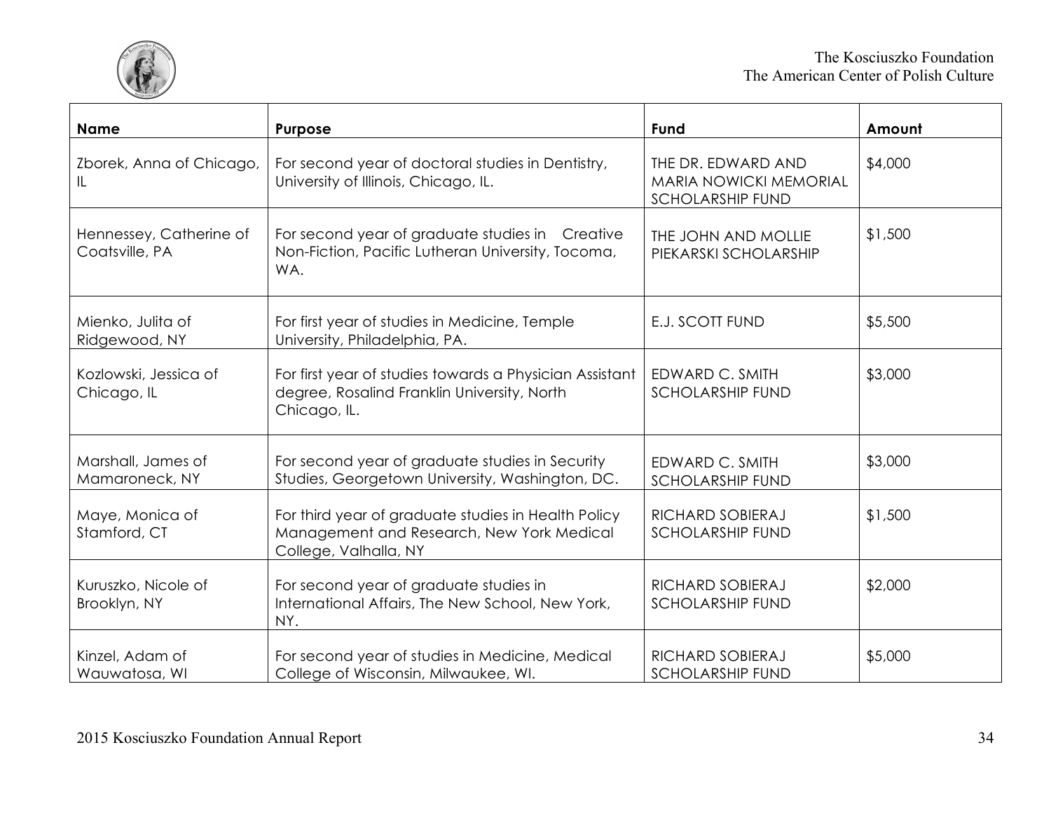| Name | Purpose | Fund | Amount |
|---|---|---|---|
| Zborek, Anna of Chicago, IL | For second year of doctoral studies in Dentistry, University of Illinois, Chicago, IL. | THE DR. EDWARD AND MARIA NOWICKI MEMORIAL SCHOLARSHIP FUND | $4,000 |
| Hennessey, Catherine of Coatsville, PA | For second year of graduate studies in Creative Non-Fiction, Pacific Lutheran University, Tocoma, WA. | THE JOHN AND MOLLIE PIEKARSKI SCHOLARSHIP | $1,500 |
| Mienko, Julita of Ridgewood, NY | For first year of studies in Medicine, Temple University, Philadelphia, PA. | E.J. SCOTT FUND | $5,500 |
| Kozlowski, Jessica of Chicago, IL | For first year of studies towards a Physician Assistant degree, Rosalind Franklin University, North Chicago, IL. | EDWARD C. SMITH SCHOLARSHIP FUND | $3,000 |
| Marshall, James of Mamaroneck, NY | For second year of graduate studies in Security Studies, Georgetown University, Washington, DC. | EDWARD C. SMITH SCHOLARSHIP FUND | $3,000 |
| Maye, Monica of Stamford, CT | For third year of graduate studies in Health Policy Management and Research, New York Medical College, Valhalla, NY | RICHARD SOBIERAJ SCHOLARSHIP FUND | $1,500 |
| Kuruszko, Nicole of Brooklyn, NY | For second year of graduate studies in International Affairs, The New School, New York, NY. | RICHARD SOBIERAJ SCHOLARSHIP FUND | $2,000 |
| Kinzel, Adam of Wauwatosa, WI | For second year of studies in Medicine, Medical College of Wisconsin, Milwaukee, WI. | RICHARD SOBIERAJ SCHOLARSHIP FUND | $5,000 |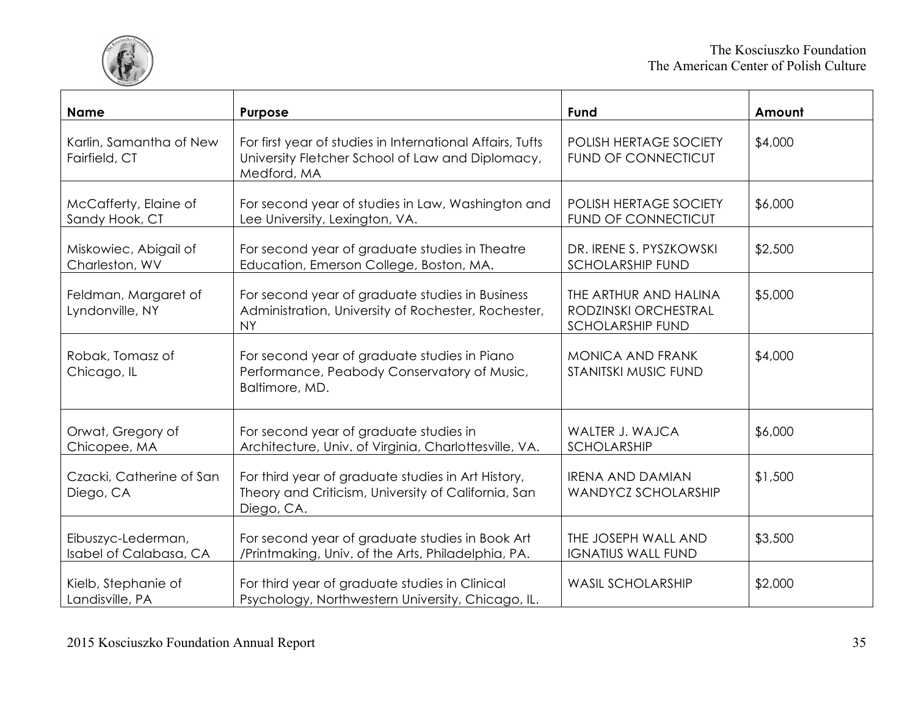| Name | Purpose | Fund | Amount |
|---|---|---|---|
| Karlin, Samantha of New Fairfield, CT | For first year of studies in International Affairs, Tufts University Fletcher School of Law and Diplomacy, Medford, MA | POLISH HERTAGE SOCIETY FUND OF CONNECTICUT | $4,000 |
| McCafferty, Elaine of Sandy Hook, CT | For second year of studies in Law, Washington and Lee University, Lexington, VA. | POLISH HERTAGE SOCIETY FUND OF CONNECTICUT | $6,000 |
| Miskowiec, Abigail of Charleston, WV | For second year of graduate studies in Theatre Education, Emerson College, Boston, MA. | DR. IRENE S. PYSZKOWSKI SCHOLARSHIP FUND | $2,500 |
| Feldman, Margaret of Lyndonville, NY | For second year of graduate studies in Business Administration, University of Rochester, Rochester, NY | THE ARTHUR AND HALINA RODZINSKI ORCHESTRAL SCHOLARSHIP FUND | $5,000 |
| Robak, Tomasz of Chicago, IL | For second year of graduate studies in Piano Performance, Peabody Conservatory of Music, Baltimore, MD. | MONICA AND FRANK STANITSKI MUSIC FUND | $4,000 |
| Orwat, Gregory of Chicopee, MA | For second year of graduate studies in Architecture, Univ. of Virginia, Charlottesville, VA. | WALTER J. WAJCA SCHOLARSHIP | $6,000 |
| Czacki, Catherine of San Diego, CA | For third year of graduate studies in Art History, Theory and Criticism, University of California, San Diego, CA. | IRENA AND DAMIAN WANDYCZ SCHOLARSHIP | $1,500 |
| Eibuszyc-Lederman, Isabel of Calabasa, CA | For second year of graduate studies in Book Art /Printmaking, Univ. of the Arts, Philadelphia, PA. | THE JOSEPH WALL AND IGNATIUS WALL FUND | $3,500 |
| Kielb, Stephanie of Landisville, PA | For third year of graduate studies in Clinical Psychology, Northwestern University, Chicago, IL. | WASIL SCHOLARSHIP | $2,000 |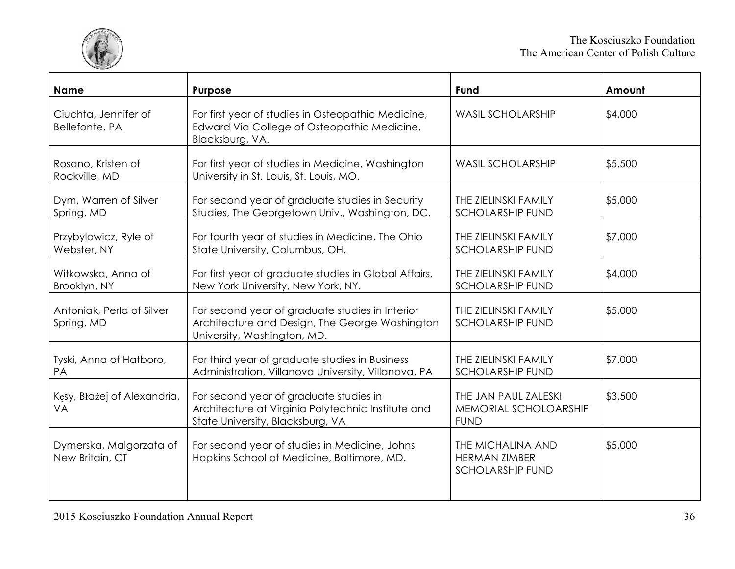| Name | Purpose | Fund | Amount |
|---|---|---|---|
| Ciuchta, Jennifer of Bellefonte, PA | For first year of studies in Osteopathic Medicine, Edward Via College of Osteopathic Medicine, Blacksburg, VA. | WASIL SCHOLARSHIP | $4,000 |
| Rosano, Kristen of Rockville, MD | For first year of studies in Medicine, Washington University in St. Louis, St. Louis, MO. | WASIL SCHOLARSHIP | $5,500 |
| Dym, Warren of Silver Spring, MD | For second year of graduate studies in Security Studies, The Georgetown Univ., Washington, DC. | THE ZIELINSKI FAMILY SCHOLARSHIP FUND | $5,000 |
| Przybylowicz, Ryle of Webster, NY | For fourth year of studies in Medicine, The Ohio State University, Columbus, OH. | THE ZIELINSKI FAMILY SCHOLARSHIP FUND | $7,000 |
| Witkowska, Anna of Brooklyn, NY | For first year of graduate studies in Global Affairs, New York University, New York, NY. | THE ZIELINSKI FAMILY SCHOLARSHIP FUND | $4,000 |
| Antoniak, Perla of Silver Spring, MD | For second year of graduate studies in Interior Architecture and Design, The George Washington University, Washington, MD. | THE ZIELINSKI FAMILY SCHOLARSHIP FUND | $5,000 |
| Tyski, Anna of Hatboro, PA | For third year of graduate studies in Business Administration, Villanova University, Villanova, PA | THE ZIELINSKI FAMILY SCHOLARSHIP FUND | $7,000 |
| Kęsy, Błażej of Alexandria, VA | For second year of graduate studies in Architecture at Virginia Polytechnic Institute and State University, Blacksburg, VA | THE JAN PAUL ZALESKI MEMORIAL SCHOLOARSHIP FUND | $3,500 |
| Dymerska, Malgorzata of New Britain, CT | For second year of studies in Medicine, Johns Hopkins School of Medicine, Baltimore, MD. | THE MICHALINA AND HERMAN ZIMBER SCHOLARSHIP FUND | $5,000 |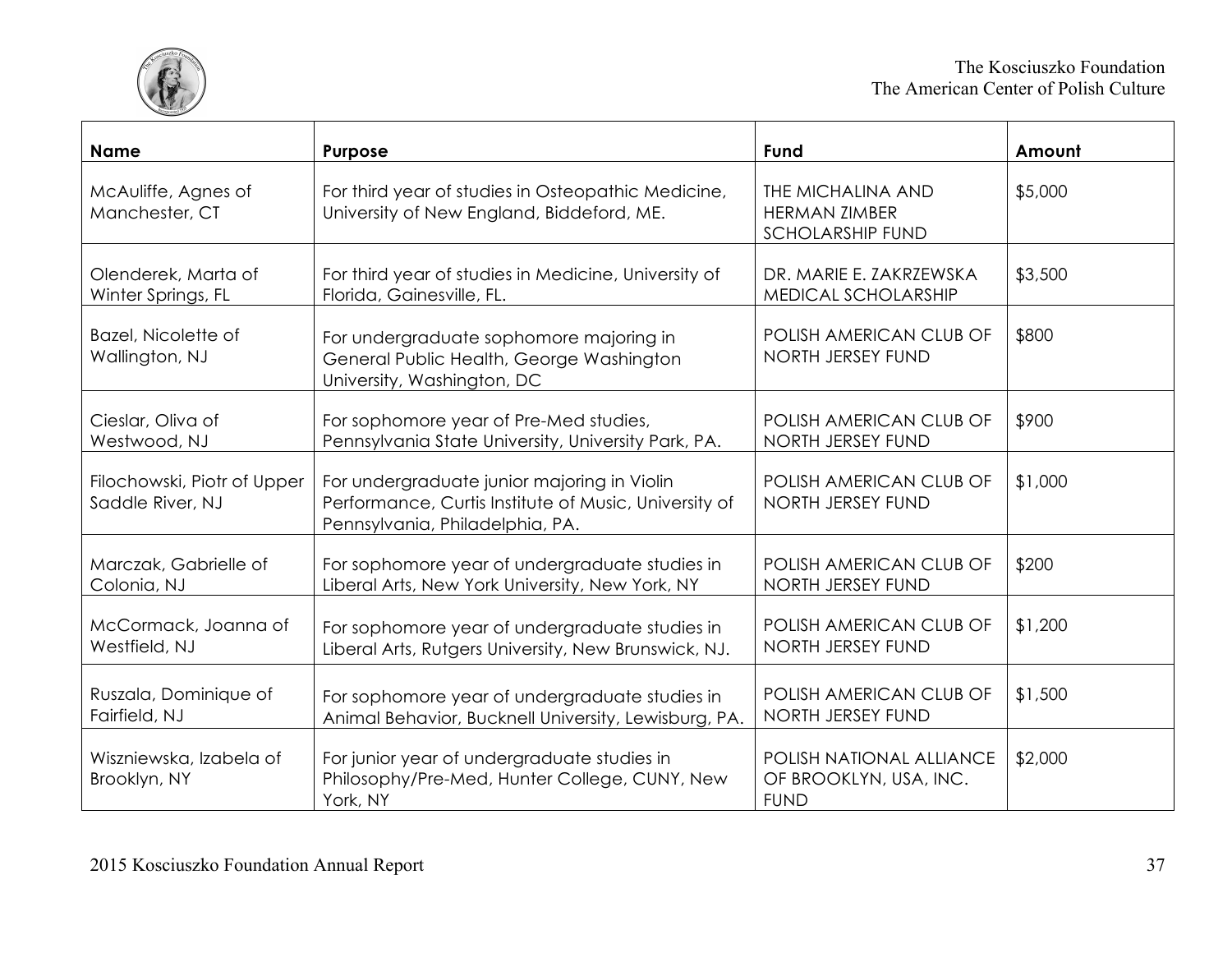| Name | Purpose | Fund | Amount |
|---|---|---|---|
| McAuliffe, Agnes of Manchester, CT | For third year of studies in Osteopathic Medicine, University of New England, Biddeford, ME. | THE MICHALINA AND HERMAN ZIMBER SCHOLARSHIP FUND | $5,000 |
| Olenderek, Marta of Winter Springs, FL | For third year of studies in Medicine, University of Florida, Gainesville, FL. | DR. MARIE E. ZAKRZEWSKA MEDICAL SCHOLARSHIP | $3,500 |
| Bazel, Nicolette of Wallington, NJ | For undergraduate sophomore majoring in General Public Health, George Washington University, Washington, DC | POLISH AMERICAN CLUB OF NORTH JERSEY FUND | $800 |
| Cieslar, Oliva of Westwood, NJ | For sophomore year of Pre-Med studies, Pennsylvania State University, University Park, PA. | POLISH AMERICAN CLUB OF NORTH JERSEY FUND | $900 |
| Filochowski, Piotr of Upper Saddle River, NJ | For undergraduate junior majoring in Violin Performance, Curtis Institute of Music, University of Pennsylvania, Philadelphia, PA. | POLISH AMERICAN CLUB OF NORTH JERSEY FUND | $1,000 |
| Marczak, Gabrielle of Colonia, NJ | For sophomore year of undergraduate studies in Liberal Arts, New York University, New York, NY | POLISH AMERICAN CLUB OF NORTH JERSEY FUND | $200 |
| McCormack, Joanna of Westfield, NJ | For sophomore year of undergraduate studies in Liberal Arts, Rutgers University, New Brunswick, NJ. | POLISH AMERICAN CLUB OF NORTH JERSEY FUND | $1,200 |
| Ruszala, Dominique of Fairfield, NJ | For sophomore year of undergraduate studies in Animal Behavior, Bucknell University, Lewisburg, PA. | POLISH AMERICAN CLUB OF NORTH JERSEY FUND | $1,500 |
| Wiszniewska, Izabela of Brooklyn, NY | For junior year of undergraduate studies in Philosophy/Pre-Med, Hunter College, CUNY, New York, NY | POLISH NATIONAL ALLIANCE OF BROOKLYN, USA, INC. FUND | $2,000 |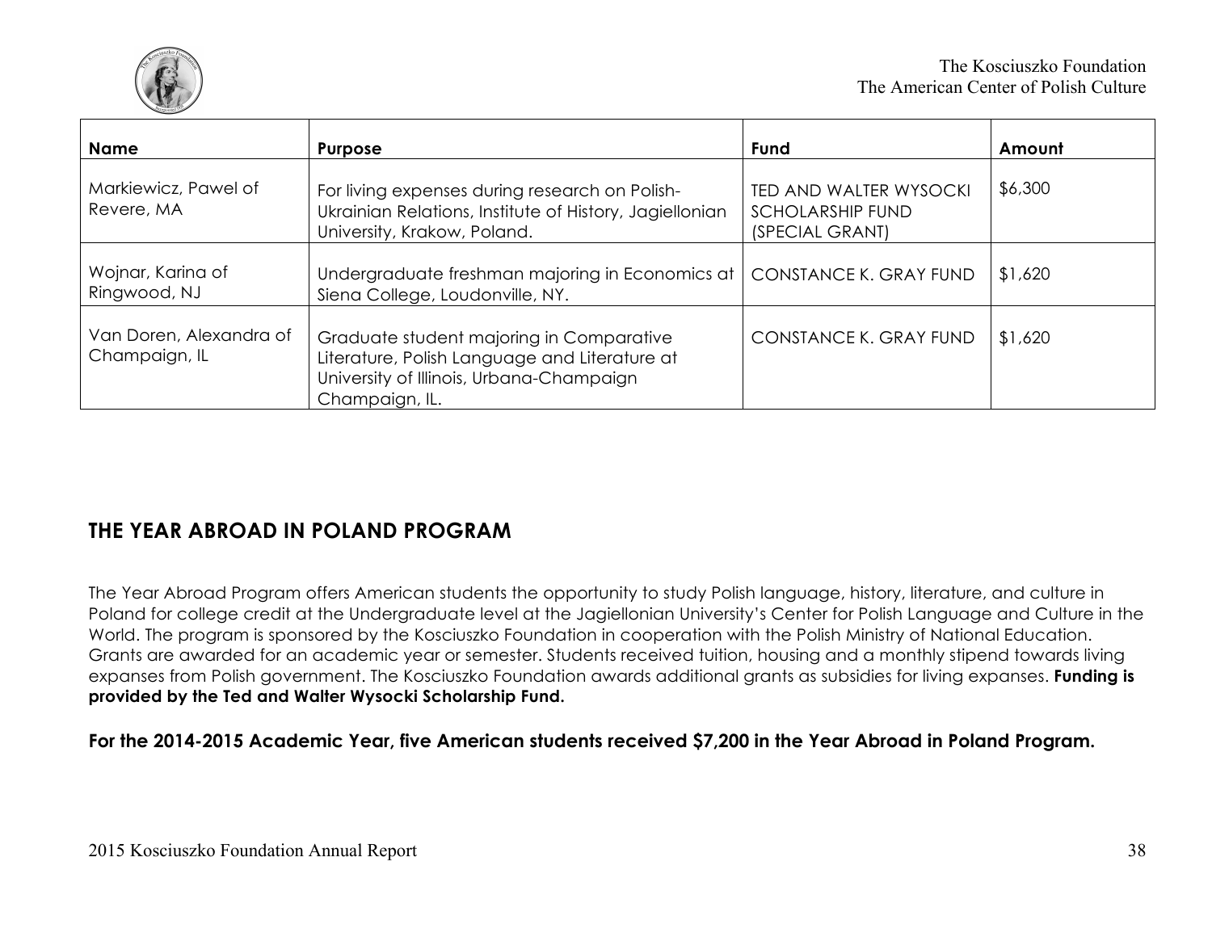| Name | Purpose | Fund | Amount |
| --- | --- | --- | --- |
| Markiewicz, Pawel of Revere, MA | For living expenses during research on Polish-Ukrainian Relations, Institute of History, Jagiellonian University, Krakow, Poland. | TED AND WALTER WYSOCKI SCHOLARSHIP FUND (SPECIAL GRANT) | $6,300 |
| Wojnar, Karina of Ringwood, NJ | Undergraduate freshman majoring in Economics at Siena College, Loudonville, NY. | CONSTANCE K. GRAY FUND | $1,620 |
| Van Doren, Alexandra of Champaign, IL | Graduate student majoring in Comparative Literature, Polish Language and Literature at University of Illinois, Urbana-Champaign Champaign, IL. | CONSTANCE K. GRAY FUND | $1,620 |

## THE YEAR ABROAD IN POLAND PROGRAM

The Year Abroad Program offers American students the opportunity to study Polish language, history, literature, and culture in Poland for college credit at the Undergraduate level at the Jagiellonian University's Center for Polish Language and Culture in the World. The program is sponsored by the Kosciuszko Foundation in cooperation with the Polish Ministry of National Education. Grants are awarded for an academic year or semester. Students received tuition, housing and a monthly stipend towards living expanses from Polish government. The Kosciuszko Foundation awards additional grants as subsidies for living expanses. **Funding is provided by the Ted and Walter Wysocki Scholarship Fund.**

**For the 2014-2015 Academic Year, five American students received $7,200 in the Year Abroad in Poland Program.**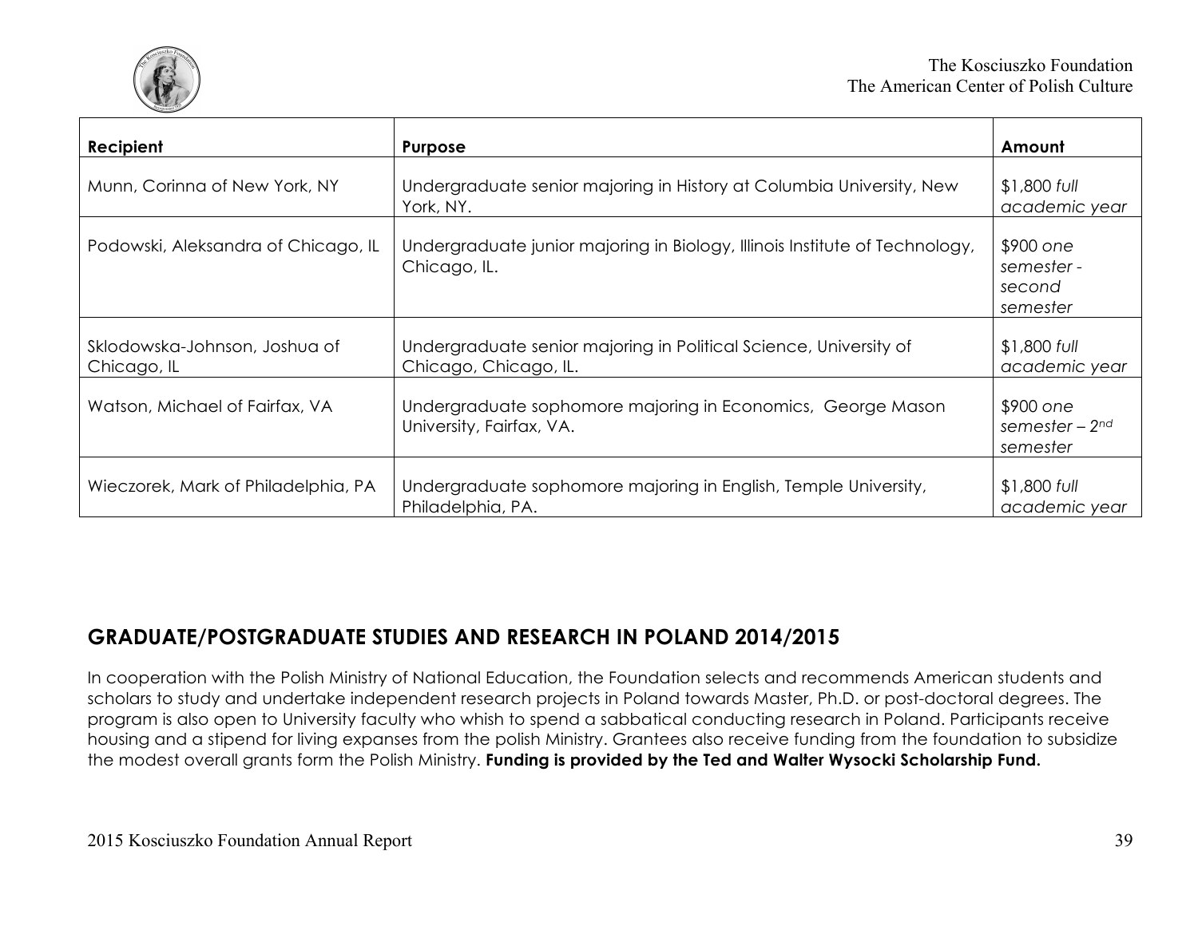| Recipient | Purpose | Amount |
|---|---|---|
| Munn, Corinna of New York, NY | Undergraduate senior majoring in History at Columbia University, New York, NY. | $1,800 *full academic year* |
| Podowski, Aleksandra of Chicago, IL | Undergraduate junior majoring in Biology, Illinois Institute of Technology, Chicago, IL. | $900 *one semester - second semester* |
| Sklodowska-Johnson, Joshua of Chicago, IL | Undergraduate senior majoring in Political Science, University of Chicago, Chicago, IL. | $1,800 *full academic year* |
| Watson, Michael of Fairfax, VA | Undergraduate sophomore majoring in Economics, George Mason University, Fairfax, VA. | $900 *one semester – 2nd semester* |
| Wieczorek, Mark of Philadelphia, PA | Undergraduate sophomore majoring in English, Temple University, Philadelphia, PA. | $1,800 *full academic year* |

## GRADUATE/POSTGRADUATE STUDIES AND RESEARCH IN POLAND 2014/2015

In cooperation with the Polish Ministry of National Education, the Foundation selects and recommends American students and scholars to study and undertake independent research projects in Poland towards Master, Ph.D. or post-doctoral degrees. The program is also open to University faculty who whish to spend a sabbatical conducting research in Poland. Participants receive housing and a stipend for living expanses from the polish Ministry. Grantees also receive funding from the foundation to subsidize the modest overall grants form the Polish Ministry. **Funding is provided by the Ted and Walter Wysocki Scholarship Fund.**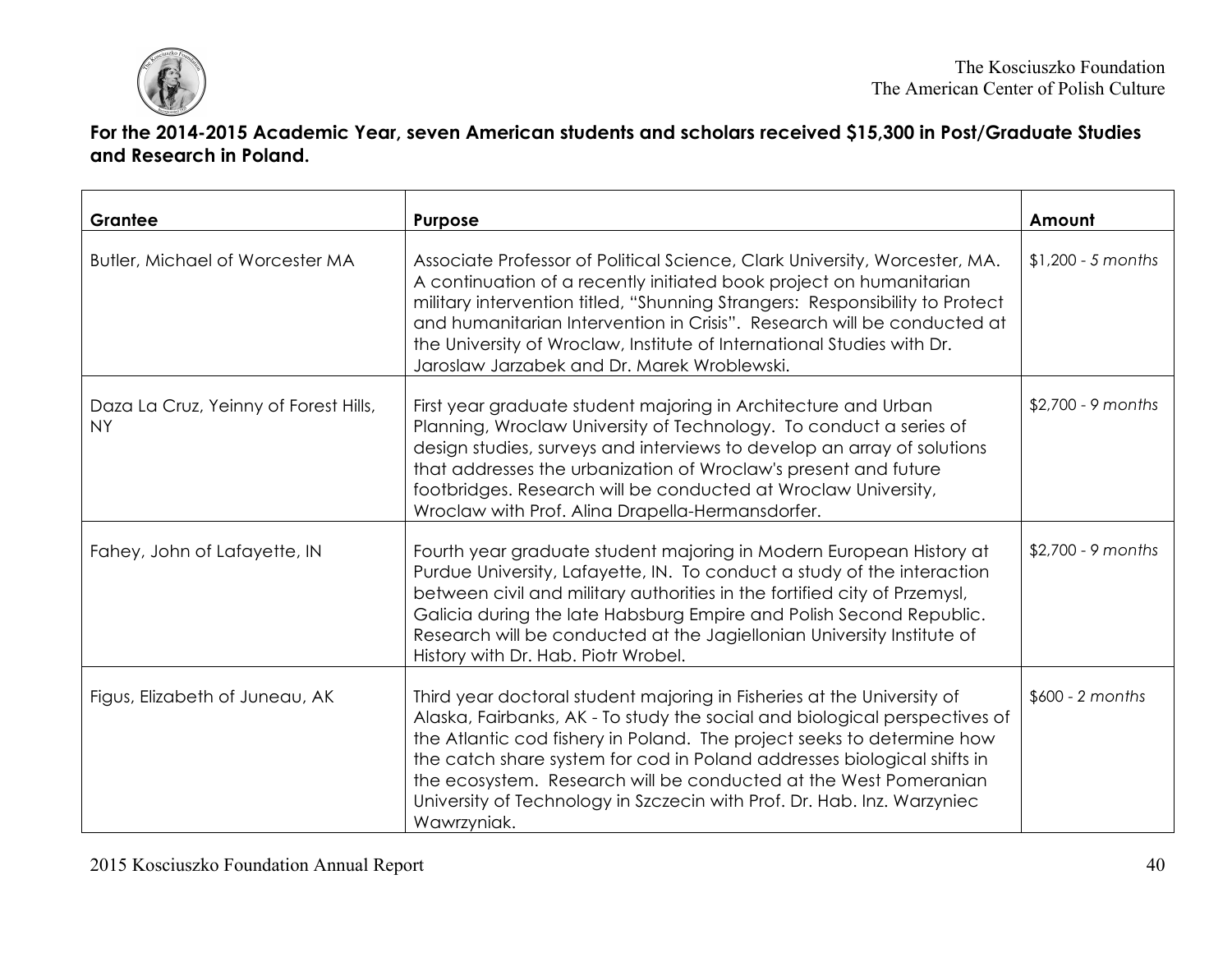**For the 2014-2015 Academic Year, seven American students and scholars received $15,300 in Post/Graduate Studies and Research in Poland.**

| Grantee | Purpose | Amount |
|---|---|---|
| Butler, Michael of Worcester MA | Associate Professor of Political Science, Clark University, Worcester, MA. A continuation of a recently initiated book project on humanitarian military intervention titled, "Shunning Strangers: Responsibility to Protect and humanitarian Intervention in Crisis". Research will be conducted at the University of Wroclaw, Institute of International Studies with Dr. Jaroslaw Jarzabek and Dr. Marek Wroblewski. | $1,200 - *5 months* |
| Daza La Cruz, Yeinny of Forest Hills, NY | First year graduate student majoring in Architecture and Urban Planning, Wroclaw University of Technology. To conduct a series of design studies, surveys and interviews to develop an array of solutions that addresses the urbanization of Wroclaw's present and future footbridges. Research will be conducted at Wroclaw University, Wroclaw with Prof. Alina Drapella-Hermansdorfer. | $2,700 - *9 months* |
| Fahey, John of Lafayette, IN | Fourth year graduate student majoring in Modern European History at Purdue University, Lafayette, IN. To conduct a study of the interaction between civil and military authorities in the fortified city of Przemysl, Galicia during the late Habsburg Empire and Polish Second Republic. Research will be conducted at the Jagiellonian University Institute of History with Dr. Hab. Piotr Wrobel. | $2,700 - *9 months* |
| Figus, Elizabeth of Juneau, AK | Third year doctoral student majoring in Fisheries at the University of Alaska, Fairbanks, AK - To study the social and biological perspectives of the Atlantic cod fishery in Poland. The project seeks to determine how the catch share system for cod in Poland addresses biological shifts in the ecosystem. Research will be conducted at the West Pomeranian University of Technology in Szczecin with Prof. Dr. Hab. Inz. Warzyniec Wawrzyniak. | $600 - *2 months* |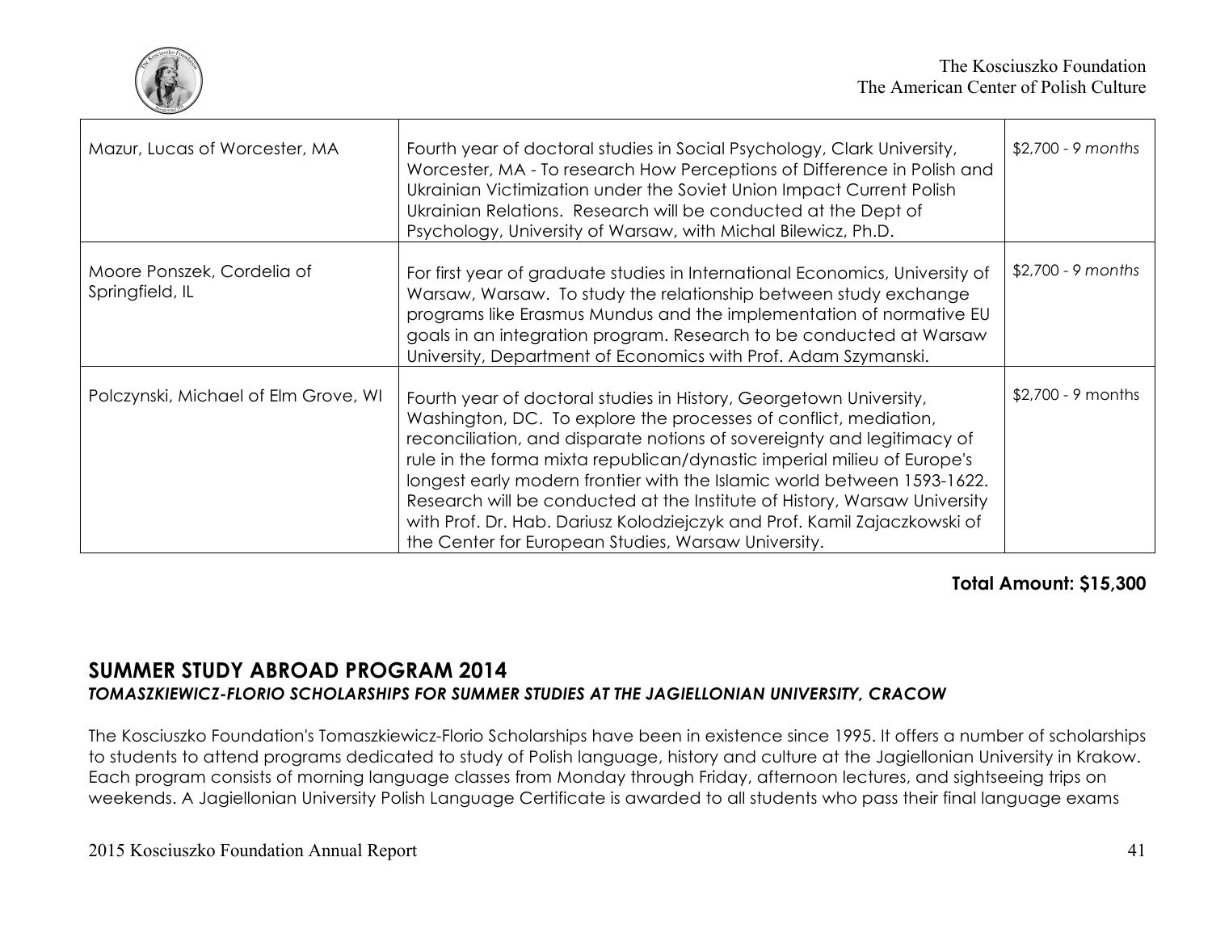| | | |
|---|---|---|
| Mazur, Lucas of Worcester, MA | Fourth year of doctoral studies in Social Psychology, Clark University, Worcester, MA - To research How Perceptions of Difference in Polish and Ukrainian Victimization under the Soviet Union Impact Current Polish Ukrainian Relations. Research will be conducted at the Dept of Psychology, University of Warsaw, with Michal Bilewicz, Ph.D. | $2,700 - 9 *months* |
| Moore Ponszek, Cordelia of Springfield, IL | For first year of graduate studies in International Economics, University of Warsaw, Warsaw. To study the relationship between study exchange programs like Erasmus Mundus and the implementation of normative EU goals in an integration program. Research to be conducted at Warsaw University, Department of Economics with Prof. Adam Szymanski. | $2,700 - 9 *months* |
| Polczynski, Michael of Elm Grove, WI | Fourth year of doctoral studies in History, Georgetown University, Washington, DC. To explore the processes of conflict, mediation, reconciliation, and disparate notions of sovereignty and legitimacy of rule in the forma mixta republican/dynastic imperial milieu of Europe's longest early modern frontier with the Islamic world between 1593-1622. Research will be conducted at the Institute of History, Warsaw University with Prof. Dr. Hab. Dariusz Kolodziejczyk and Prof. Kamil Zajaczkowski of the Center for European Studies, Warsaw University. | $2,700 - 9 months |

**Total Amount: $15,300**

## SUMMER STUDY ABROAD PROGRAM 2014

### *TOMASZKIEWICZ-FLORIO SCHOLARSHIPS FOR SUMMER STUDIES AT THE JAGIELLONIAN UNIVERSITY, CRACOW*

The Kosciuszko Foundation's Tomaszkiewicz-Florio Scholarships have been in existence since 1995. It offers a number of scholarships to students to attend programs dedicated to study of Polish language, history and culture at the Jagiellonian University in Krakow. Each program consists of morning language classes from Monday through Friday, afternoon lectures, and sightseeing trips on weekends. A Jagiellonian University Polish Language Certificate is awarded to all students who pass their final language exams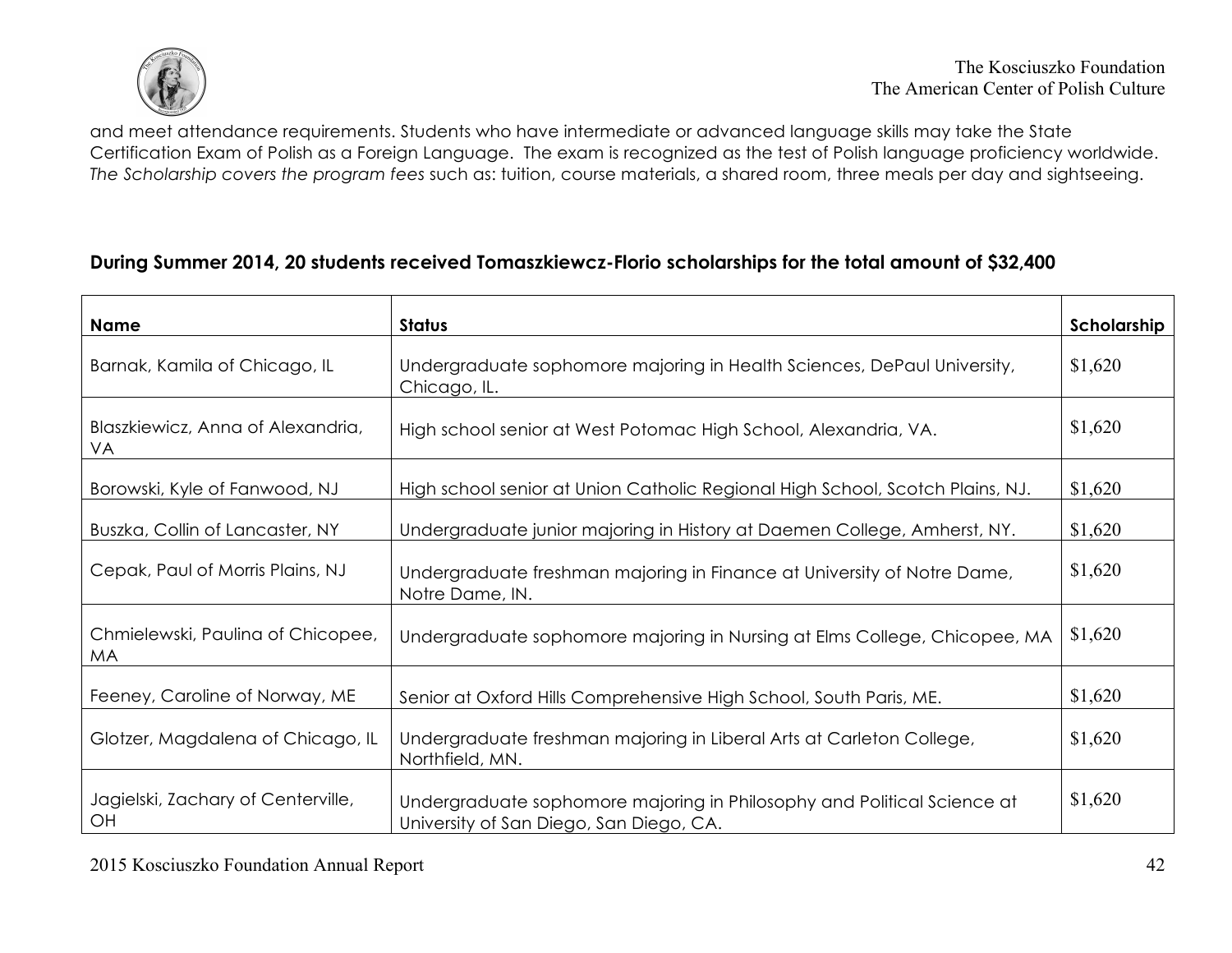and meet attendance requirements. Students who have intermediate or advanced language skills may take the State Certification Exam of Polish as a Foreign Language. The exam is recognized as the test of Polish language proficiency worldwide. *The Scholarship covers the program fees* such as: tuition, course materials, a shared room, three meals per day and sightseeing.

### During Summer 2014, 20 students received Tomaszkiewcz-Florio scholarships for the total amount of $32,400

| Name | Status | Scholarship |
|---|---|---|
| Barnak, Kamila of Chicago, IL | Undergraduate sophomore majoring in Health Sciences, DePaul University, Chicago, IL. | $1,620 |
| Blaszkiewicz, Anna of Alexandria, VA | High school senior at West Potomac High School, Alexandria, VA. | $1,620 |
| Borowski, Kyle of Fanwood, NJ | High school senior at Union Catholic Regional High School, Scotch Plains, NJ. | $1,620 |
| Buszka, Collin of Lancaster, NY | Undergraduate junior majoring in History at Daemen College, Amherst, NY. | $1,620 |
| Cepak, Paul of Morris Plains, NJ | Undergraduate freshman majoring in Finance at University of Notre Dame, Notre Dame, IN. | $1,620 |
| Chmielewski, Paulina of Chicopee, MA | Undergraduate sophomore majoring in Nursing at Elms College, Chicopee, MA | $1,620 |
| Feeney, Caroline of Norway, ME | Senior at Oxford Hills Comprehensive High School, South Paris, ME. | $1,620 |
| Glotzer, Magdalena of Chicago, IL | Undergraduate freshman majoring in Liberal Arts at Carleton College, Northfield, MN. | $1,620 |
| Jagielski, Zachary of Centerville, OH | Undergraduate sophomore majoring in Philosophy and Political Science at University of San Diego, San Diego, CA. | $1,620 |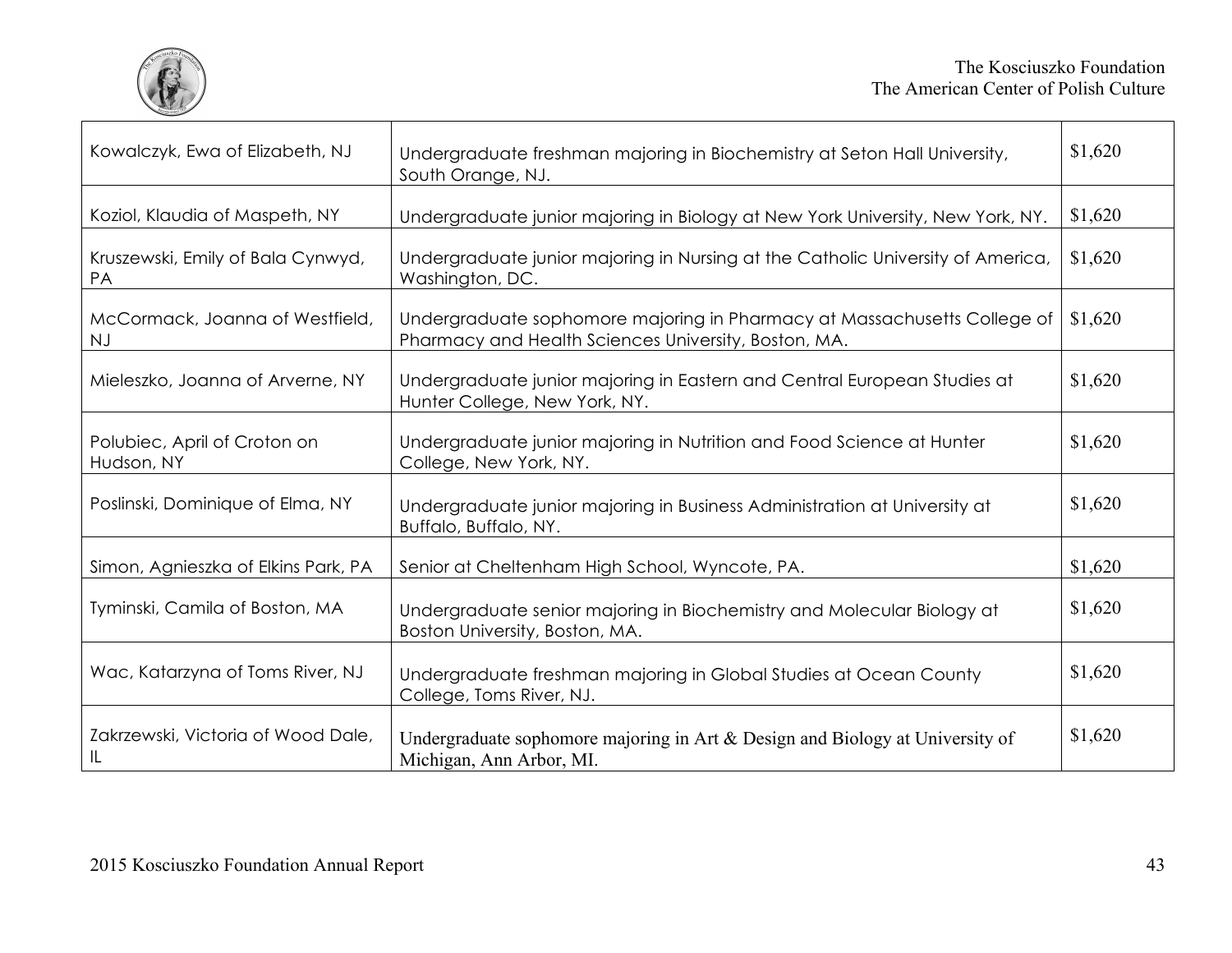| Kowalczyk, Ewa of Elizabeth, NJ | Undergraduate freshman majoring in Biochemistry at Seton Hall University, South Orange, NJ. | $1,620 |
|---|---|---|
| Koziol, Klaudia of Maspeth, NY | Undergraduate junior majoring in Biology at New York University, New York, NY. | $1,620 |
| Kruszewski, Emily of Bala Cynwyd, PA | Undergraduate junior majoring in Nursing at the Catholic University of America, Washington, DC. | $1,620 |
| McCormack, Joanna of Westfield, NJ | Undergraduate sophomore majoring in Pharmacy at Massachusetts College of Pharmacy and Health Sciences University, Boston, MA. | $1,620 |
| Mieleszko, Joanna of Arverne, NY | Undergraduate junior majoring in Eastern and Central European Studies at Hunter College, New York, NY. | $1,620 |
| Polubiec, April of Croton on Hudson, NY | Undergraduate junior majoring in Nutrition and Food Science at Hunter College, New York, NY. | $1,620 |
| Poslinski, Dominique of Elma, NY | Undergraduate junior majoring in Business Administration at University at Buffalo, Buffalo, NY. | $1,620 |
| Simon, Agnieszka of Elkins Park, PA | Senior at Cheltenham High School, Wyncote, PA. | $1,620 |
| Tyminski, Camila of Boston, MA | Undergraduate senior majoring in Biochemistry and Molecular Biology at Boston University, Boston, MA. | $1,620 |
| Wac, Katarzyna of Toms River, NJ | Undergraduate freshman majoring in Global Studies at Ocean County College, Toms River, NJ. | $1,620 |
| Zakrzewski, Victoria of Wood Dale, IL | Undergraduate sophomore majoring in Art & Design and Biology at University of Michigan, Ann Arbor, MI. | $1,620 |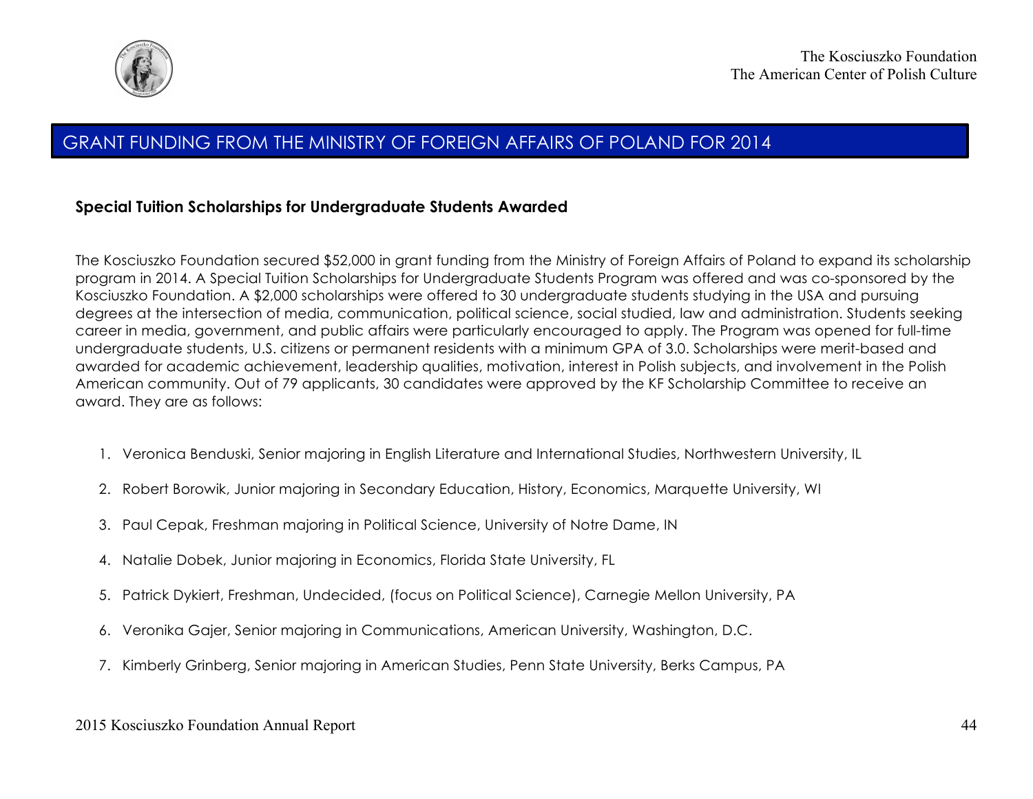## GRANT FUNDING FROM THE MINISTRY OF FOREIGN AFFAIRS OF POLAND FOR 2014

### Special Tuition Scholarships for Undergraduate Students Awarded

The Kosciuszko Foundation secured $52,000 in grant funding from the Ministry of Foreign Affairs of Poland to expand its scholarship program in 2014. A Special Tuition Scholarships for Undergraduate Students Program was offered and was co-sponsored by the Kosciuszko Foundation. A $2,000 scholarships were offered to 30 undergraduate students studying in the USA and pursuing degrees at the intersection of media, communication, political science, social studied, law and administration. Students seeking career in media, government, and public affairs were particularly encouraged to apply. The Program was opened for full-time undergraduate students, U.S. citizens or permanent residents with a minimum GPA of 3.0. Scholarships were merit-based and awarded for academic achievement, leadership qualities, motivation, interest in Polish subjects, and involvement in the Polish American community. Out of 79 applicants, 30 candidates were approved by the KF Scholarship Committee to receive an award. They are as follows:

1. Veronica Benduski, Senior majoring in English Literature and International Studies, Northwestern University, IL
2. Robert Borowik, Junior majoring in Secondary Education, History, Economics, Marquette University, WI
3. Paul Cepak, Freshman majoring in Political Science, University of Notre Dame, IN
4. Natalie Dobek, Junior majoring in Economics, Florida State University, FL
5. Patrick Dykiert, Freshman, Undecided, (focus on Political Science), Carnegie Mellon University, PA
6. Veronika Gajer, Senior majoring in Communications, American University, Washington, D.C.
7. Kimberly Grinberg, Senior majoring in American Studies, Penn State University, Berks Campus, PA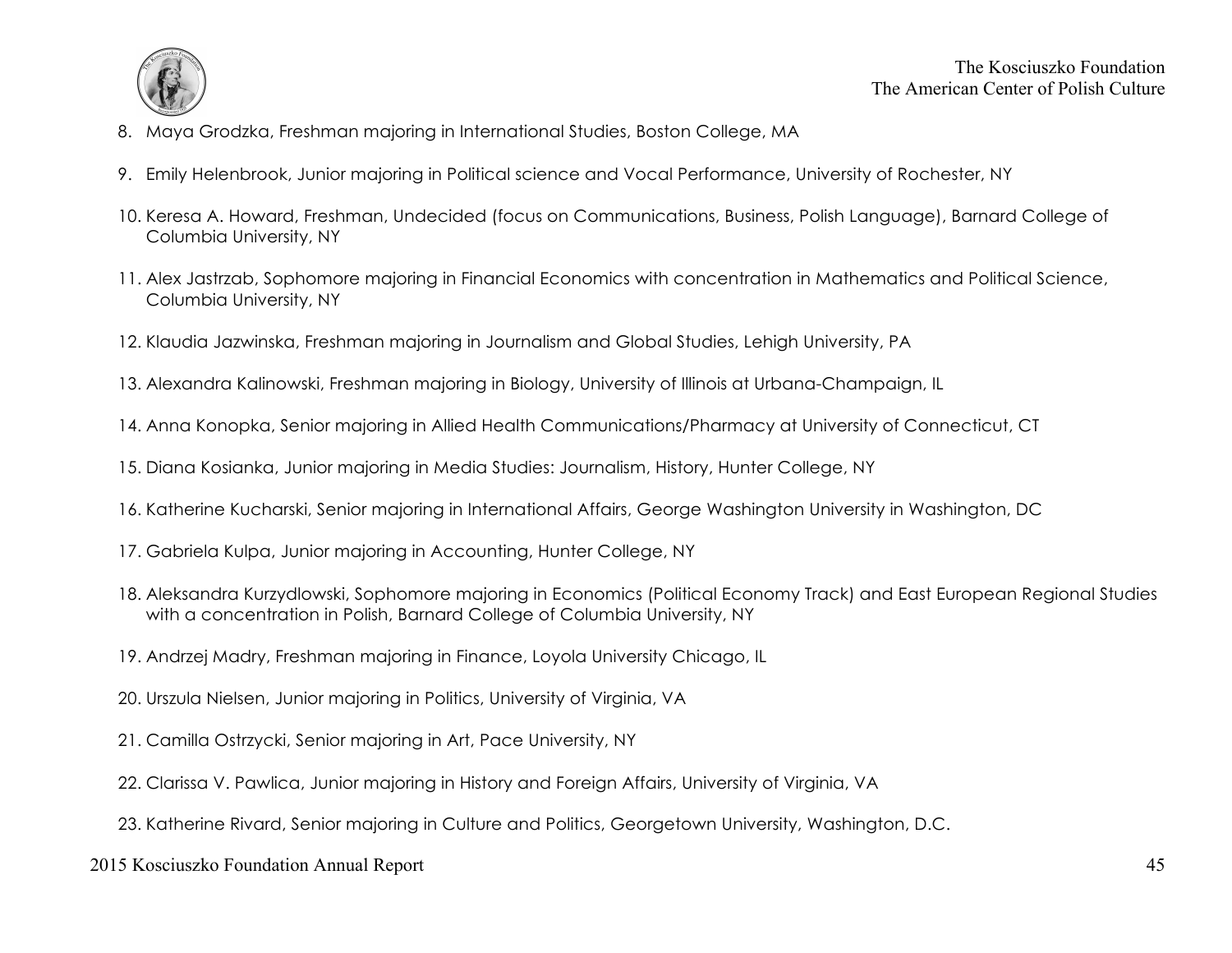8. Maya Grodzka, Freshman majoring in International Studies, Boston College, MA
9. Emily Helenbrook, Junior majoring in Political science and Vocal Performance, University of Rochester, NY
10. Keresa A. Howard, Freshman, Undecided (focus on Communications, Business, Polish Language), Barnard College of Columbia University, NY
11. Alex Jastrzab, Sophomore majoring in Financial Economics with concentration in Mathematics and Political Science, Columbia University, NY
12. Klaudia Jazwinska, Freshman majoring in Journalism and Global Studies, Lehigh University, PA
13. Alexandra Kalinowski, Freshman majoring in Biology, University of Illinois at Urbana-Champaign, IL
14. Anna Konopka, Senior majoring in Allied Health Communications/Pharmacy at University of Connecticut, CT
15. Diana Kosianka, Junior majoring in Media Studies: Journalism, History, Hunter College, NY
16. Katherine Kucharski, Senior majoring in International Affairs, George Washington University in Washington, DC
17. Gabriela Kulpa, Junior majoring in Accounting, Hunter College, NY
18. Aleksandra Kurzydlowski, Sophomore majoring in Economics (Political Economy Track) and East European Regional Studies with a concentration in Polish, Barnard College of Columbia University, NY
19. Andrzej Madry, Freshman majoring in Finance, Loyola University Chicago, IL
20. Urszula Nielsen, Junior majoring in Politics, University of Virginia, VA
21. Camilla Ostrzycki, Senior majoring in Art, Pace University, NY
22. Clarissa V. Pawlica, Junior majoring in History and Foreign Affairs, University of Virginia, VA
23. Katherine Rivard, Senior majoring in Culture and Politics, Georgetown University, Washington, D.C.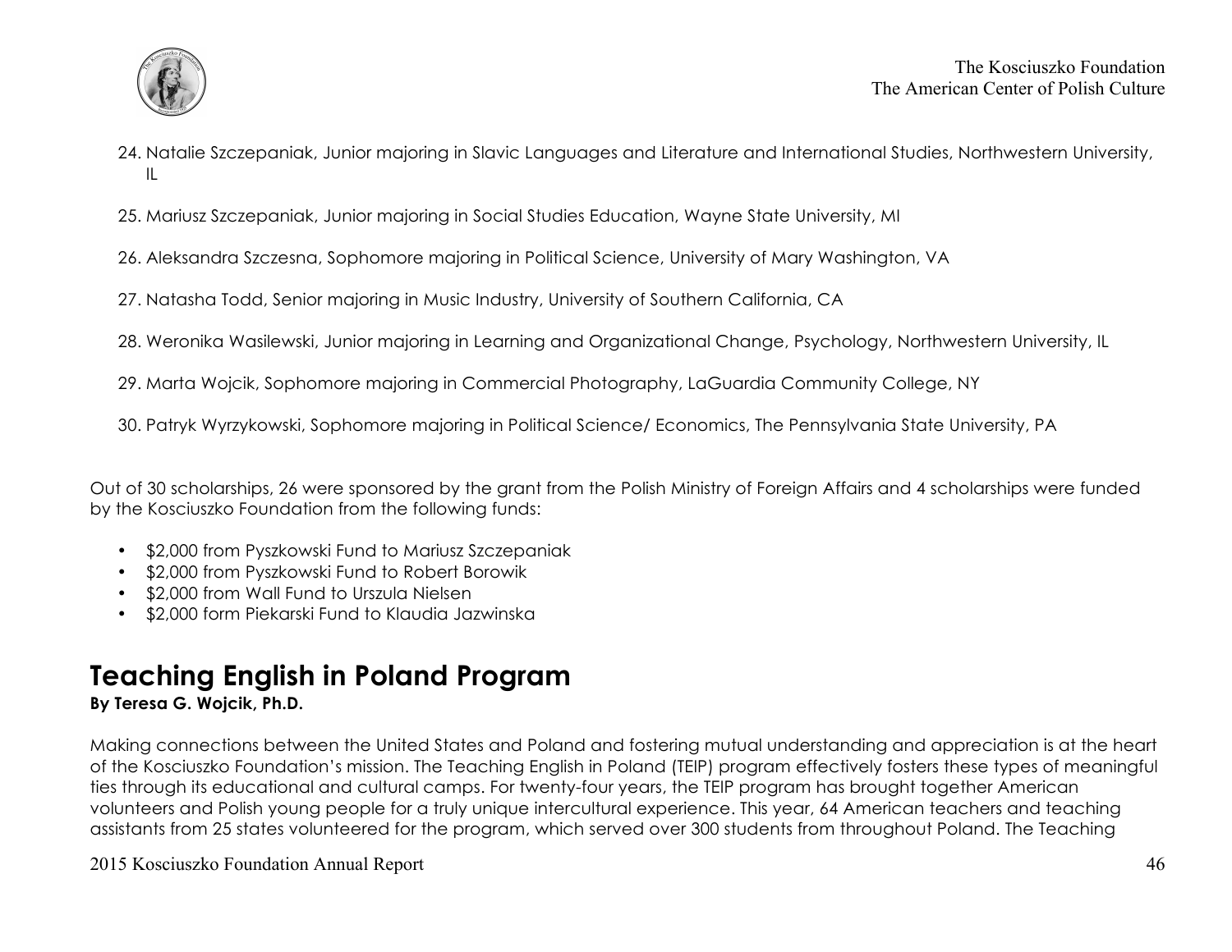24. Natalie Szczepaniak, Junior majoring in Slavic Languages and Literature and International Studies, Northwestern University, IL

25. Mariusz Szczepaniak, Junior majoring in Social Studies Education, Wayne State University, MI

26. Aleksandra Szczesna, Sophomore majoring in Political Science, University of Mary Washington, VA

27. Natasha Todd, Senior majoring in Music Industry, University of Southern California, CA

28. Weronika Wasilewski, Junior majoring in Learning and Organizational Change, Psychology, Northwestern University, IL

29. Marta Wojcik, Sophomore majoring in Commercial Photography, LaGuardia Community College, NY

30. Patryk Wyrzykowski, Sophomore majoring in Political Science/ Economics, The Pennsylvania State University, PA

Out of 30 scholarships, 26 were sponsored by the grant from the Polish Ministry of Foreign Affairs and 4 scholarships were funded by the Kosciuszko Foundation from the following funds:

- $2,000 from Pyszkowski Fund to Mariusz Szczepaniak
- $2,000 from Pyszkowski Fund to Robert Borowik
- $2,000 from Wall Fund to Urszula Nielsen
- $2,000 form Piekarski Fund to Klaudia Jazwinska

## Teaching English in Poland Program

**By Teresa G. Wojcik, Ph.D.**

Making connections between the United States and Poland and fostering mutual understanding and appreciation is at the heart of the Kosciuszko Foundation's mission. The Teaching English in Poland (TEIP) program effectively fosters these types of meaningful ties through its educational and cultural camps. For twenty-four years, the TEIP program has brought together American volunteers and Polish young people for a truly unique intercultural experience. This year, 64 American teachers and teaching assistants from 25 states volunteered for the program, which served over 300 students from throughout Poland. The Teaching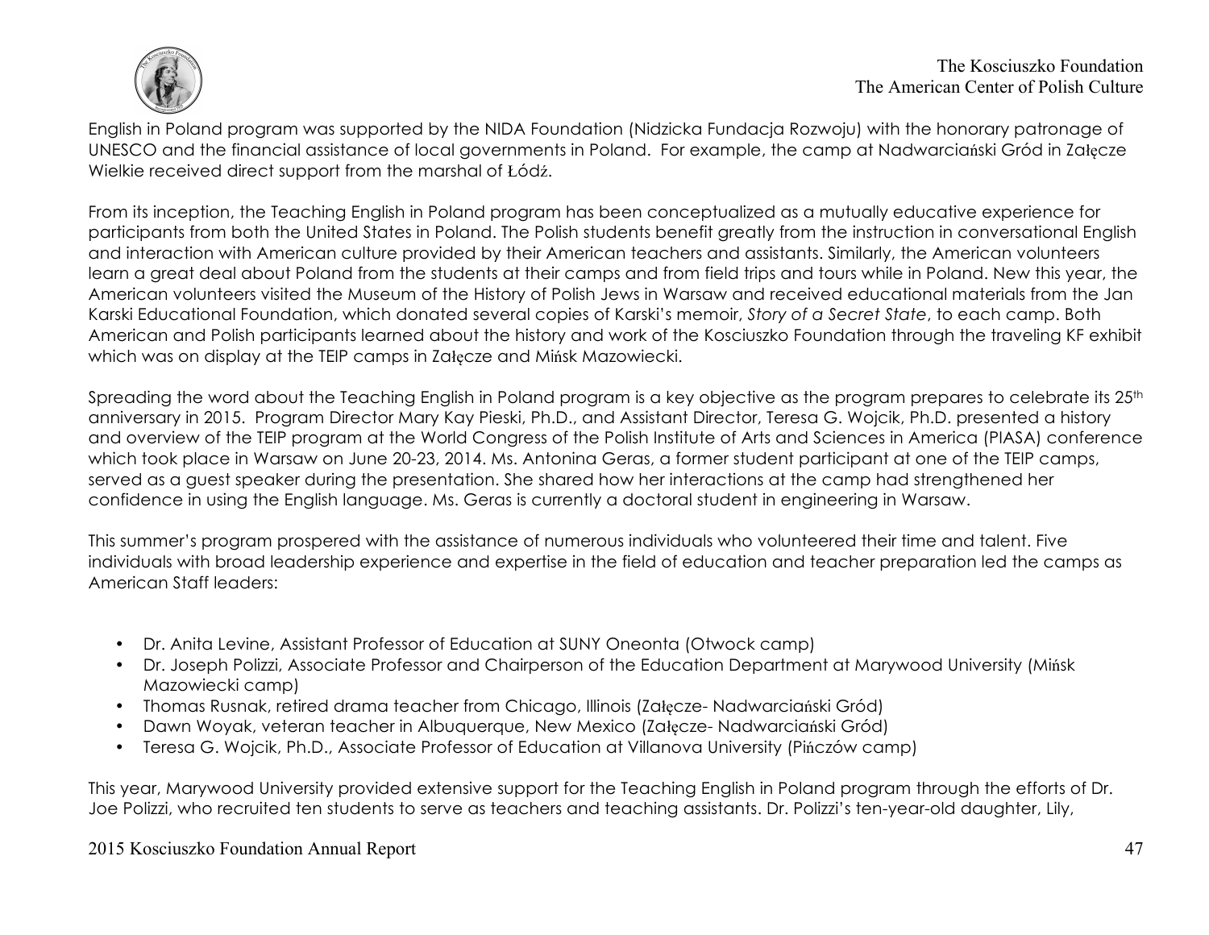English in Poland program was supported by the NIDA Foundation (Nidzicka Fundacja Rozwoju) with the honorary patronage of UNESCO and the financial assistance of local governments in Poland. For example, the camp at Nadwarciański Gród in Załęcze Wielkie received direct support from the marshal of Łódź.

From its inception, the Teaching English in Poland program has been conceptualized as a mutually educative experience for participants from both the United States in Poland. The Polish students benefit greatly from the instruction in conversational English and interaction with American culture provided by their American teachers and assistants. Similarly, the American volunteers learn a great deal about Poland from the students at their camps and from field trips and tours while in Poland. New this year, the American volunteers visited the Museum of the History of Polish Jews in Warsaw and received educational materials from the Jan Karski Educational Foundation, which donated several copies of Karski's memoir, *Story of a Secret State*, to each camp. Both American and Polish participants learned about the history and work of the Kosciuszko Foundation through the traveling KF exhibit which was on display at the TEIP camps in Załęcze and Mińsk Mazowiecki.

Spreading the word about the Teaching English in Poland program is a key objective as the program prepares to celebrate its 25th anniversary in 2015. Program Director Mary Kay Pieski, Ph.D., and Assistant Director, Teresa G. Wojcik, Ph.D. presented a history and overview of the TEIP program at the World Congress of the Polish Institute of Arts and Sciences in America (PIASA) conference which took place in Warsaw on June 20-23, 2014. Ms. Antonina Geras, a former student participant at one of the TEIP camps, served as a guest speaker during the presentation. She shared how her interactions at the camp had strengthened her confidence in using the English language. Ms. Geras is currently a doctoral student in engineering in Warsaw.

This summer's program prospered with the assistance of numerous individuals who volunteered their time and talent. Five individuals with broad leadership experience and expertise in the field of education and teacher preparation led the camps as American Staff leaders:

- Dr. Anita Levine, Assistant Professor of Education at SUNY Oneonta (Otwock camp)
- Dr. Joseph Polizzi, Associate Professor and Chairperson of the Education Department at Marywood University (Mińsk Mazowiecki camp)
- Thomas Rusnak, retired drama teacher from Chicago, Illinois (Załęcze- Nadwarciański Gród)
- Dawn Woyak, veteran teacher in Albuquerque, New Mexico (Załęcze- Nadwarciański Gród)
- Teresa G. Wojcik, Ph.D., Associate Professor of Education at Villanova University (Pińczów camp)

This year, Marywood University provided extensive support for the Teaching English in Poland program through the efforts of Dr. Joe Polizzi, who recruited ten students to serve as teachers and teaching assistants. Dr. Polizzi's ten-year-old daughter, Lily,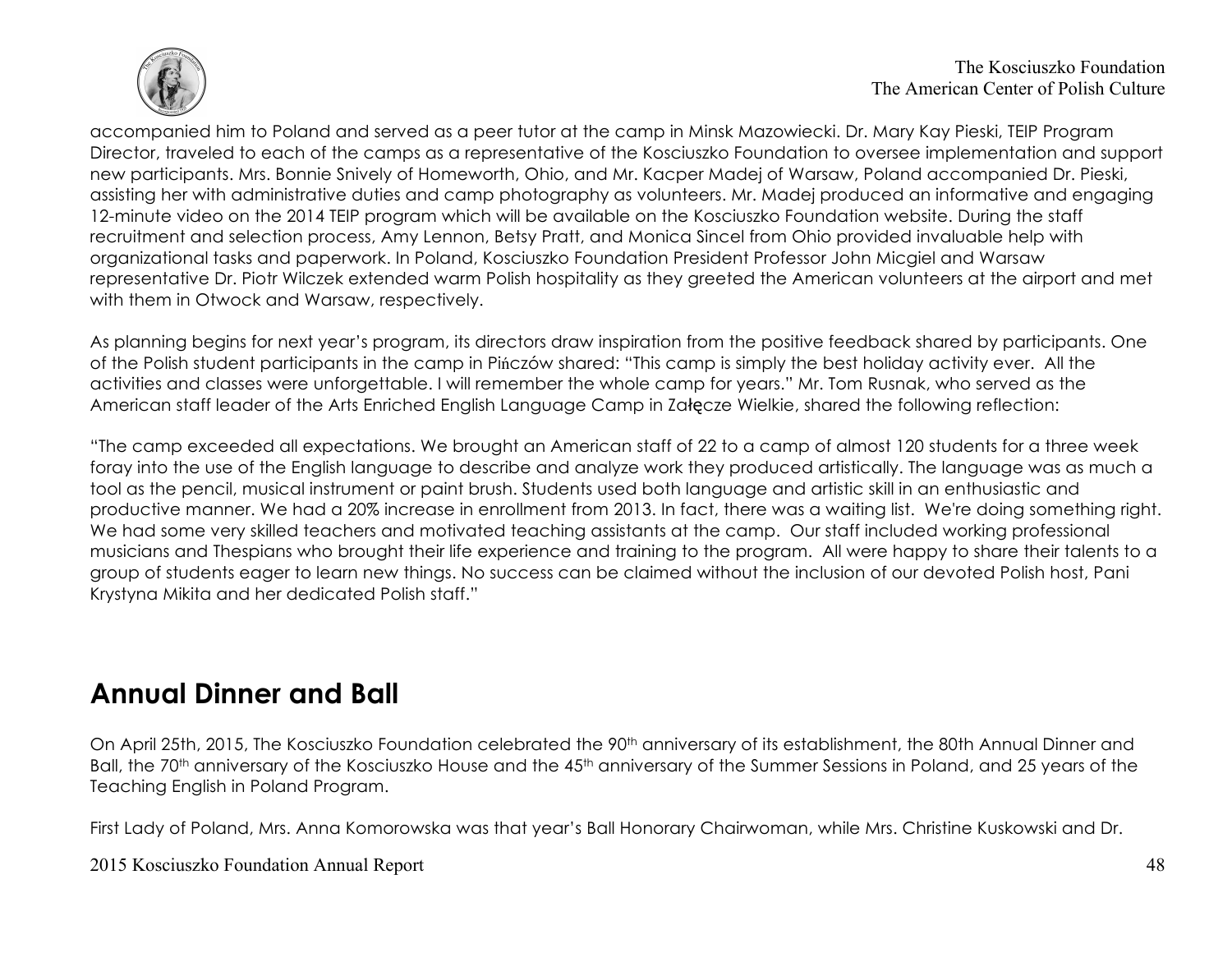accompanied him to Poland and served as a peer tutor at the camp in Minsk Mazowiecki. Dr. Mary Kay Pieski, TEIP Program Director, traveled to each of the camps as a representative of the Kosciuszko Foundation to oversee implementation and support new participants. Mrs. Bonnie Snively of Homeworth, Ohio, and Mr. Kacper Madej of Warsaw, Poland accompanied Dr. Pieski, assisting her with administrative duties and camp photography as volunteers. Mr. Madej produced an informative and engaging 12-minute video on the 2014 TEIP program which will be available on the Kosciuszko Foundation website. During the staff recruitment and selection process, Amy Lennon, Betsy Pratt, and Monica Sincel from Ohio provided invaluable help with organizational tasks and paperwork. In Poland, Kosciuszko Foundation President Professor John Micgiel and Warsaw representative Dr. Piotr Wilczek extended warm Polish hospitality as they greeted the American volunteers at the airport and met with them in Otwock and Warsaw, respectively.

As planning begins for next year's program, its directors draw inspiration from the positive feedback shared by participants. One of the Polish student participants in the camp in Pińczów shared: "This camp is simply the best holiday activity ever. All the activities and classes were unforgettable. I will remember the whole camp for years." Mr. Tom Rusnak, who served as the American staff leader of the Arts Enriched English Language Camp in Załęcze Wielkie, shared the following reflection:

"The camp exceeded all expectations. We brought an American staff of 22 to a camp of almost 120 students for a three week foray into the use of the English language to describe and analyze work they produced artistically. The language was as much a tool as the pencil, musical instrument or paint brush. Students used both language and artistic skill in an enthusiastic and productive manner. We had a 20% increase in enrollment from 2013. In fact, there was a waiting list. We're doing something right. We had some very skilled teachers and motivated teaching assistants at the camp. Our staff included working professional musicians and Thespians who brought their life experience and training to the program. All were happy to share their talents to a group of students eager to learn new things. No success can be claimed without the inclusion of our devoted Polish host, Pani Krystyna Mikita and her dedicated Polish staff."

## Annual Dinner and Ball

On April 25th, 2015, The Kosciuszko Foundation celebrated the 90th anniversary of its establishment, the 80th Annual Dinner and Ball, the 70th anniversary of the Kosciuszko House and the 45th anniversary of the Summer Sessions in Poland, and 25 years of the Teaching English in Poland Program.

First Lady of Poland, Mrs. Anna Komorowska was that year's Ball Honorary Chairwoman, while Mrs. Christine Kuskowski and Dr.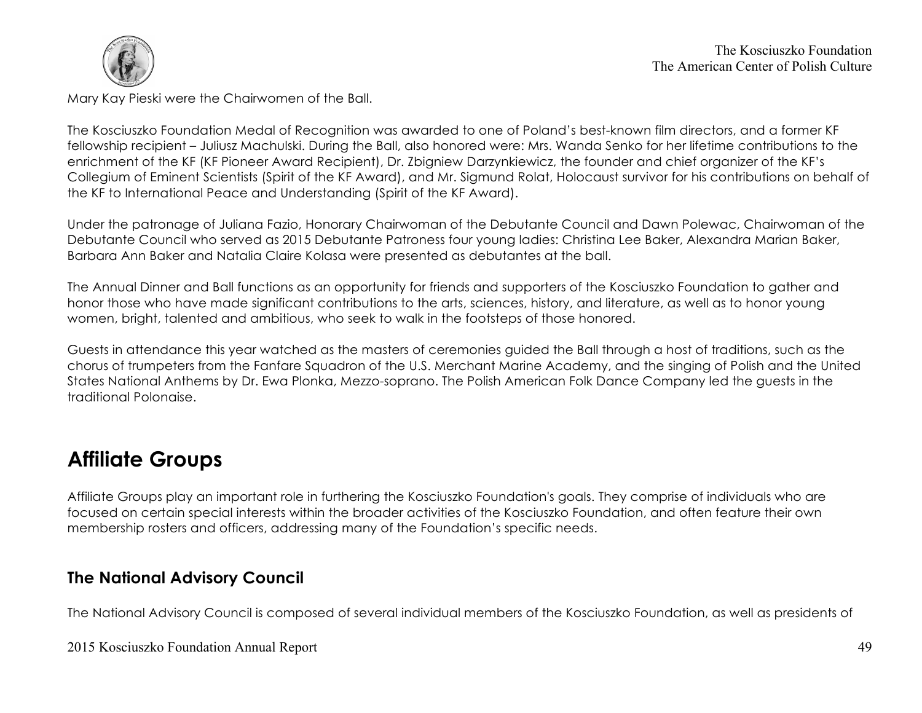Mary Kay Pieski were the Chairwomen of the Ball.

The Kosciuszko Foundation Medal of Recognition was awarded to one of Poland's best-known film directors, and a former KF fellowship recipient – Juliusz Machulski. During the Ball, also honored were: Mrs. Wanda Senko for her lifetime contributions to the enrichment of the KF (KF Pioneer Award Recipient), Dr. Zbigniew Darzynkiewicz, the founder and chief organizer of the KF's Collegium of Eminent Scientists (Spirit of the KF Award), and Mr. Sigmund Rolat, Holocaust survivor for his contributions on behalf of the KF to International Peace and Understanding (Spirit of the KF Award).

Under the patronage of Juliana Fazio, Honorary Chairwoman of the Debutante Council and Dawn Polewac, Chairwoman of the Debutante Council who served as 2015 Debutante Patroness four young ladies: Christina Lee Baker, Alexandra Marian Baker, Barbara Ann Baker and Natalia Claire Kolasa were presented as debutantes at the ball.

The Annual Dinner and Ball functions as an opportunity for friends and supporters of the Kosciuszko Foundation to gather and honor those who have made significant contributions to the arts, sciences, history, and literature, as well as to honor young women, bright, talented and ambitious, who seek to walk in the footsteps of those honored.

Guests in attendance this year watched as the masters of ceremonies guided the Ball through a host of traditions, such as the chorus of trumpeters from the Fanfare Squadron of the U.S. Merchant Marine Academy, and the singing of Polish and the United States National Anthems by Dr. Ewa Plonka, Mezzo-soprano. The Polish American Folk Dance Company led the guests in the traditional Polonaise.

## Affiliate Groups

Affiliate Groups play an important role in furthering the Kosciuszko Foundation's goals. They comprise of individuals who are focused on certain special interests within the broader activities of the Kosciuszko Foundation, and often feature their own membership rosters and officers, addressing many of the Foundation's specific needs.

### The National Advisory Council

The National Advisory Council is composed of several individual members of the Kosciuszko Foundation, as well as presidents of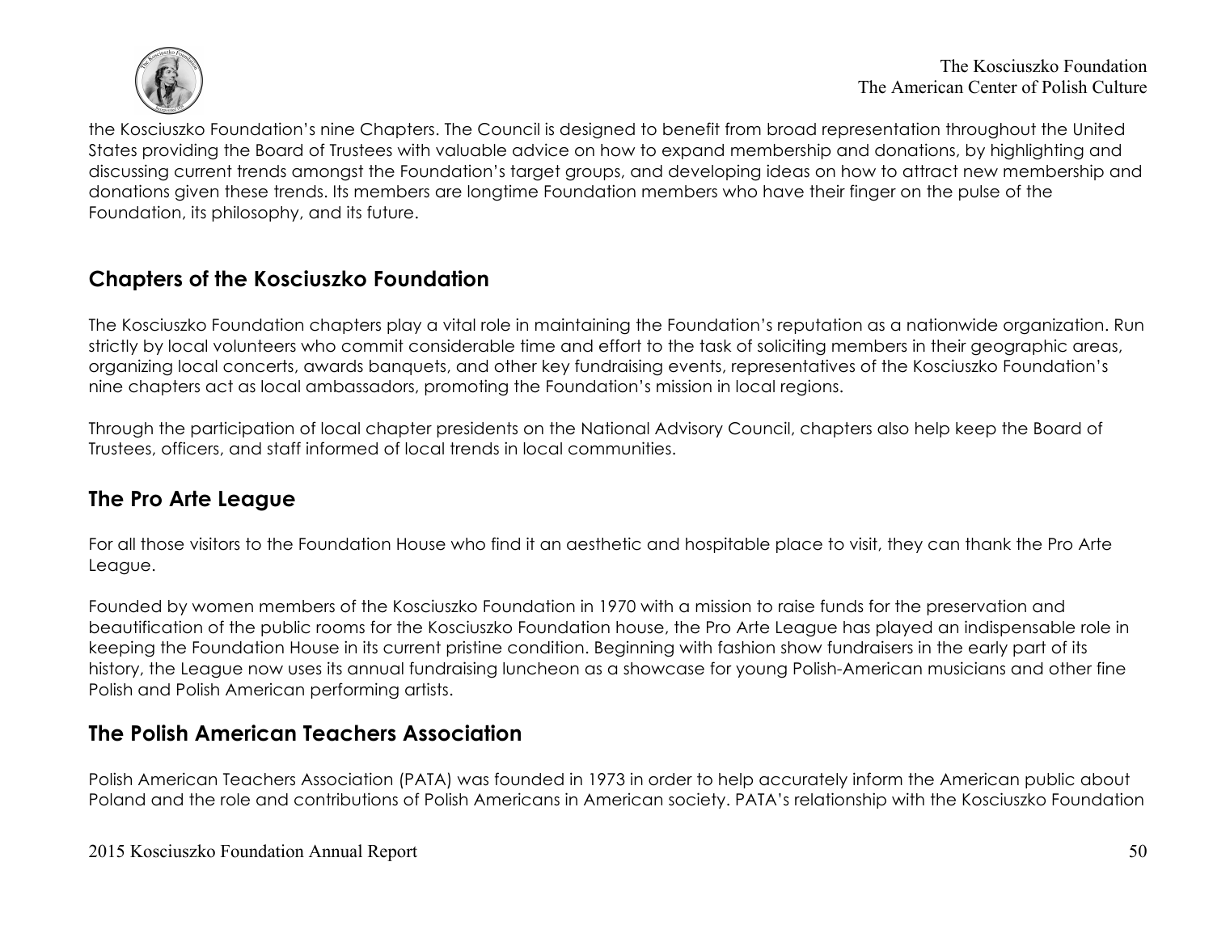the Kosciuszko Foundation's nine Chapters. The Council is designed to benefit from broad representation throughout the United States providing the Board of Trustees with valuable advice on how to expand membership and donations, by highlighting and discussing current trends amongst the Foundation's target groups, and developing ideas on how to attract new membership and donations given these trends. Its members are longtime Foundation members who have their finger on the pulse of the Foundation, its philosophy, and its future.

## Chapters of the Kosciuszko Foundation

The Kosciuszko Foundation chapters play a vital role in maintaining the Foundation's reputation as a nationwide organization. Run strictly by local volunteers who commit considerable time and effort to the task of soliciting members in their geographic areas, organizing local concerts, awards banquets, and other key fundraising events, representatives of the Kosciuszko Foundation's nine chapters act as local ambassadors, promoting the Foundation's mission in local regions.

Through the participation of local chapter presidents on the National Advisory Council, chapters also help keep the Board of Trustees, officers, and staff informed of local trends in local communities.

## The Pro Arte League

For all those visitors to the Foundation House who find it an aesthetic and hospitable place to visit, they can thank the Pro Arte League.

Founded by women members of the Kosciuszko Foundation in 1970 with a mission to raise funds for the preservation and beautification of the public rooms for the Kosciuszko Foundation house, the Pro Arte League has played an indispensable role in keeping the Foundation House in its current pristine condition. Beginning with fashion show fundraisers in the early part of its history, the League now uses its annual fundraising luncheon as a showcase for young Polish-American musicians and other fine Polish and Polish American performing artists.

## The Polish American Teachers Association

Polish American Teachers Association (PATA) was founded in 1973 in order to help accurately inform the American public about Poland and the role and contributions of Polish Americans in American society. PATA's relationship with the Kosciuszko Foundation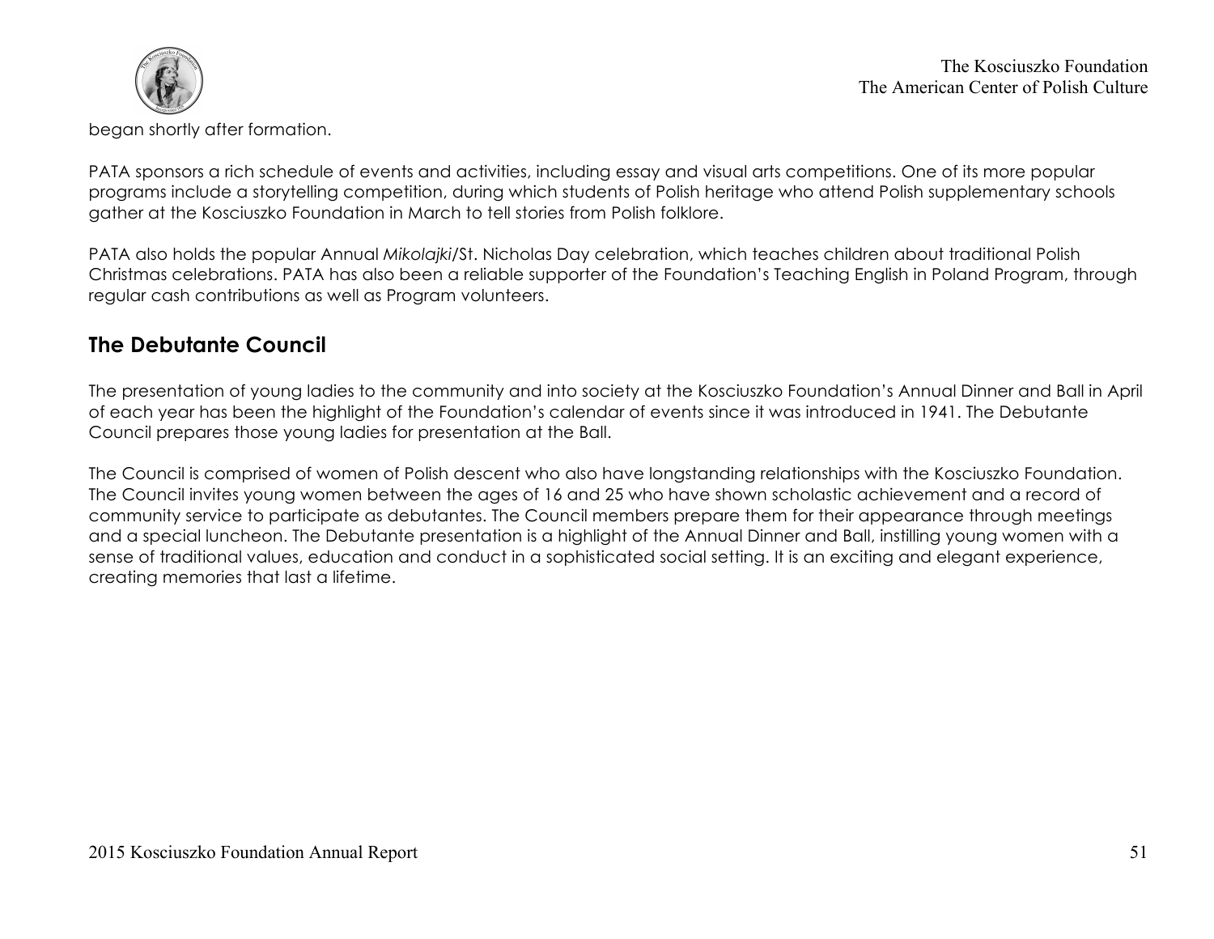began shortly after formation.

PATA sponsors a rich schedule of events and activities, including essay and visual arts competitions. One of its more popular programs include a storytelling competition, during which students of Polish heritage who attend Polish supplementary schools gather at the Kosciuszko Foundation in March to tell stories from Polish folklore.

PATA also holds the popular Annual *Mikolajki*/St. Nicholas Day celebration, which teaches children about traditional Polish Christmas celebrations. PATA has also been a reliable supporter of the Foundation's Teaching English in Poland Program, through regular cash contributions as well as Program volunteers.

## The Debutante Council

The presentation of young ladies to the community and into society at the Kosciuszko Foundation's Annual Dinner and Ball in April of each year has been the highlight of the Foundation's calendar of events since it was introduced in 1941. The Debutante Council prepares those young ladies for presentation at the Ball.

The Council is comprised of women of Polish descent who also have longstanding relationships with the Kosciuszko Foundation. The Council invites young women between the ages of 16 and 25 who have shown scholastic achievement and a record of community service to participate as debutantes. The Council members prepare them for their appearance through meetings and a special luncheon. The Debutante presentation is a highlight of the Annual Dinner and Ball, instilling young women with a sense of traditional values, education and conduct in a sophisticated social setting. It is an exciting and elegant experience, creating memories that last a lifetime.